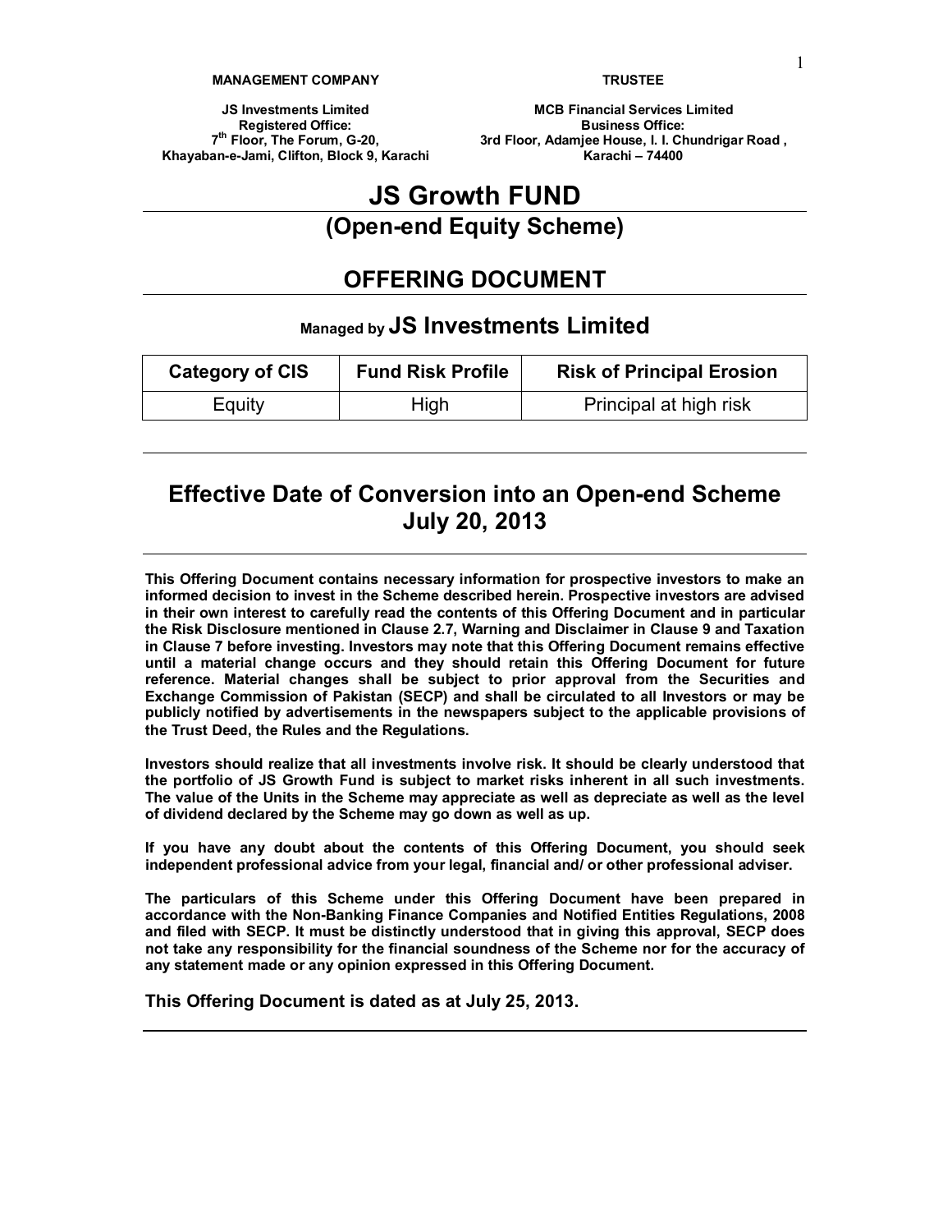**MANAGEMENT COMPANY**

**JS Investments Limited**
**Registered Office:**
**7th Floor, The Forum, G-20,**
**Khayaban-e-Jami, Clifton, Block 9, Karachi**

**TRUSTEE**

**MCB Financial Services Limited**
**Business Office:**
**3rd Floor, Adamjee House, I. I. Chundrigar Road ,**
**Karachi – 74400**

# JS Growth FUND

## (Open-end Equity Scheme)

## OFFERING DOCUMENT

### Managed by JS Investments Limited

| Category of CIS | Fund Risk Profile | Risk of Principal Erosion |
|---|---|---|
| Equity | High | Principal at high risk |

## Effective Date of Conversion into an Open-end Scheme July 20, 2013

**This Offering Document contains necessary information for prospective investors to make an informed decision to invest in the Scheme described herein. Prospective investors are advised in their own interest to carefully read the contents of this Offering Document and in particular the Risk Disclosure mentioned in Clause 2.7, Warning and Disclaimer in Clause 9 and Taxation in Clause 7 before investing. Investors may note that this Offering Document remains effective until a material change occurs and they should retain this Offering Document for future reference. Material changes shall be subject to prior approval from the Securities and Exchange Commission of Pakistan (SECP) and shall be circulated to all Investors or may be publicly notified by advertisements in the newspapers subject to the applicable provisions of the Trust Deed, the Rules and the Regulations.**

**Investors should realize that all investments involve risk. It should be clearly understood that the portfolio of JS Growth Fund is subject to market risks inherent in all such investments. The value of the Units in the Scheme may appreciate as well as depreciate as well as the level of dividend declared by the Scheme may go down as well as up.**

**If you have any doubt about the contents of this Offering Document, you should seek independent professional advice from your legal, financial and/ or other professional adviser.**

**The particulars of this Scheme under this Offering Document have been prepared in accordance with the Non-Banking Finance Companies and Notified Entities Regulations, 2008 and filed with SECP. It must be distinctly understood that in giving this approval, SECP does not take any responsibility for the financial soundness of the Scheme nor for the accuracy of any statement made or any opinion expressed in this Offering Document.**

**This Offering Document is dated as at July 25, 2013.**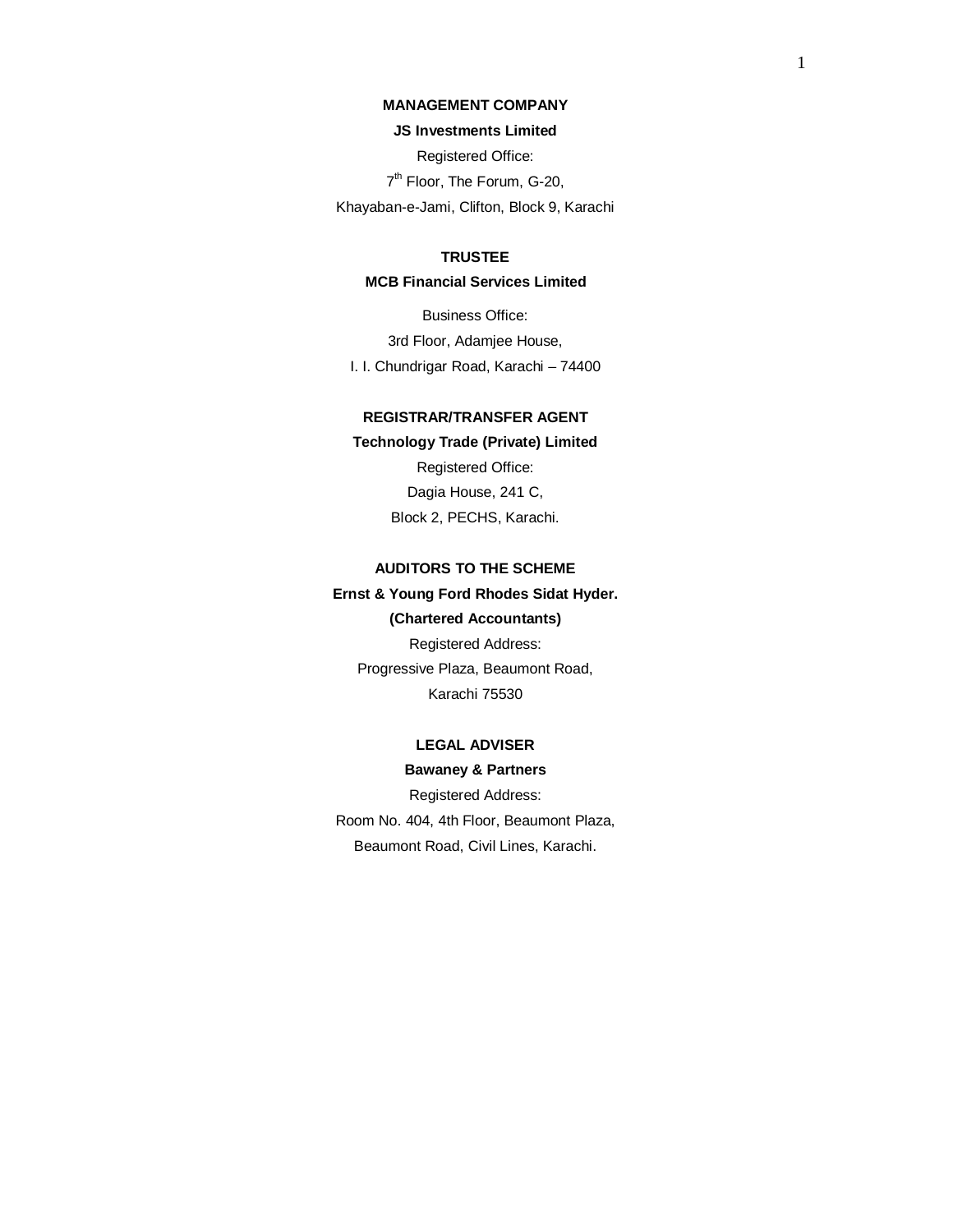**MANAGEMENT COMPANY**

**JS Investments Limited**

Registered Office:

7th Floor, The Forum, G-20,

Khayaban-e-Jami, Clifton, Block 9, Karachi

**TRUSTEE**

**MCB Financial Services Limited**

Business Office:

3rd Floor, Adamjee House,

I. I. Chundrigar Road, Karachi – 74400

**REGISTRAR/TRANSFER AGENT**

**Technology Trade (Private) Limited**

Registered Office:

Dagia House, 241 C,

Block 2, PECHS, Karachi.

**AUDITORS TO THE SCHEME**

**Ernst & Young Ford Rhodes Sidat Hyder.**

**(Chartered Accountants)**

Registered Address:

Progressive Plaza, Beaumont Road,

Karachi 75530

**LEGAL ADVISER**

**Bawaney & Partners**

Registered Address:

Room No. 404, 4th Floor, Beaumont Plaza,

Beaumont Road, Civil Lines, Karachi.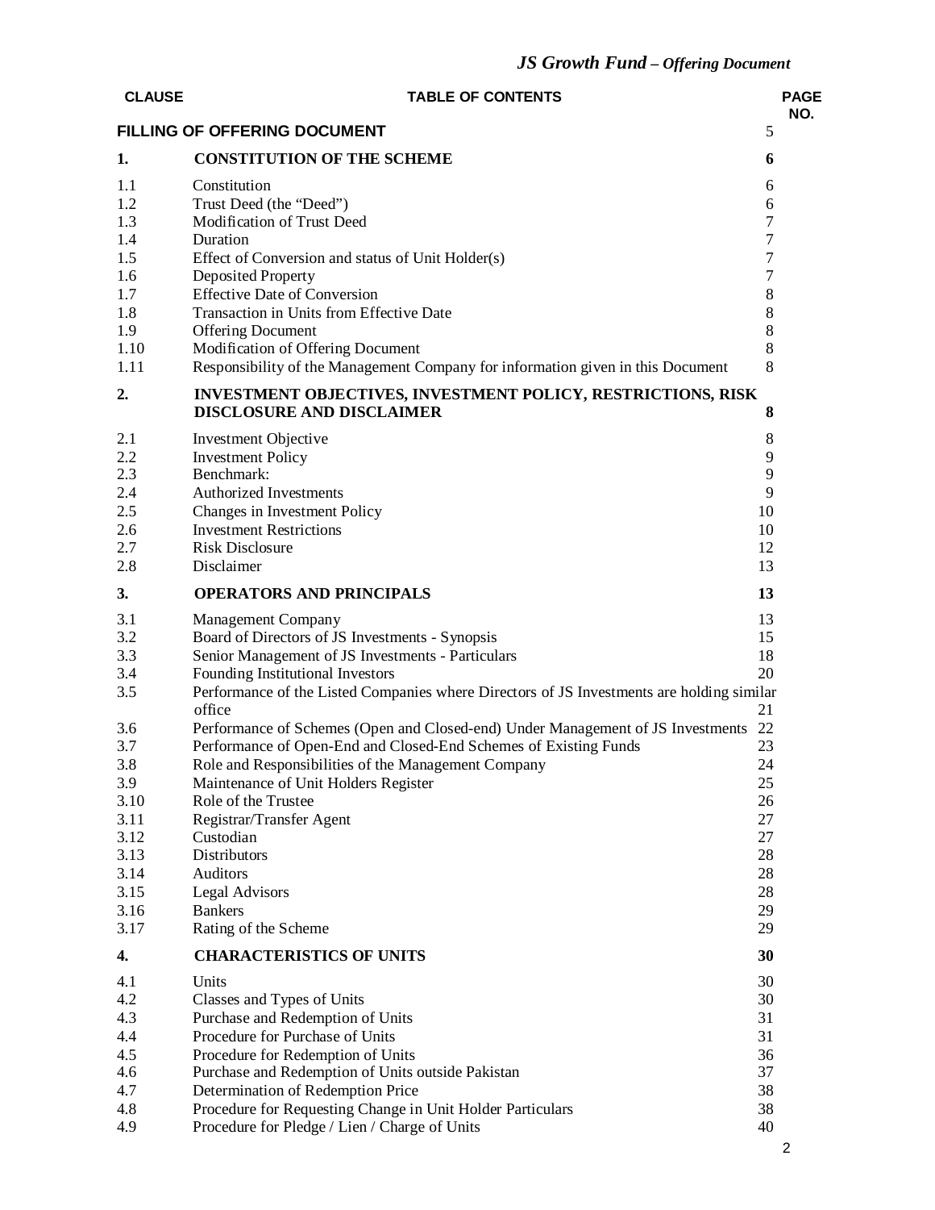| CLAUSE | TABLE OF CONTENTS | PAGE NO. |
|---|---|---|
| | **FILLING OF OFFERING DOCUMENT** | 5 |
| **1.** | **CONSTITUTION OF THE SCHEME** | **6** |
| 1.1 | Constitution | 6 |
| 1.2 | Trust Deed (the "Deed") | 6 |
| 1.3 | Modification of Trust Deed | 7 |
| 1.4 | Duration | 7 |
| 1.5 | Effect of Conversion and status of Unit Holder(s) | 7 |
| 1.6 | Deposited Property | 7 |
| 1.7 | Effective Date of Conversion | 8 |
| 1.8 | Transaction in Units from Effective Date | 8 |
| 1.9 | Offering Document | 8 |
| 1.10 | Modification of Offering Document | 8 |
| 1.11 | Responsibility of the Management Company for information given in this Document | 8 |
| **2.** | **INVESTMENT OBJECTIVES, INVESTMENT POLICY, RESTRICTIONS, RISK DISCLOSURE AND DISCLAIMER** | **8** |
| 2.1 | Investment Objective | 8 |
| 2.2 | Investment Policy | 9 |
| 2.3 | Benchmark: | 9 |
| 2.4 | Authorized Investments | 9 |
| 2.5 | Changes in Investment Policy | 10 |
| 2.6 | Investment Restrictions | 10 |
| 2.7 | Risk Disclosure | 12 |
| 2.8 | Disclaimer | 13 |
| **3.** | **OPERATORS AND PRINCIPALS** | **13** |
| 3.1 | Management Company | 13 |
| 3.2 | Board of Directors of JS Investments - Synopsis | 15 |
| 3.3 | Senior Management of JS Investments - Particulars | 18 |
| 3.4 | Founding Institutional Investors | 20 |
| 3.5 | Performance of the Listed Companies where Directors of JS Investments are holding similar office | 21 |
| 3.6 | Performance of Schemes (Open and Closed-end) Under Management of JS Investments | 22 |
| 3.7 | Performance of Open-End and Closed-End Schemes of Existing Funds | 23 |
| 3.8 | Role and Responsibilities of the Management Company | 24 |
| 3.9 | Maintenance of Unit Holders Register | 25 |
| 3.10 | Role of the Trustee | 26 |
| 3.11 | Registrar/Transfer Agent | 27 |
| 3.12 | Custodian | 27 |
| 3.13 | Distributors | 28 |
| 3.14 | Auditors | 28 |
| 3.15 | Legal Advisors | 28 |
| 3.16 | Bankers | 29 |
| 3.17 | Rating of the Scheme | 29 |
| **4.** | **CHARACTERISTICS OF UNITS** | **30** |
| 4.1 | Units | 30 |
| 4.2 | Classes and Types of Units | 30 |
| 4.3 | Purchase and Redemption of Units | 31 |
| 4.4 | Procedure for Purchase of Units | 31 |
| 4.5 | Procedure for Redemption of Units | 36 |
| 4.6 | Purchase and Redemption of Units outside Pakistan | 37 |
| 4.7 | Determination of Redemption Price | 38 |
| 4.8 | Procedure for Requesting Change in Unit Holder Particulars | 38 |
| 4.9 | Procedure for Pledge / Lien / Charge of Units | 40 |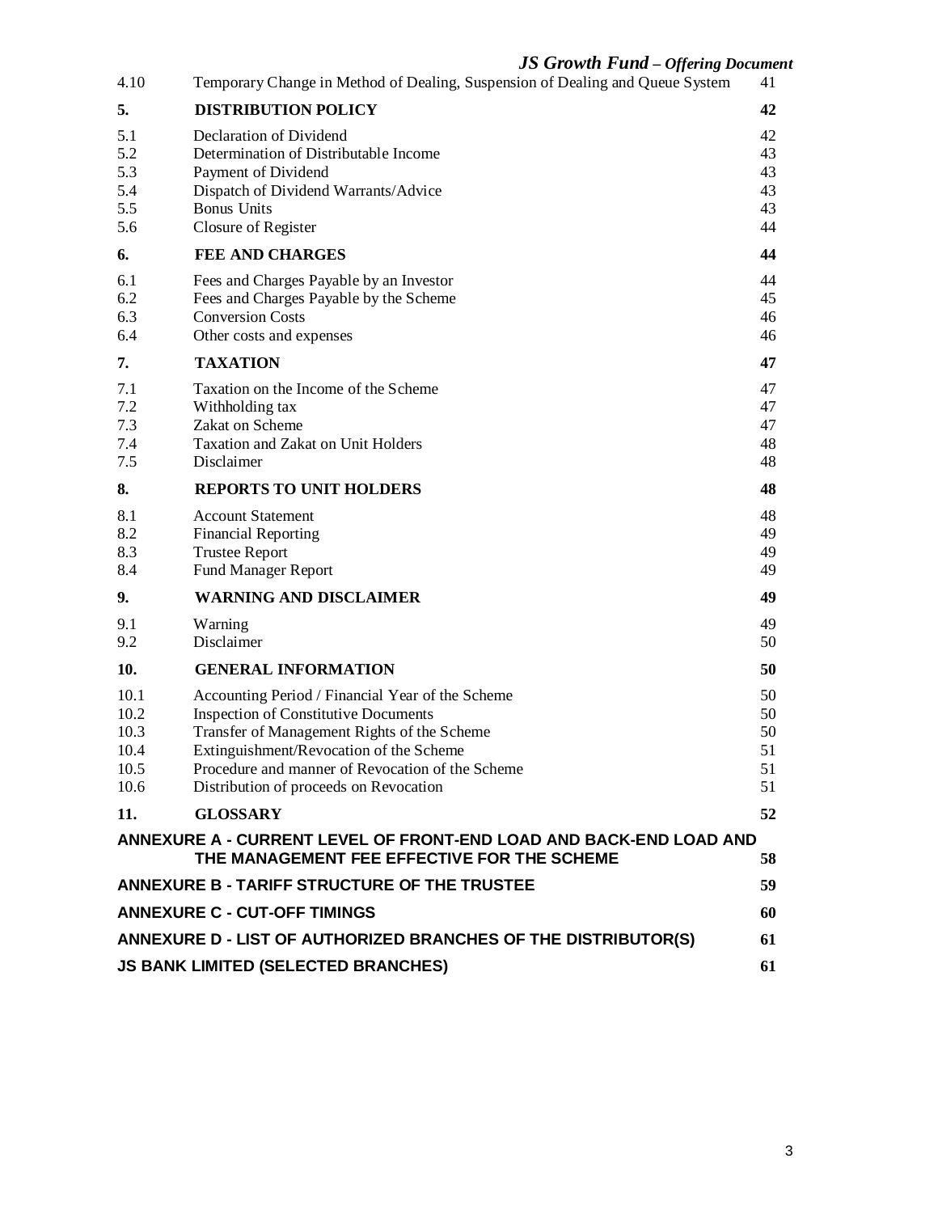| | | |
|---|---|---|
| 4.10 | Temporary Change in Method of Dealing, Suspension of Dealing and Queue System | 41 |
| **5.** | **DISTRIBUTION POLICY** | **42** |
| 5.1 | Declaration of Dividend | 42 |
| 5.2 | Determination of Distributable Income | 43 |
| 5.3 | Payment of Dividend | 43 |
| 5.4 | Dispatch of Dividend Warrants/Advice | 43 |
| 5.5 | Bonus Units | 43 |
| 5.6 | Closure of Register | 44 |
| **6.** | **FEE AND CHARGES** | **44** |
| 6.1 | Fees and Charges Payable by an Investor | 44 |
| 6.2 | Fees and Charges Payable by the Scheme | 45 |
| 6.3 | Conversion Costs | 46 |
| 6.4 | Other costs and expenses | 46 |
| **7.** | **TAXATION** | **47** |
| 7.1 | Taxation on the Income of the Scheme | 47 |
| 7.2 | Withholding tax | 47 |
| 7.3 | Zakat on Scheme | 47 |
| 7.4 | Taxation and Zakat on Unit Holders | 48 |
| 7.5 | Disclaimer | 48 |
| **8.** | **REPORTS TO UNIT HOLDERS** | **48** |
| 8.1 | Account Statement | 48 |
| 8.2 | Financial Reporting | 49 |
| 8.3 | Trustee Report | 49 |
| 8.4 | Fund Manager Report | 49 |
| **9.** | **WARNING AND DISCLAIMER** | **49** |
| 9.1 | Warning | 49 |
| 9.2 | Disclaimer | 50 |
| **10.** | **GENERAL INFORMATION** | **50** |
| 10.1 | Accounting Period / Financial Year of the Scheme | 50 |
| 10.2 | Inspection of Constitutive Documents | 50 |
| 10.3 | Transfer of Management Rights of the Scheme | 50 |
| 10.4 | Extinguishment/Revocation of the Scheme | 51 |
| 10.5 | Procedure and manner of Revocation of the Scheme | 51 |
| 10.6 | Distribution of proceeds on Revocation | 51 |
| **11.** | **GLOSSARY** | **52** |
| | **ANNEXURE A - CURRENT LEVEL OF FRONT-END LOAD AND BACK-END LOAD AND THE MANAGEMENT FEE EFFECTIVE FOR THE SCHEME** | **58** |
| | **ANNEXURE B - TARIFF STRUCTURE OF THE TRUSTEE** | **59** |
| | **ANNEXURE C - CUT-OFF TIMINGS** | **60** |
| | **ANNEXURE D - LIST OF AUTHORIZED BRANCHES OF THE DISTRIBUTOR(S)** | **61** |
| | **JS BANK LIMITED (SELECTED BRANCHES)** | **61** |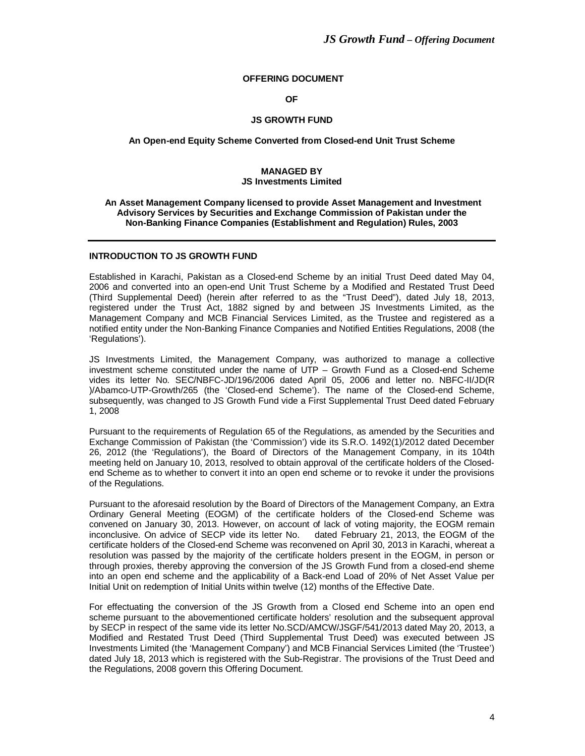**OFFERING DOCUMENT**

**OF**

**JS GROWTH FUND**

**An Open-end Equity Scheme Converted from Closed-end Unit Trust Scheme**

**MANAGED BY**
**JS Investments Limited**

**An Asset Management Company licensed to provide Asset Management and Investment Advisory Services by Securities and Exchange Commission of Pakistan under the Non-Banking Finance Companies (Establishment and Regulation) Rules, 2003**

---

**INTRODUCTION TO JS GROWTH FUND**

Established in Karachi, Pakistan as a Closed-end Scheme by an initial Trust Deed dated May 04, 2006 and converted into an open-end Unit Trust Scheme by a Modified and Restated Trust Deed (Third Supplemental Deed) (herein after referred to as the "Trust Deed"), dated July 18, 2013, registered under the Trust Act, 1882 signed by and between JS Investments Limited, as the Management Company and MCB Financial Services Limited, as the Trustee and registered as a notified entity under the Non-Banking Finance Companies and Notified Entities Regulations, 2008 (the 'Regulations').

JS Investments Limited, the Management Company, was authorized to manage a collective investment scheme constituted under the name of UTP – Growth Fund as a Closed-end Scheme vides its letter No. SEC/NBFC-JD/196/2006 dated April 05, 2006 and letter no. NBFC-II/JD(R )/Abamco-UTP-Growth/265 (the 'Closed-end Scheme'). The name of the Closed-end Scheme, subsequently, was changed to JS Growth Fund vide a First Supplemental Trust Deed dated February 1, 2008

Pursuant to the requirements of Regulation 65 of the Regulations, as amended by the Securities and Exchange Commission of Pakistan (the 'Commission') vide its S.R.O. 1492(1)/2012 dated December 26, 2012 (the 'Regulations'), the Board of Directors of the Management Company, in its 104th meeting held on January 10, 2013, resolved to obtain approval of the certificate holders of the Closed-end Scheme as to whether to convert it into an open end scheme or to revoke it under the provisions of the Regulations.

Pursuant to the aforesaid resolution by the Board of Directors of the Management Company, an Extra Ordinary General Meeting (EOGM) of the certificate holders of the Closed-end Scheme was convened on January 30, 2013. However, on account of lack of voting majority, the EOGM remain inconclusive. On advice of SECP vide its letter No.      dated February 21, 2013, the EOGM of the certificate holders of the Closed-end Scheme was reconvened on April 30, 2013 in Karachi, whereat a resolution was passed by the majority of the certificate holders present in the EOGM, in person or through proxies, thereby approving the conversion of the JS Growth Fund from a closed-end sheme into an open end scheme and the applicability of a Back-end Load of 20% of Net Asset Value per Initial Unit on redemption of Initial Units within twelve (12) months of the Effective Date.

For effectuating the conversion of the JS Growth from a Closed end Scheme into an open end scheme pursuant to the abovementioned certificate holders' resolution and the subsequent approval by SECP in respect of the same vide its letter No.SCD/AMCW/JSGF/541/2013 dated May 20, 2013, a Modified and Restated Trust Deed (Third Supplemental Trust Deed) was executed between JS Investments Limited (the 'Management Company') and MCB Financial Services Limited (the 'Trustee') dated July 18, 2013 which is registered with the Sub-Registrar. The provisions of the Trust Deed and the Regulations, 2008 govern this Offering Document.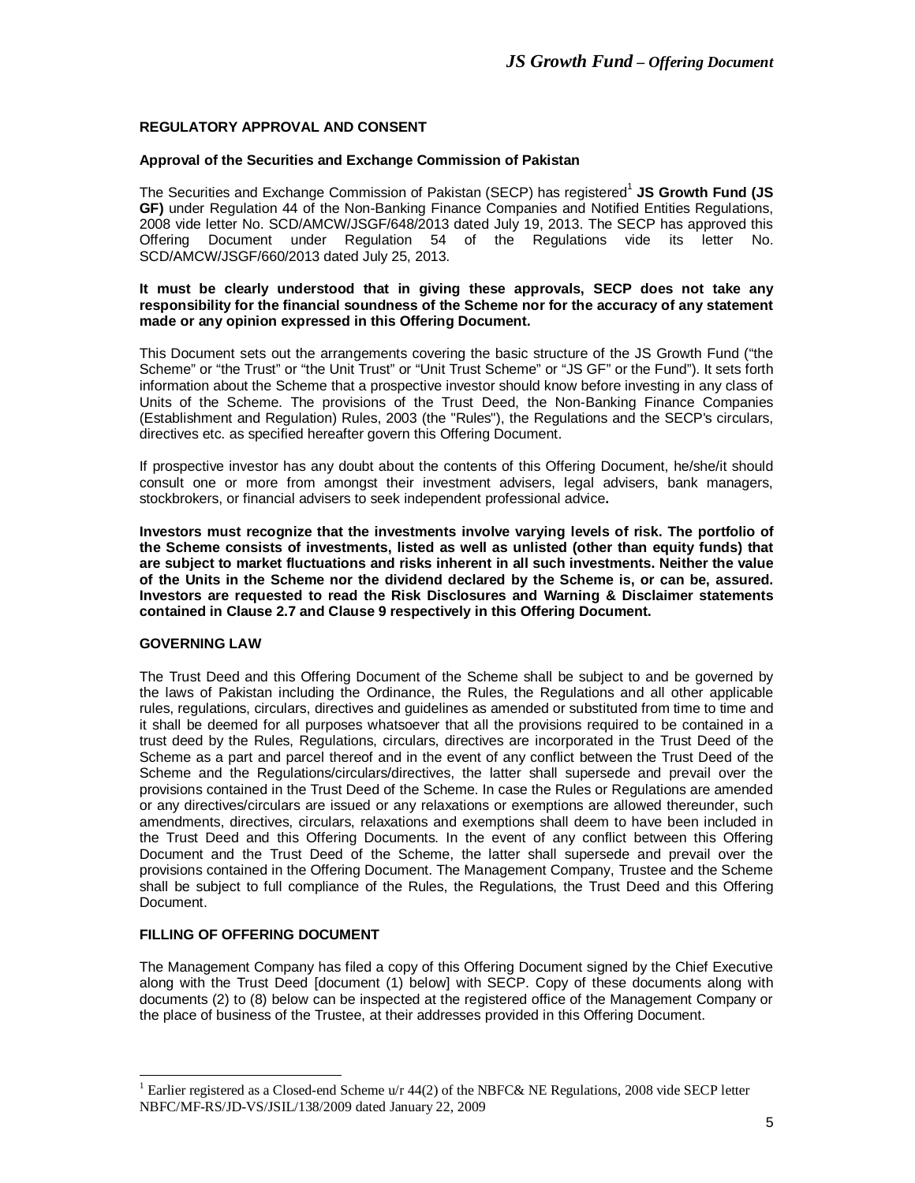## REGULATORY APPROVAL AND CONSENT

### Approval of the Securities and Exchange Commission of Pakistan

The Securities and Exchange Commission of Pakistan (SECP) has registered[1] **JS Growth Fund (JS GF)** under Regulation 44 of the Non-Banking Finance Companies and Notified Entities Regulations, 2008 vide letter No. SCD/AMCW/JSGF/648/2013 dated July 19, 2013. The SECP has approved this Offering Document under Regulation 54 of the Regulations vide its letter No. SCD/AMCW/JSGF/660/2013 dated July 25, 2013.

**It must be clearly understood that in giving these approvals, SECP does not take any responsibility for the financial soundness of the Scheme nor for the accuracy of any statement made or any opinion expressed in this Offering Document.**

This Document sets out the arrangements covering the basic structure of the JS Growth Fund ("the Scheme" or "the Trust" or "the Unit Trust" or "Unit Trust Scheme" or "JS GF" or the Fund"). It sets forth information about the Scheme that a prospective investor should know before investing in any class of Units of the Scheme. The provisions of the Trust Deed, the Non-Banking Finance Companies (Establishment and Regulation) Rules, 2003 (the "Rules"), the Regulations and the SECP's circulars, directives etc. as specified hereafter govern this Offering Document.

If prospective investor has any doubt about the contents of this Offering Document, he/she/it should consult one or more from amongst their investment advisers, legal advisers, bank managers, stockbrokers, or financial advisers to seek independent professional advice**.**

**Investors must recognize that the investments involve varying levels of risk. The portfolio of the Scheme consists of investments, listed as well as unlisted (other than equity funds) that are subject to market fluctuations and risks inherent in all such investments. Neither the value of the Units in the Scheme nor the dividend declared by the Scheme is, or can be, assured. Investors are requested to read the Risk Disclosures and Warning & Disclaimer statements contained in Clause 2.7 and Clause 9 respectively in this Offering Document.**

## GOVERNING LAW

The Trust Deed and this Offering Document of the Scheme shall be subject to and be governed by the laws of Pakistan including the Ordinance, the Rules, the Regulations and all other applicable rules, regulations, circulars, directives and guidelines as amended or substituted from time to time and it shall be deemed for all purposes whatsoever that all the provisions required to be contained in a trust deed by the Rules, Regulations, circulars, directives are incorporated in the Trust Deed of the Scheme as a part and parcel thereof and in the event of any conflict between the Trust Deed of the Scheme and the Regulations/circulars/directives, the latter shall supersede and prevail over the provisions contained in the Trust Deed of the Scheme. In case the Rules or Regulations are amended or any directives/circulars are issued or any relaxations or exemptions are allowed thereunder, such amendments, directives, circulars, relaxations and exemptions shall deem to have been included in the Trust Deed and this Offering Documents. In the event of any conflict between this Offering Document and the Trust Deed of the Scheme, the latter shall supersede and prevail over the provisions contained in the Offering Document. The Management Company, Trustee and the Scheme shall be subject to full compliance of the Rules, the Regulations, the Trust Deed and this Offering Document.

## FILLING OF OFFERING DOCUMENT

The Management Company has filed a copy of this Offering Document signed by the Chief Executive along with the Trust Deed [document (1) below] with SECP. Copy of these documents along with documents (2) to (8) below can be inspected at the registered office of the Management Company or the place of business of the Trustee, at their addresses provided in this Offering Document.

---

[1] Earlier registered as a Closed-end Scheme u/r 44(2) of the NBFC& NE Regulations, 2008 vide SECP letter NBFC/MF-RS/JD-VS/JSIL/138/2009 dated January 22, 2009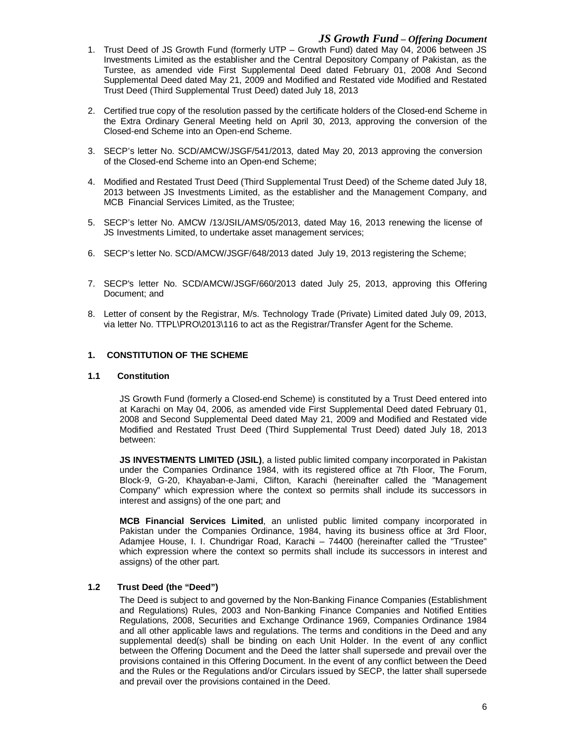1. Trust Deed of JS Growth Fund (formerly UTP – Growth Fund) dated May 04, 2006 between JS Investments Limited as the establisher and the Central Depository Company of Pakistan, as the Turstee, as amended vide First Supplemental Deed dated February 01, 2008 And Second Supplemental Deed dated May 21, 2009 and Modified and Restated vide Modified and Restated Trust Deed (Third Supplemental Trust Deed) dated July 18, 2013

2. Certified true copy of the resolution passed by the certificate holders of the Closed-end Scheme in the Extra Ordinary General Meeting held on April 30, 2013, approving the conversion of the Closed-end Scheme into an Open-end Scheme.

3. SECP's letter No. SCD/AMCW/JSGF/541/2013, dated May 20, 2013 approving the conversion of the Closed-end Scheme into an Open-end Scheme;

4. Modified and Restated Trust Deed (Third Supplemental Trust Deed) of the Scheme dated July 18, 2013 between JS Investments Limited, as the establisher and the Management Company, and MCB Financial Services Limited, as the Trustee;

5. SECP's letter No. AMCW /13/JSIL/AMS/05/2013, dated May 16, 2013 renewing the license of JS Investments Limited, to undertake asset management services;

6. SECP's letter No. SCD/AMCW/JSGF/648/2013 dated July 19, 2013 registering the Scheme;

7. SECP's letter No. SCD/AMCW/JSGF/660/2013 dated July 25, 2013, approving this Offering Document; and

8. Letter of consent by the Registrar, M/s. Technology Trade (Private) Limited dated July 09, 2013, via letter No. TTPL\PRO\2013\116 to act as the Registrar/Transfer Agent for the Scheme.

## 1. CONSTITUTION OF THE SCHEME

### 1.1 Constitution

JS Growth Fund (formerly a Closed-end Scheme) is constituted by a Trust Deed entered into at Karachi on May 04, 2006, as amended vide First Supplemental Deed dated February 01, 2008 and Second Supplemental Deed dated May 21, 2009 and Modified and Restated vide Modified and Restated Trust Deed (Third Supplemental Trust Deed) dated July 18, 2013 between:

**JS INVESTMENTS LIMITED (JSIL)**, a listed public limited company incorporated in Pakistan under the Companies Ordinance 1984, with its registered office at 7th Floor, The Forum, Block-9, G-20, Khayaban-e-Jami, Clifton, Karachi (hereinafter called the "Management Company" which expression where the context so permits shall include its successors in interest and assigns) of the one part; and

**MCB Financial Services Limited**, an unlisted public limited company incorporated in Pakistan under the Companies Ordinance, 1984, having its business office at 3rd Floor, Adamjee House, I. I. Chundrigar Road, Karachi – 74400 (hereinafter called the "Trustee" which expression where the context so permits shall include its successors in interest and assigns) of the other part.

### 1.2 Trust Deed (the "Deed")

The Deed is subject to and governed by the Non-Banking Finance Companies (Establishment and Regulations) Rules, 2003 and Non-Banking Finance Companies and Notified Entities Regulations, 2008, Securities and Exchange Ordinance 1969, Companies Ordinance 1984 and all other applicable laws and regulations. The terms and conditions in the Deed and any supplemental deed(s) shall be binding on each Unit Holder. In the event of any conflict between the Offering Document and the Deed the latter shall supersede and prevail over the provisions contained in this Offering Document. In the event of any conflict between the Deed and the Rules or the Regulations and/or Circulars issued by SECP, the latter shall supersede and prevail over the provisions contained in the Deed.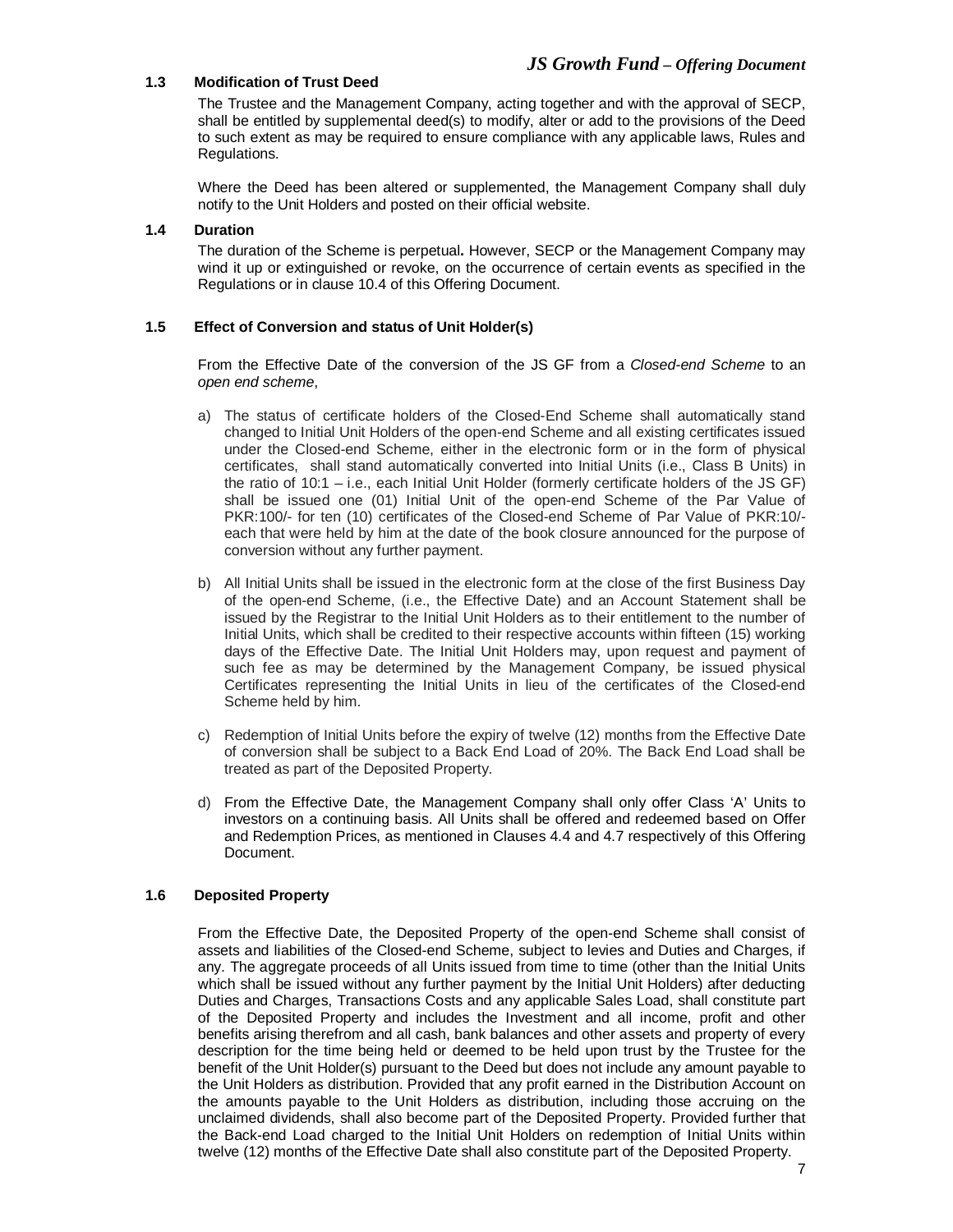### 1.3 Modification of Trust Deed

The Trustee and the Management Company, acting together and with the approval of SECP, shall be entitled by supplemental deed(s) to modify, alter or add to the provisions of the Deed to such extent as may be required to ensure compliance with any applicable laws, Rules and Regulations.

Where the Deed has been altered or supplemented, the Management Company shall duly notify to the Unit Holders and posted on their official website.

### 1.4 Duration

The duration of the Scheme is perpetual**.** However, SECP or the Management Company may wind it up or extinguished or revoke, on the occurrence of certain events as specified in the Regulations or in clause 10.4 of this Offering Document.

### 1.5 Effect of Conversion and status of Unit Holder(s)

From the Effective Date of the conversion of the JS GF from a *Closed-end Scheme* to an *open end scheme*,

a) The status of certificate holders of the Closed-End Scheme shall automatically stand changed to Initial Unit Holders of the open-end Scheme and all existing certificates issued under the Closed-end Scheme, either in the electronic form or in the form of physical certificates, shall stand automatically converted into Initial Units (i.e., Class B Units) in the ratio of 10:1 – i.e., each Initial Unit Holder (formerly certificate holders of the JS GF) shall be issued one (01) Initial Unit of the open-end Scheme of the Par Value of PKR:100/- for ten (10) certificates of the Closed-end Scheme of Par Value of PKR:10/- each that were held by him at the date of the book closure announced for the purpose of conversion without any further payment.

b) All Initial Units shall be issued in the electronic form at the close of the first Business Day of the open-end Scheme, (i.e., the Effective Date) and an Account Statement shall be issued by the Registrar to the Initial Unit Holders as to their entitlement to the number of Initial Units, which shall be credited to their respective accounts within fifteen (15) working days of the Effective Date. The Initial Unit Holders may, upon request and payment of such fee as may be determined by the Management Company, be issued physical Certificates representing the Initial Units in lieu of the certificates of the Closed-end Scheme held by him.

c) Redemption of Initial Units before the expiry of twelve (12) months from the Effective Date of conversion shall be subject to a Back End Load of 20%. The Back End Load shall be treated as part of the Deposited Property.

d) From the Effective Date, the Management Company shall only offer Class 'A' Units to investors on a continuing basis. All Units shall be offered and redeemed based on Offer and Redemption Prices, as mentioned in Clauses 4.4 and 4.7 respectively of this Offering Document.

### 1.6 Deposited Property

From the Effective Date, the Deposited Property of the open-end Scheme shall consist of assets and liabilities of the Closed-end Scheme, subject to levies and Duties and Charges, if any. The aggregate proceeds of all Units issued from time to time (other than the Initial Units which shall be issued without any further payment by the Initial Unit Holders) after deducting Duties and Charges, Transactions Costs and any applicable Sales Load, shall constitute part of the Deposited Property and includes the Investment and all income, profit and other benefits arising therefrom and all cash, bank balances and other assets and property of every description for the time being held or deemed to be held upon trust by the Trustee for the benefit of the Unit Holder(s) pursuant to the Deed but does not include any amount payable to the Unit Holders as distribution. Provided that any profit earned in the Distribution Account on the amounts payable to the Unit Holders as distribution, including those accruing on the unclaimed dividends, shall also become part of the Deposited Property. Provided further that the Back-end Load charged to the Initial Unit Holders on redemption of Initial Units within twelve (12) months of the Effective Date shall also constitute part of the Deposited Property.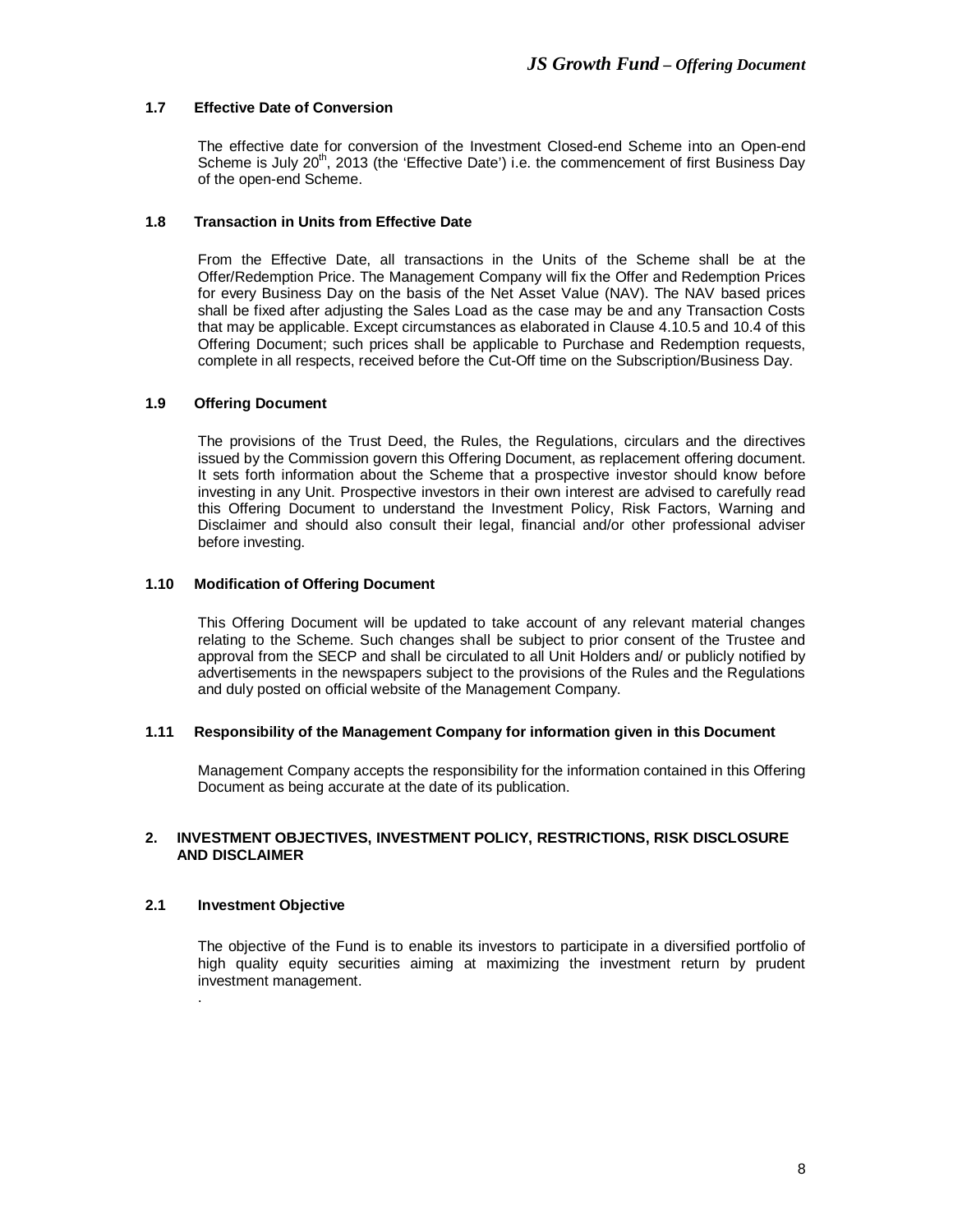### 1.7 Effective Date of Conversion

The effective date for conversion of the Investment Closed-end Scheme into an Open-end Scheme is July 20th, 2013 (the 'Effective Date') i.e. the commencement of first Business Day of the open-end Scheme.

### 1.8 Transaction in Units from Effective Date

From the Effective Date, all transactions in the Units of the Scheme shall be at the Offer/Redemption Price. The Management Company will fix the Offer and Redemption Prices for every Business Day on the basis of the Net Asset Value (NAV). The NAV based prices shall be fixed after adjusting the Sales Load as the case may be and any Transaction Costs that may be applicable. Except circumstances as elaborated in Clause 4.10.5 and 10.4 of this Offering Document; such prices shall be applicable to Purchase and Redemption requests, complete in all respects, received before the Cut-Off time on the Subscription/Business Day.

### 1.9 Offering Document

The provisions of the Trust Deed, the Rules, the Regulations, circulars and the directives issued by the Commission govern this Offering Document, as replacement offering document. It sets forth information about the Scheme that a prospective investor should know before investing in any Unit. Prospective investors in their own interest are advised to carefully read this Offering Document to understand the Investment Policy, Risk Factors, Warning and Disclaimer and should also consult their legal, financial and/or other professional adviser before investing.

### 1.10 Modification of Offering Document

This Offering Document will be updated to take account of any relevant material changes relating to the Scheme. Such changes shall be subject to prior consent of the Trustee and approval from the SECP and shall be circulated to all Unit Holders and/ or publicly notified by advertisements in the newspapers subject to the provisions of the Rules and the Regulations and duly posted on official website of the Management Company.

### 1.11 Responsibility of the Management Company for information given in this Document

Management Company accepts the responsibility for the information contained in this Offering Document as being accurate at the date of its publication.

## 2. INVESTMENT OBJECTIVES, INVESTMENT POLICY, RESTRICTIONS, RISK DISCLOSURE AND DISCLAIMER

### 2.1 Investment Objective

The objective of the Fund is to enable its investors to participate in a diversified portfolio of high quality equity securities aiming at maximizing the investment return by prudent investment management.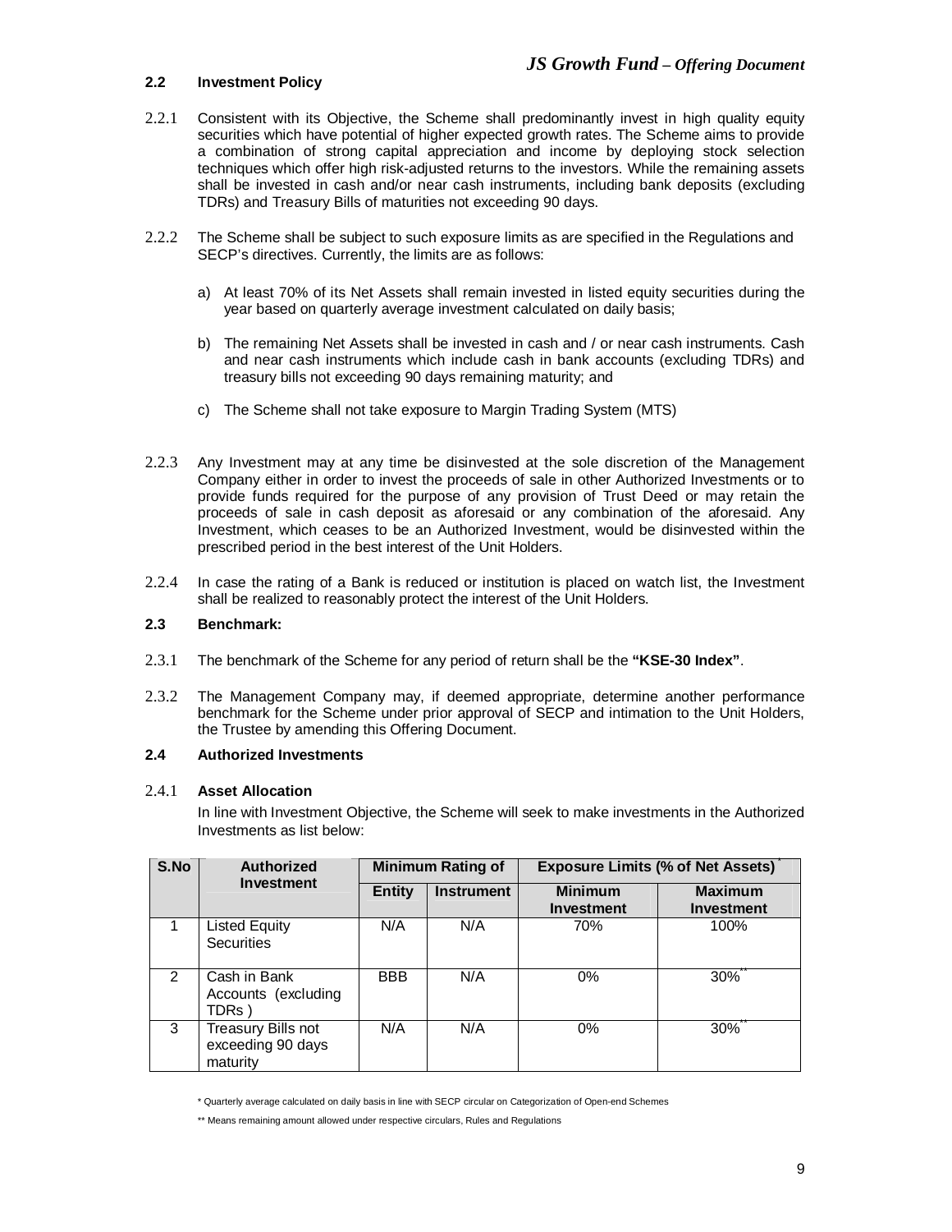## 2.2 Investment Policy

2.2.1 Consistent with its Objective, the Scheme shall predominantly invest in high quality equity securities which have potential of higher expected growth rates. The Scheme aims to provide a combination of strong capital appreciation and income by deploying stock selection techniques which offer high risk-adjusted returns to the investors. While the remaining assets shall be invested in cash and/or near cash instruments, including bank deposits (excluding TDRs) and Treasury Bills of maturities not exceeding 90 days.

2.2.2 The Scheme shall be subject to such exposure limits as are specified in the Regulations and SECP's directives. Currently, the limits are as follows:

a) At least 70% of its Net Assets shall remain invested in listed equity securities during the year based on quarterly average investment calculated on daily basis;

b) The remaining Net Assets shall be invested in cash and / or near cash instruments. Cash and near cash instruments which include cash in bank accounts (excluding TDRs) and treasury bills not exceeding 90 days remaining maturity; and

c) The Scheme shall not take exposure to Margin Trading System (MTS)

2.2.3 Any Investment may at any time be disinvested at the sole discretion of the Management Company either in order to invest the proceeds of sale in other Authorized Investments or to provide funds required for the purpose of any provision of Trust Deed or may retain the proceeds of sale in cash deposit as aforesaid or any combination of the aforesaid. Any Investment, which ceases to be an Authorized Investment, would be disinvested within the prescribed period in the best interest of the Unit Holders.

2.2.4 In case the rating of a Bank is reduced or institution is placed on watch list, the Investment shall be realized to reasonably protect the interest of the Unit Holders.

## 2.3 Benchmark:

2.3.1 The benchmark of the Scheme for any period of return shall be the **"KSE-30 Index"**.

2.3.2 The Management Company may, if deemed appropriate, determine another performance benchmark for the Scheme under prior approval of SECP and intimation to the Unit Holders, the Trustee by amending this Offering Document.

## 2.4 Authorized Investments

### 2.4.1 Asset Allocation

In line with Investment Objective, the Scheme will seek to make investments in the Authorized Investments as list below:

| S.No | Authorized Investment | Minimum Rating of | | Exposure Limits (% of Net Assets)* | |
|---|---|---|---|---|---|
| | | Entity | Instrument | Minimum Investment | Maximum Investment |
| 1 | Listed Equity Securities | N/A | N/A | 70% | 100% |
| 2 | Cash in Bank Accounts (excluding TDRs ) | BBB | N/A | 0% | 30%** |
| 3 | Treasury Bills not exceeding 90 days maturity | N/A | N/A | 0% | 30%** |

\* Quarterly average calculated on daily basis in line with SECP circular on Categorization of Open-end Schemes

\** Means remaining amount allowed under respective circulars, Rules and Regulations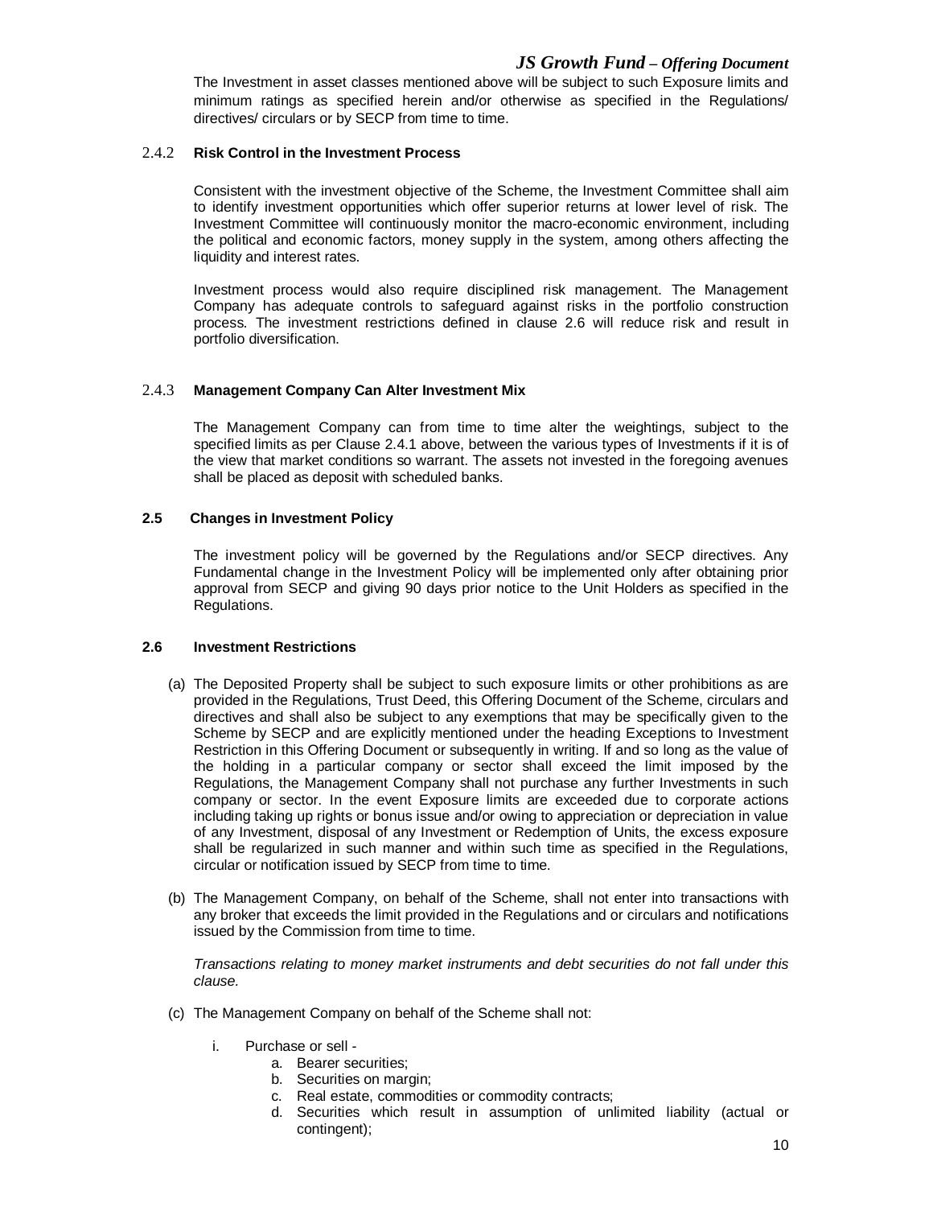The Investment in asset classes mentioned above will be subject to such Exposure limits and minimum ratings as specified herein and/or otherwise as specified in the Regulations/ directives/ circulars or by SECP from time to time.

#### 2.4.2 Risk Control in the Investment Process

Consistent with the investment objective of the Scheme, the Investment Committee shall aim to identify investment opportunities which offer superior returns at lower level of risk. The Investment Committee will continuously monitor the macro-economic environment, including the political and economic factors, money supply in the system, among others affecting the liquidity and interest rates.

Investment process would also require disciplined risk management. The Management Company has adequate controls to safeguard against risks in the portfolio construction process. The investment restrictions defined in clause 2.6 will reduce risk and result in portfolio diversification.

#### 2.4.3 Management Company Can Alter Investment Mix

The Management Company can from time to time alter the weightings, subject to the specified limits as per Clause 2.4.1 above, between the various types of Investments if it is of the view that market conditions so warrant. The assets not invested in the foregoing avenues shall be placed as deposit with scheduled banks.

### 2.5 Changes in Investment Policy

The investment policy will be governed by the Regulations and/or SECP directives. Any Fundamental change in the Investment Policy will be implemented only after obtaining prior approval from SECP and giving 90 days prior notice to the Unit Holders as specified in the Regulations.

### 2.6 Investment Restrictions

(a) The Deposited Property shall be subject to such exposure limits or other prohibitions as are provided in the Regulations, Trust Deed, this Offering Document of the Scheme, circulars and directives and shall also be subject to any exemptions that may be specifically given to the Scheme by SECP and are explicitly mentioned under the heading Exceptions to Investment Restriction in this Offering Document or subsequently in writing. If and so long as the value of the holding in a particular company or sector shall exceed the limit imposed by the Regulations, the Management Company shall not purchase any further Investments in such company or sector. In the event Exposure limits are exceeded due to corporate actions including taking up rights or bonus issue and/or owing to appreciation or depreciation in value of any Investment, disposal of any Investment or Redemption of Units, the excess exposure shall be regularized in such manner and within such time as specified in the Regulations, circular or notification issued by SECP from time to time.

(b) The Management Company, on behalf of the Scheme, shall not enter into transactions with any broker that exceeds the limit provided in the Regulations and or circulars and notifications issued by the Commission from time to time.

*Transactions relating to money market instruments and debt securities do not fall under this clause.*

(c) The Management Company on behalf of the Scheme shall not:

   i. Purchase or sell -
      a. Bearer securities;
      b. Securities on margin;
      c. Real estate, commodities or commodity contracts;
      d. Securities which result in assumption of unlimited liability (actual or contingent);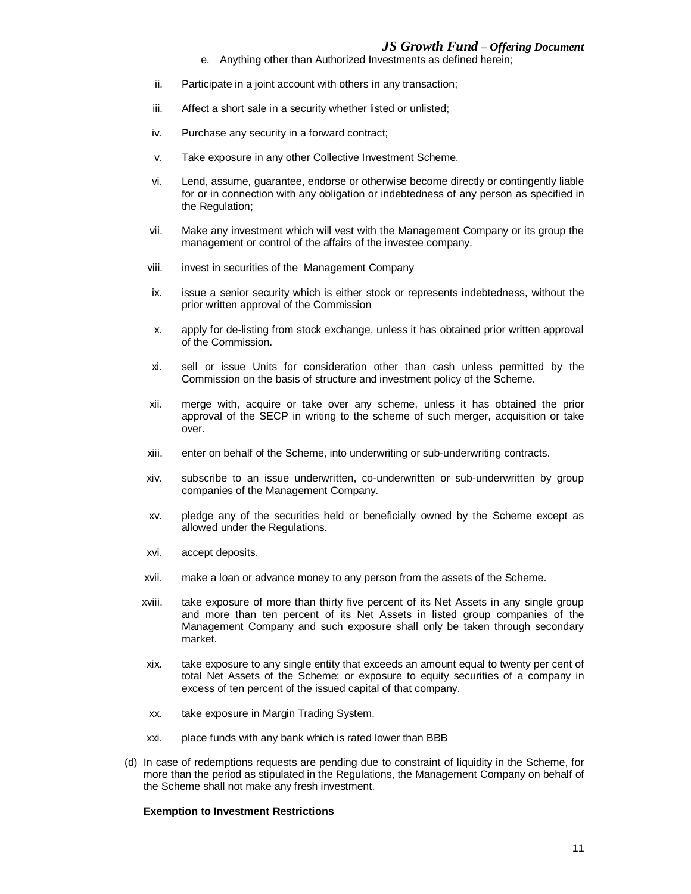e. Anything other than Authorized Investments as defined herein;

ii. Participate in a joint account with others in any transaction;

iii. Affect a short sale in a security whether listed or unlisted;

iv. Purchase any security in a forward contract;

v. Take exposure in any other Collective Investment Scheme.

vi. Lend, assume, guarantee, endorse or otherwise become directly or contingently liable for or in connection with any obligation or indebtedness of any person as specified in the Regulation;

vii. Make any investment which will vest with the Management Company or its group the management or control of the affairs of the investee company.

viii. invest in securities of the Management Company

ix. issue a senior security which is either stock or represents indebtedness, without the prior written approval of the Commission

x. apply for de-listing from stock exchange, unless it has obtained prior written approval of the Commission.

xi. sell or issue Units for consideration other than cash unless permitted by the Commission on the basis of structure and investment policy of the Scheme.

xii. merge with, acquire or take over any scheme, unless it has obtained the prior approval of the SECP in writing to the scheme of such merger, acquisition or take over.

xiii. enter on behalf of the Scheme, into underwriting or sub-underwriting contracts.

xiv. subscribe to an issue underwritten, co-underwritten or sub-underwritten by group companies of the Management Company.

xv. pledge any of the securities held or beneficially owned by the Scheme except as allowed under the Regulations.

xvi. accept deposits.

xvii. make a loan or advance money to any person from the assets of the Scheme.

xviii. take exposure of more than thirty five percent of its Net Assets in any single group and more than ten percent of its Net Assets in listed group companies of the Management Company and such exposure shall only be taken through secondary market.

xix. take exposure to any single entity that exceeds an amount equal to twenty per cent of total Net Assets of the Scheme; or exposure to equity securities of a company in excess of ten percent of the issued capital of that company.

xx. take exposure in Margin Trading System.

xxi. place funds with any bank which is rated lower than BBB

(d) In case of redemptions requests are pending due to constraint of liquidity in the Scheme, for more than the period as stipulated in the Regulations, the Management Company on behalf of the Scheme shall not make any fresh investment.

**Exemption to Investment Restrictions**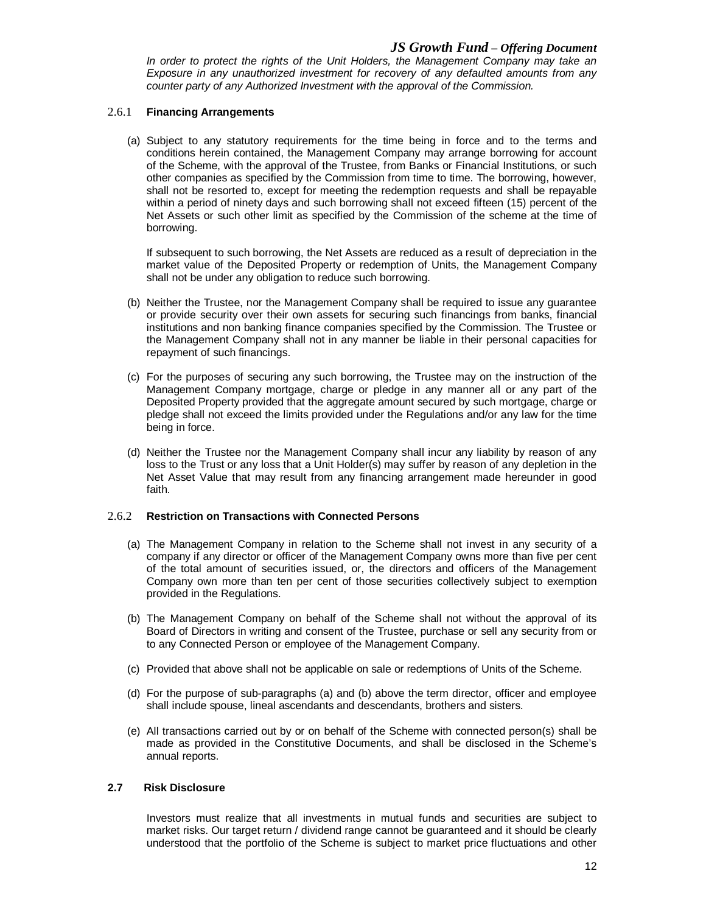*In order to protect the rights of the Unit Holders, the Management Company may take an Exposure in any unauthorized investment for recovery of any defaulted amounts from any counter party of any Authorized Investment with the approval of the Commission.*

#### 2.6.1 Financing Arrangements

(a) Subject to any statutory requirements for the time being in force and to the terms and conditions herein contained, the Management Company may arrange borrowing for account of the Scheme, with the approval of the Trustee, from Banks or Financial Institutions, or such other companies as specified by the Commission from time to time. The borrowing, however, shall not be resorted to, except for meeting the redemption requests and shall be repayable within a period of ninety days and such borrowing shall not exceed fifteen (15) percent of the Net Assets or such other limit as specified by the Commission of the scheme at the time of borrowing.

If subsequent to such borrowing, the Net Assets are reduced as a result of depreciation in the market value of the Deposited Property or redemption of Units, the Management Company shall not be under any obligation to reduce such borrowing.

(b) Neither the Trustee, nor the Management Company shall be required to issue any guarantee or provide security over their own assets for securing such financings from banks, financial institutions and non banking finance companies specified by the Commission. The Trustee or the Management Company shall not in any manner be liable in their personal capacities for repayment of such financings.

(c) For the purposes of securing any such borrowing, the Trustee may on the instruction of the Management Company mortgage, charge or pledge in any manner all or any part of the Deposited Property provided that the aggregate amount secured by such mortgage, charge or pledge shall not exceed the limits provided under the Regulations and/or any law for the time being in force.

(d) Neither the Trustee nor the Management Company shall incur any liability by reason of any loss to the Trust or any loss that a Unit Holder(s) may suffer by reason of any depletion in the Net Asset Value that may result from any financing arrangement made hereunder in good faith.

#### 2.6.2 Restriction on Transactions with Connected Persons

(a) The Management Company in relation to the Scheme shall not invest in any security of a company if any director or officer of the Management Company owns more than five per cent of the total amount of securities issued, or, the directors and officers of the Management Company own more than ten per cent of those securities collectively subject to exemption provided in the Regulations.

(b) The Management Company on behalf of the Scheme shall not without the approval of its Board of Directors in writing and consent of the Trustee, purchase or sell any security from or to any Connected Person or employee of the Management Company.

(c) Provided that above shall not be applicable on sale or redemptions of Units of the Scheme.

(d) For the purpose of sub-paragraphs (a) and (b) above the term director, officer and employee shall include spouse, lineal ascendants and descendants, brothers and sisters.

(e) All transactions carried out by or on behalf of the Scheme with connected person(s) shall be made as provided in the Constitutive Documents, and shall be disclosed in the Scheme's annual reports.

### 2.7 Risk Disclosure

Investors must realize that all investments in mutual funds and securities are subject to market risks. Our target return / dividend range cannot be guaranteed and it should be clearly understood that the portfolio of the Scheme is subject to market price fluctuations and other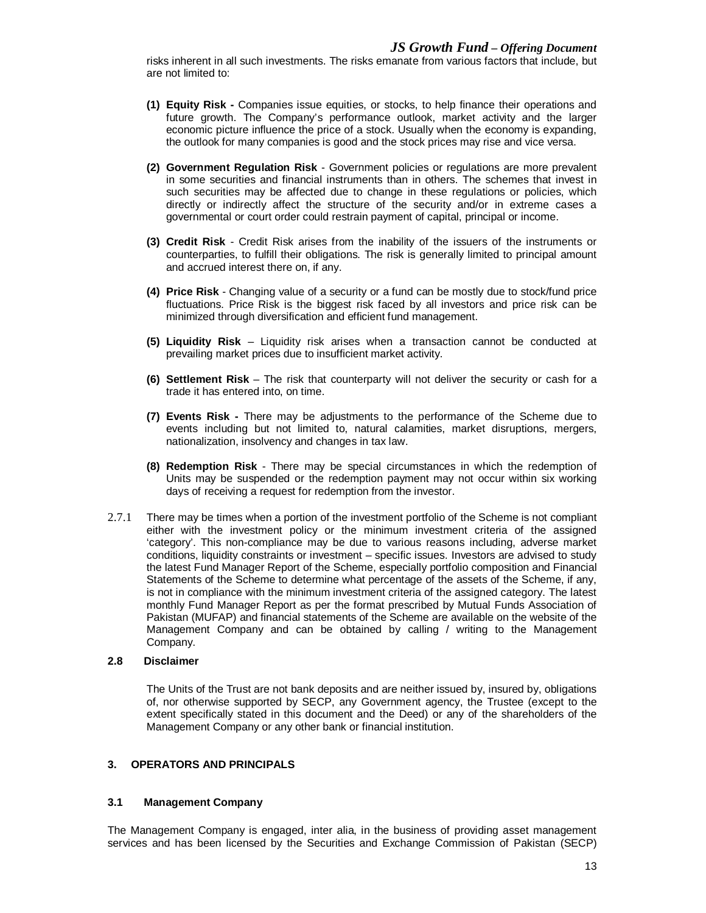risks inherent in all such investments. The risks emanate from various factors that include, but are not limited to:

**(1) Equity Risk -** Companies issue equities, or stocks, to help finance their operations and future growth. The Company's performance outlook, market activity and the larger economic picture influence the price of a stock. Usually when the economy is expanding, the outlook for many companies is good and the stock prices may rise and vice versa.

**(2) Government Regulation Risk** - Government policies or regulations are more prevalent in some securities and financial instruments than in others. The schemes that invest in such securities may be affected due to change in these regulations or policies, which directly or indirectly affect the structure of the security and/or in extreme cases a governmental or court order could restrain payment of capital, principal or income.

**(3) Credit Risk** - Credit Risk arises from the inability of the issuers of the instruments or counterparties, to fulfill their obligations. The risk is generally limited to principal amount and accrued interest there on, if any.

**(4) Price Risk** - Changing value of a security or a fund can be mostly due to stock/fund price fluctuations. Price Risk is the biggest risk faced by all investors and price risk can be minimized through diversification and efficient fund management.

**(5) Liquidity Risk** – Liquidity risk arises when a transaction cannot be conducted at prevailing market prices due to insufficient market activity.

**(6) Settlement Risk** – The risk that counterparty will not deliver the security or cash for a trade it has entered into, on time.

**(7) Events Risk -** There may be adjustments to the performance of the Scheme due to events including but not limited to, natural calamities, market disruptions, mergers, nationalization, insolvency and changes in tax law.

**(8) Redemption Risk** - There may be special circumstances in which the redemption of Units may be suspended or the redemption payment may not occur within six working days of receiving a request for redemption from the investor.

2.7.1 There may be times when a portion of the investment portfolio of the Scheme is not compliant either with the investment policy or the minimum investment criteria of the assigned 'category'. This non-compliance may be due to various reasons including, adverse market conditions, liquidity constraints or investment – specific issues. Investors are advised to study the latest Fund Manager Report of the Scheme, especially portfolio composition and Financial Statements of the Scheme to determine what percentage of the assets of the Scheme, if any, is not in compliance with the minimum investment criteria of the assigned category. The latest monthly Fund Manager Report as per the format prescribed by Mutual Funds Association of Pakistan (MUFAP) and financial statements of the Scheme are available on the website of the Management Company and can be obtained by calling / writing to the Management Company.

### 2.8 Disclaimer

The Units of the Trust are not bank deposits and are neither issued by, insured by, obligations of, nor otherwise supported by SECP, any Government agency, the Trustee (except to the extent specifically stated in this document and the Deed) or any of the shareholders of the Management Company or any other bank or financial institution.

## 3. OPERATORS AND PRINCIPALS

### 3.1 Management Company

The Management Company is engaged, inter alia, in the business of providing asset management services and has been licensed by the Securities and Exchange Commission of Pakistan (SECP)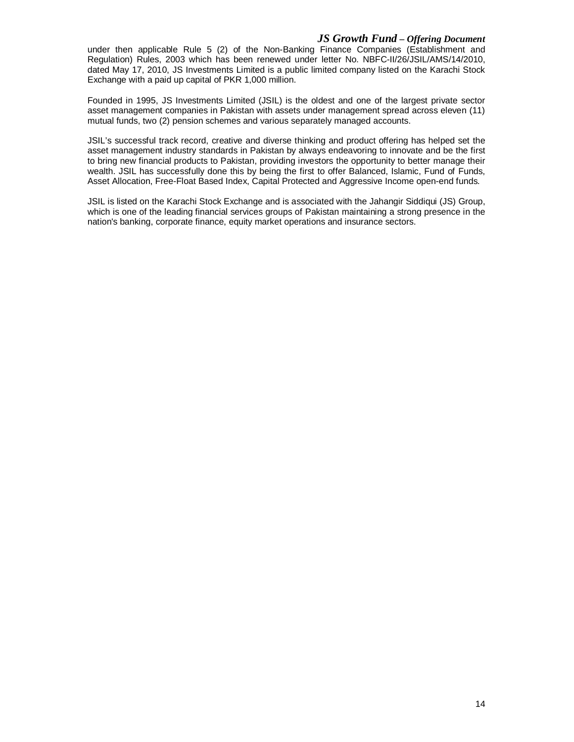under then applicable Rule 5 (2) of the Non-Banking Finance Companies (Establishment and Regulation) Rules, 2003 which has been renewed under letter No. NBFC-II/26/JSIL/AMS/14/2010, dated May 17, 2010, JS Investments Limited is a public limited company listed on the Karachi Stock Exchange with a paid up capital of PKR 1,000 million.

Founded in 1995, JS Investments Limited (JSIL) is the oldest and one of the largest private sector asset management companies in Pakistan with assets under management spread across eleven (11) mutual funds, two (2) pension schemes and various separately managed accounts.

JSIL's successful track record, creative and diverse thinking and product offering has helped set the asset management industry standards in Pakistan by always endeavoring to innovate and be the first to bring new financial products to Pakistan, providing investors the opportunity to better manage their wealth. JSIL has successfully done this by being the first to offer Balanced, Islamic, Fund of Funds, Asset Allocation, Free-Float Based Index, Capital Protected and Aggressive Income open-end funds.

JSIL is listed on the Karachi Stock Exchange and is associated with the Jahangir Siddiqui (JS) Group, which is one of the leading financial services groups of Pakistan maintaining a strong presence in the nation's banking, corporate finance, equity market operations and insurance sectors.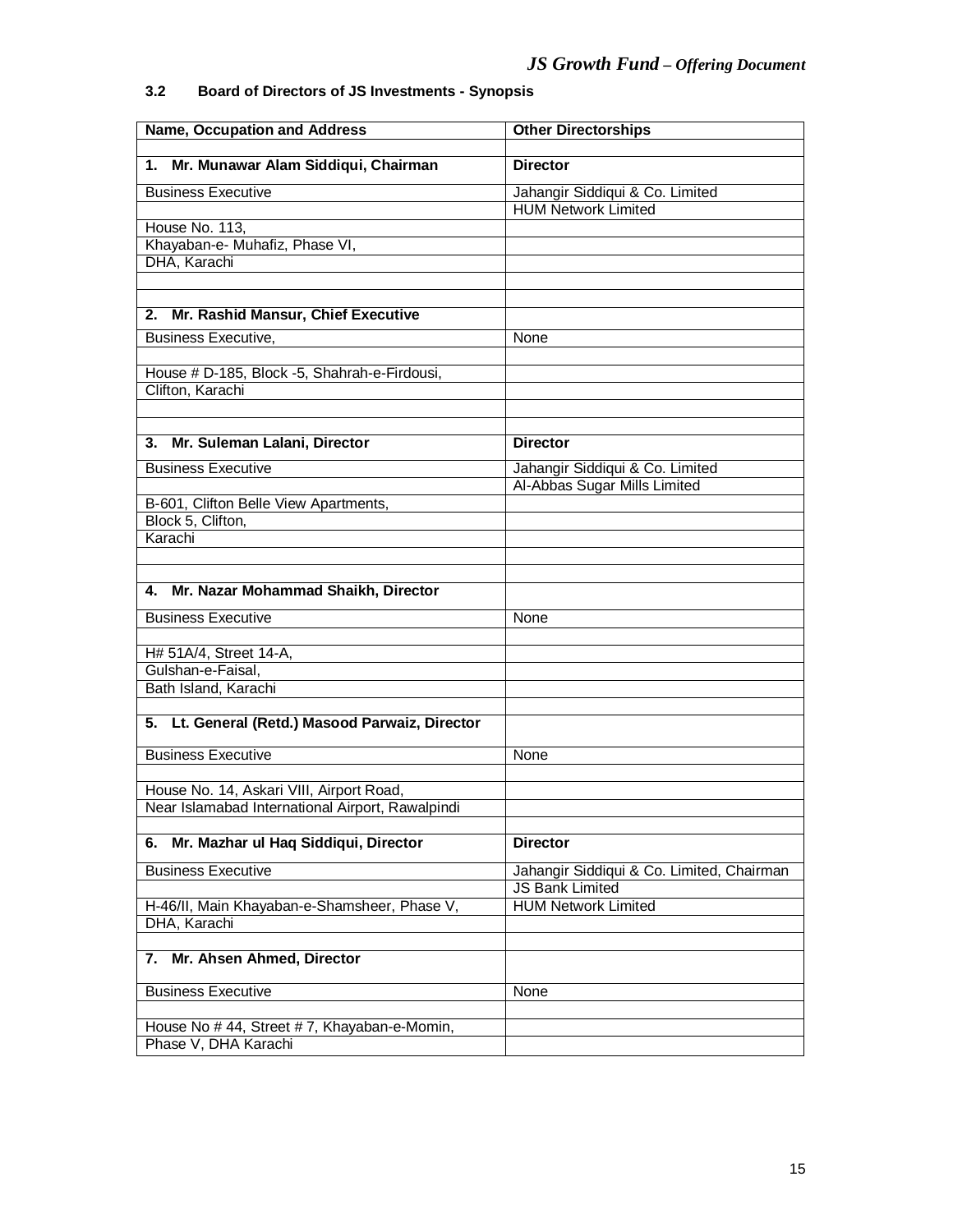### 3.2 Board of Directors of JS Investments - Synopsis

| Name, Occupation and Address | Other Directorships |
|---|---|
| | |
| **1. Mr. Munawar Alam Siddiqui, Chairman** | **Director** |
| Business Executive | Jahangir Siddiqui & Co. Limited |
| | HUM Network Limited |
| House No. 113, | |
| Khayaban-e- Muhafiz, Phase VI, | |
| DHA, Karachi | |
| | |
| | |
| **2. Mr. Rashid Mansur, Chief Executive** | |
| Business Executive, | None |
| | |
| House # D-185, Block -5, Shahrah-e-Firdousi, | |
| Clifton, Karachi | |
| | |
| | |
| **3. Mr. Suleman Lalani, Director** | **Director** |
| Business Executive | Jahangir Siddiqui & Co. Limited |
| | Al-Abbas Sugar Mills Limited |
| B-601, Clifton Belle View Apartments, | |
| Block 5, Clifton, | |
| Karachi | |
| | |
| | |
| **4. Mr. Nazar Mohammad Shaikh, Director** | |
| Business Executive | None |
| | |
| H# 51A/4, Street 14-A, | |
| Gulshan-e-Faisal, | |
| Bath Island, Karachi | |
| | |
| **5. Lt. General (Retd.) Masood Parwaiz, Director** | |
| Business Executive | None |
| | |
| House No. 14, Askari VIII, Airport Road, | |
| Near Islamabad International Airport, Rawalpindi | |
| | |
| **6. Mr. Mazhar ul Haq Siddiqui, Director** | **Director** |
| Business Executive | Jahangir Siddiqui & Co. Limited, Chairman |
| | JS Bank Limited |
| H-46/II, Main Khayaban-e-Shamsheer, Phase V, | HUM Network Limited |
| DHA, Karachi | |
| | |
| **7. Mr. Ahsen Ahmed, Director** | |
| Business Executive | None |
| | |
| House No # 44, Street # 7, Khayaban-e-Momin, | |
| Phase V, DHA Karachi | |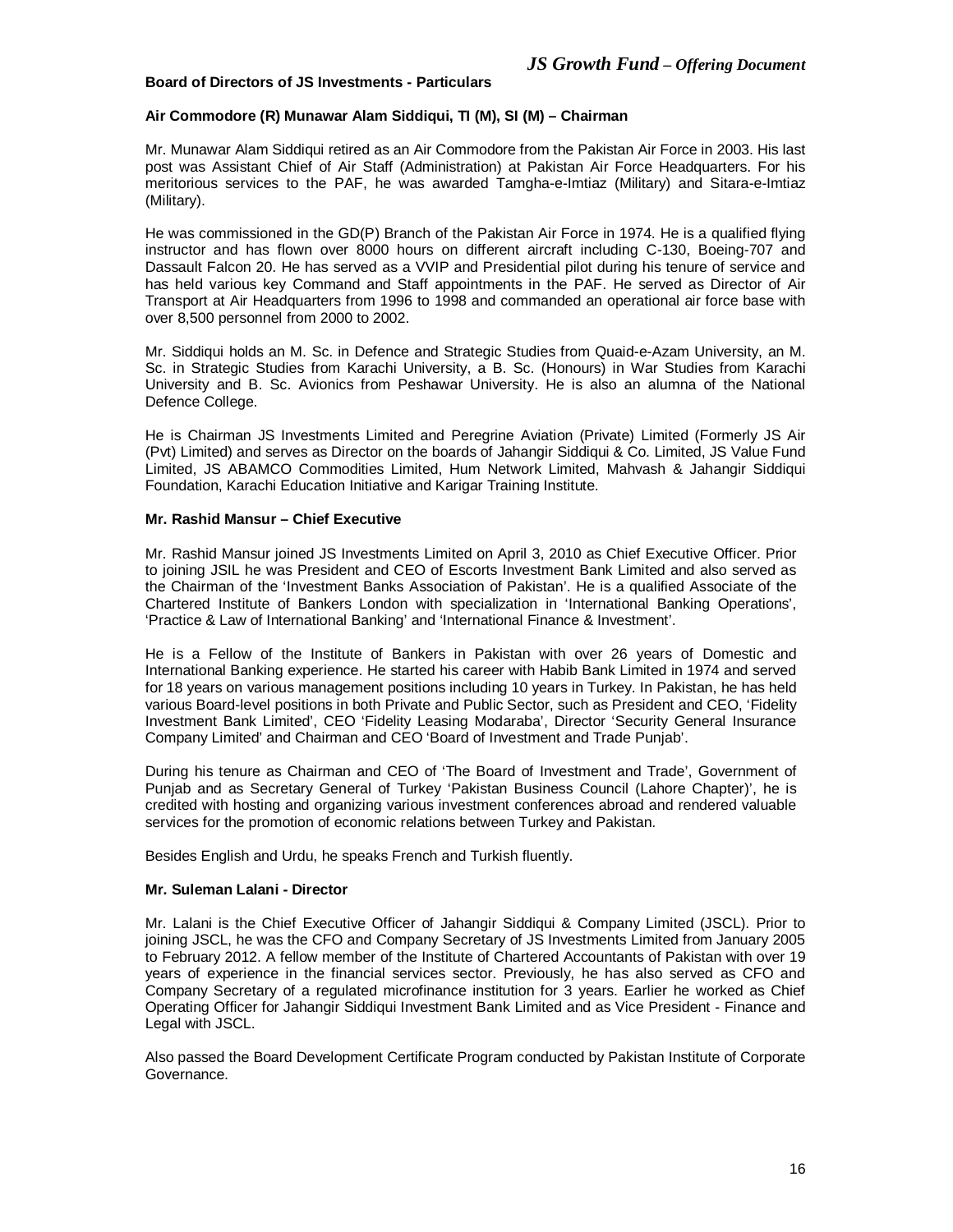**Board of Directors of JS Investments - Particulars**

**Air Commodore (R) Munawar Alam Siddiqui, TI (M), SI (M) – Chairman**

Mr. Munawar Alam Siddiqui retired as an Air Commodore from the Pakistan Air Force in 2003. His last post was Assistant Chief of Air Staff (Administration) at Pakistan Air Force Headquarters. For his meritorious services to the PAF, he was awarded Tamgha-e-Imtiaz (Military) and Sitara-e-Imtiaz (Military).

He was commissioned in the GD(P) Branch of the Pakistan Air Force in 1974. He is a qualified flying instructor and has flown over 8000 hours on different aircraft including C-130, Boeing-707 and Dassault Falcon 20. He has served as a VVIP and Presidential pilot during his tenure of service and has held various key Command and Staff appointments in the PAF. He served as Director of Air Transport at Air Headquarters from 1996 to 1998 and commanded an operational air force base with over 8,500 personnel from 2000 to 2002.

Mr. Siddiqui holds an M. Sc. in Defence and Strategic Studies from Quaid-e-Azam University, an M. Sc. in Strategic Studies from Karachi University, a B. Sc. (Honours) in War Studies from Karachi University and B. Sc. Avionics from Peshawar University. He is also an alumna of the National Defence College.

He is Chairman JS Investments Limited and Peregrine Aviation (Private) Limited (Formerly JS Air (Pvt) Limited) and serves as Director on the boards of Jahangir Siddiqui & Co. Limited, JS Value Fund Limited, JS ABAMCO Commodities Limited, Hum Network Limited, Mahvash & Jahangir Siddiqui Foundation, Karachi Education Initiative and Karigar Training Institute.

**Mr. Rashid Mansur – Chief Executive**

Mr. Rashid Mansur joined JS Investments Limited on April 3, 2010 as Chief Executive Officer. Prior to joining JSIL he was President and CEO of Escorts Investment Bank Limited and also served as the Chairman of the 'Investment Banks Association of Pakistan'. He is a qualified Associate of the Chartered Institute of Bankers London with specialization in 'International Banking Operations', 'Practice & Law of International Banking' and 'International Finance & Investment'.

He is a Fellow of the Institute of Bankers in Pakistan with over 26 years of Domestic and International Banking experience. He started his career with Habib Bank Limited in 1974 and served for 18 years on various management positions including 10 years in Turkey. In Pakistan, he has held various Board-level positions in both Private and Public Sector, such as President and CEO, 'Fidelity Investment Bank Limited', CEO 'Fidelity Leasing Modaraba', Director 'Security General Insurance Company Limited' and Chairman and CEO 'Board of Investment and Trade Punjab'.

During his tenure as Chairman and CEO of 'The Board of Investment and Trade', Government of Punjab and as Secretary General of Turkey 'Pakistan Business Council (Lahore Chapter)', he is credited with hosting and organizing various investment conferences abroad and rendered valuable services for the promotion of economic relations between Turkey and Pakistan.

Besides English and Urdu, he speaks French and Turkish fluently.

**Mr. Suleman Lalani - Director**

Mr. Lalani is the Chief Executive Officer of Jahangir Siddiqui & Company Limited (JSCL). Prior to joining JSCL, he was the CFO and Company Secretary of JS Investments Limited from January 2005 to February 2012. A fellow member of the Institute of Chartered Accountants of Pakistan with over 19 years of experience in the financial services sector. Previously, he has also served as CFO and Company Secretary of a regulated microfinance institution for 3 years. Earlier he worked as Chief Operating Officer for Jahangir Siddiqui Investment Bank Limited and as Vice President - Finance and Legal with JSCL.

Also passed the Board Development Certificate Program conducted by Pakistan Institute of Corporate Governance.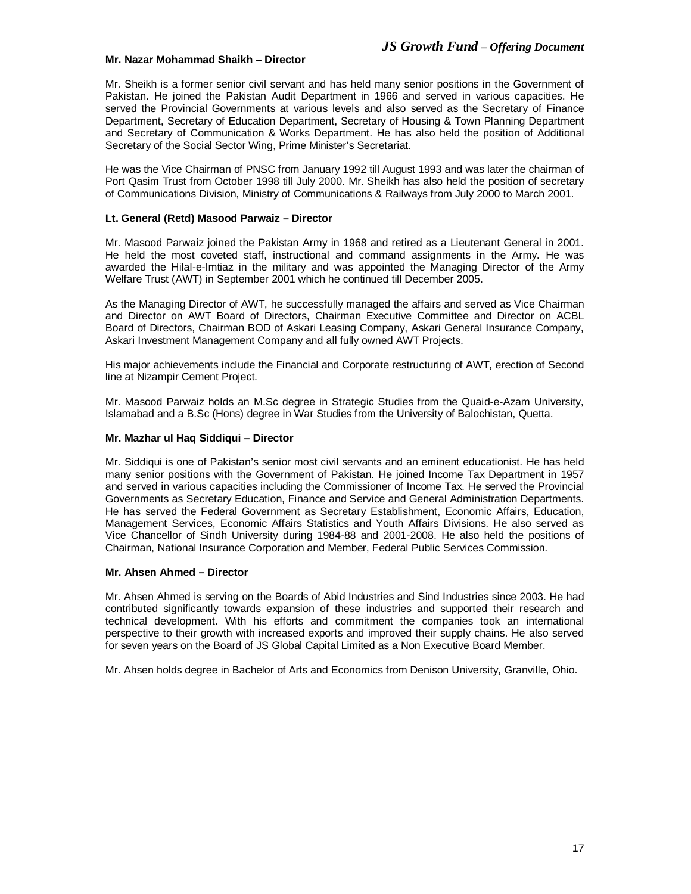**Mr. Nazar Mohammad Shaikh – Director**

Mr. Sheikh is a former senior civil servant and has held many senior positions in the Government of Pakistan. He joined the Pakistan Audit Department in 1966 and served in various capacities. He served the Provincial Governments at various levels and also served as the Secretary of Finance Department, Secretary of Education Department, Secretary of Housing & Town Planning Department and Secretary of Communication & Works Department. He has also held the position of Additional Secretary of the Social Sector Wing, Prime Minister's Secretariat.

He was the Vice Chairman of PNSC from January 1992 till August 1993 and was later the chairman of Port Qasim Trust from October 1998 till July 2000. Mr. Sheikh has also held the position of secretary of Communications Division, Ministry of Communications & Railways from July 2000 to March 2001.

**Lt. General (Retd) Masood Parwaiz – Director**

Mr. Masood Parwaiz joined the Pakistan Army in 1968 and retired as a Lieutenant General in 2001. He held the most coveted staff, instructional and command assignments in the Army. He was awarded the Hilal-e-Imtiaz in the military and was appointed the Managing Director of the Army Welfare Trust (AWT) in September 2001 which he continued till December 2005.

As the Managing Director of AWT, he successfully managed the affairs and served as Vice Chairman and Director on AWT Board of Directors, Chairman Executive Committee and Director on ACBL Board of Directors, Chairman BOD of Askari Leasing Company, Askari General Insurance Company, Askari Investment Management Company and all fully owned AWT Projects.

His major achievements include the Financial and Corporate restructuring of AWT, erection of Second line at Nizampir Cement Project.

Mr. Masood Parwaiz holds an M.Sc degree in Strategic Studies from the Quaid-e-Azam University, Islamabad and a B.Sc (Hons) degree in War Studies from the University of Balochistan, Quetta.

**Mr. Mazhar ul Haq Siddiqui – Director**

Mr. Siddiqui is one of Pakistan's senior most civil servants and an eminent educationist. He has held many senior positions with the Government of Pakistan. He joined Income Tax Department in 1957 and served in various capacities including the Commissioner of Income Tax. He served the Provincial Governments as Secretary Education, Finance and Service and General Administration Departments. He has served the Federal Government as Secretary Establishment, Economic Affairs, Education, Management Services, Economic Affairs Statistics and Youth Affairs Divisions. He also served as Vice Chancellor of Sindh University during 1984-88 and 2001-2008. He also held the positions of Chairman, National Insurance Corporation and Member, Federal Public Services Commission.

**Mr. Ahsen Ahmed – Director**

Mr. Ahsen Ahmed is serving on the Boards of Abid Industries and Sind Industries since 2003. He had contributed significantly towards expansion of these industries and supported their research and technical development. With his efforts and commitment the companies took an international perspective to their growth with increased exports and improved their supply chains. He also served for seven years on the Board of JS Global Capital Limited as a Non Executive Board Member.

Mr. Ahsen holds degree in Bachelor of Arts and Economics from Denison University, Granville, Ohio.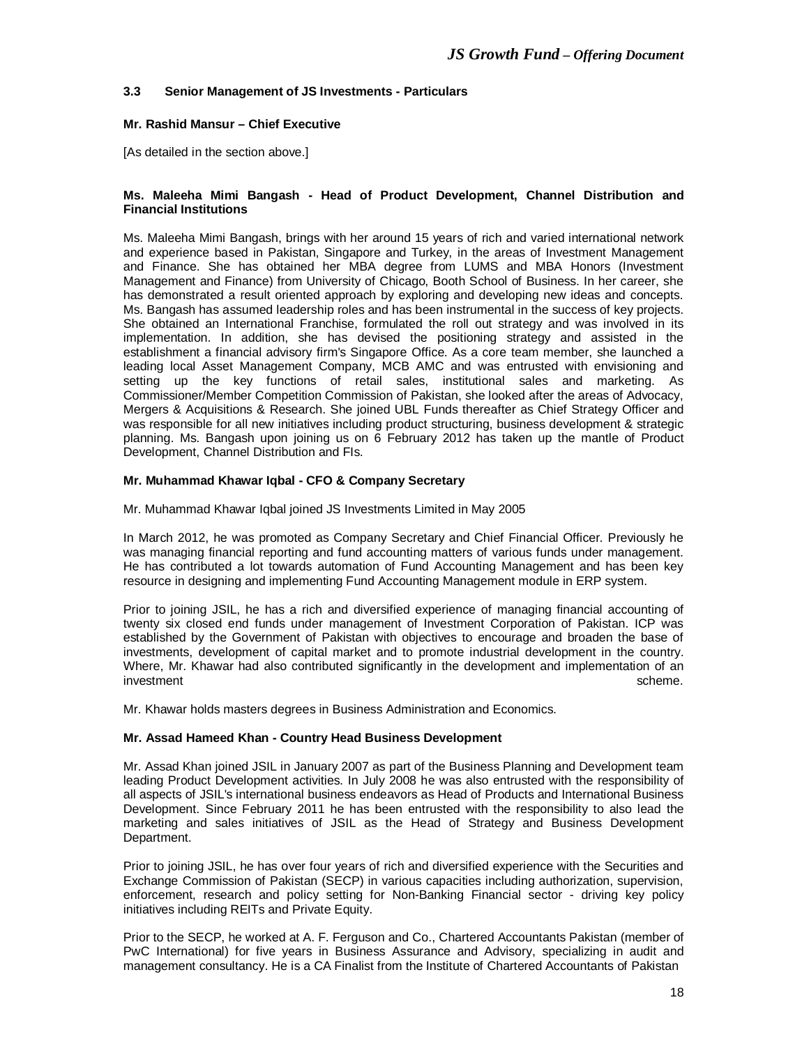### 3.3 Senior Management of JS Investments - Particulars

**Mr. Rashid Mansur – Chief Executive**

[As detailed in the section above.]

**Ms. Maleeha Mimi Bangash - Head of Product Development, Channel Distribution and Financial Institutions**

Ms. Maleeha Mimi Bangash, brings with her around 15 years of rich and varied international network and experience based in Pakistan, Singapore and Turkey, in the areas of Investment Management and Finance. She has obtained her MBA degree from LUMS and MBA Honors (Investment Management and Finance) from University of Chicago, Booth School of Business. In her career, she has demonstrated a result oriented approach by exploring and developing new ideas and concepts. Ms. Bangash has assumed leadership roles and has been instrumental in the success of key projects. She obtained an International Franchise, formulated the roll out strategy and was involved in its implementation. In addition, she has devised the positioning strategy and assisted in the establishment a financial advisory firm's Singapore Office. As a core team member, she launched a leading local Asset Management Company, MCB AMC and was entrusted with envisioning and setting up the key functions of retail sales, institutional sales and marketing. As Commissioner/Member Competition Commission of Pakistan, she looked after the areas of Advocacy, Mergers & Acquisitions & Research. She joined UBL Funds thereafter as Chief Strategy Officer and was responsible for all new initiatives including product structuring, business development & strategic planning. Ms. Bangash upon joining us on 6 February 2012 has taken up the mantle of Product Development, Channel Distribution and FIs.

**Mr. Muhammad Khawar Iqbal - CFO & Company Secretary**

Mr. Muhammad Khawar Iqbal joined JS Investments Limited in May 2005

In March 2012, he was promoted as Company Secretary and Chief Financial Officer. Previously he was managing financial reporting and fund accounting matters of various funds under management. He has contributed a lot towards automation of Fund Accounting Management and has been key resource in designing and implementing Fund Accounting Management module in ERP system.

Prior to joining JSIL, he has a rich and diversified experience of managing financial accounting of twenty six closed end funds under management of Investment Corporation of Pakistan. ICP was established by the Government of Pakistan with objectives to encourage and broaden the base of investments, development of capital market and to promote industrial development in the country. Where, Mr. Khawar had also contributed significantly in the development and implementation of an investment scheme.

Mr. Khawar holds masters degrees in Business Administration and Economics.

**Mr. Assad Hameed Khan - Country Head Business Development**

Mr. Assad Khan joined JSIL in January 2007 as part of the Business Planning and Development team leading Product Development activities. In July 2008 he was also entrusted with the responsibility of all aspects of JSIL's international business endeavors as Head of Products and International Business Development. Since February 2011 he has been entrusted with the responsibility to also lead the marketing and sales initiatives of JSIL as the Head of Strategy and Business Development Department.

Prior to joining JSIL, he has over four years of rich and diversified experience with the Securities and Exchange Commission of Pakistan (SECP) in various capacities including authorization, supervision, enforcement, research and policy setting for Non-Banking Financial sector - driving key policy initiatives including REITs and Private Equity.

Prior to the SECP, he worked at A. F. Ferguson and Co., Chartered Accountants Pakistan (member of PwC International) for five years in Business Assurance and Advisory, specializing in audit and management consultancy. He is a CA Finalist from the Institute of Chartered Accountants of Pakistan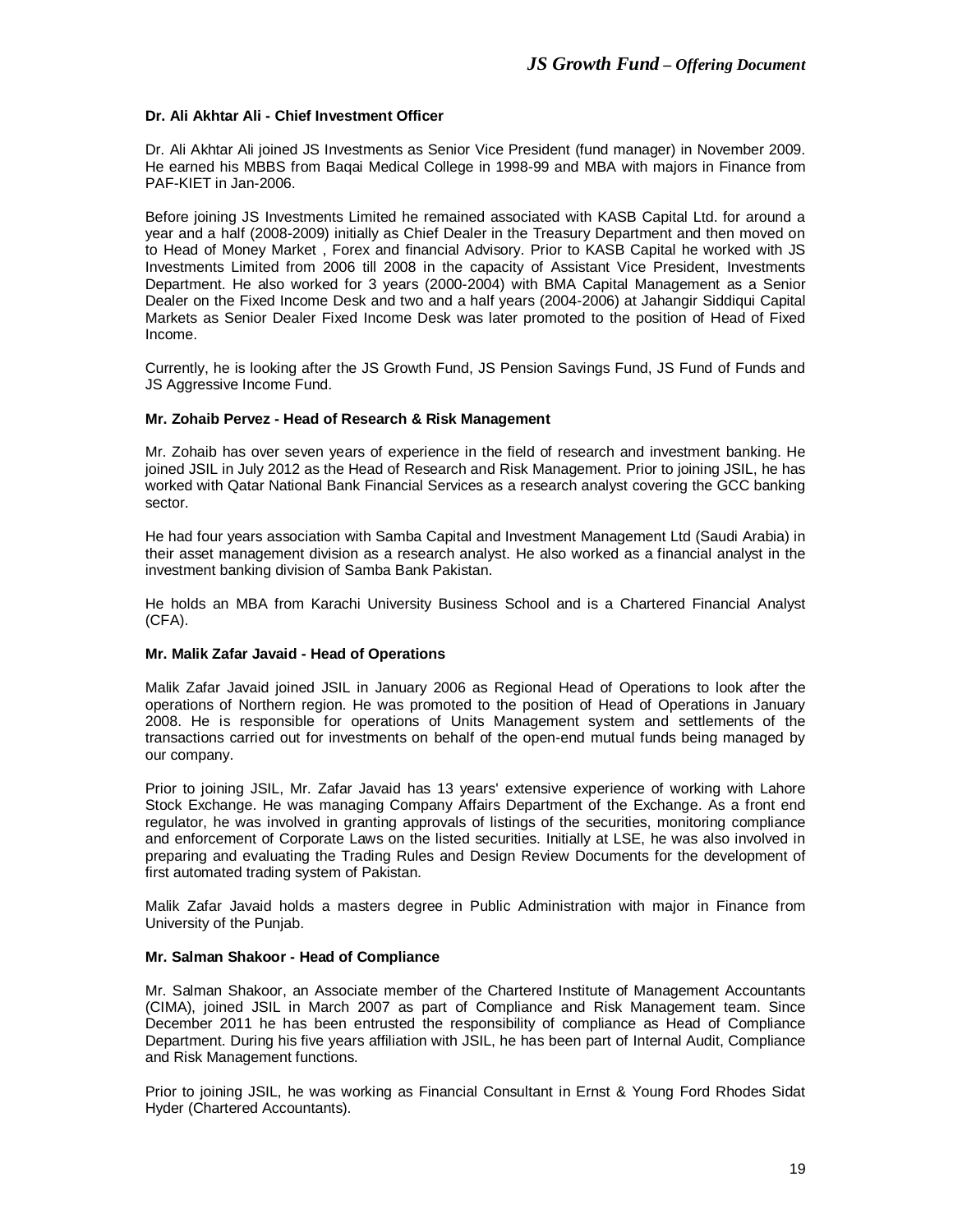**Dr. Ali Akhtar Ali - Chief Investment Officer**

Dr. Ali Akhtar Ali joined JS Investments as Senior Vice President (fund manager) in November 2009. He earned his MBBS from Baqai Medical College in 1998-99 and MBA with majors in Finance from PAF-KIET in Jan-2006.

Before joining JS Investments Limited he remained associated with KASB Capital Ltd. for around a year and a half (2008-2009) initially as Chief Dealer in the Treasury Department and then moved on to Head of Money Market , Forex and financial Advisory. Prior to KASB Capital he worked with JS Investments Limited from 2006 till 2008 in the capacity of Assistant Vice President, Investments Department. He also worked for 3 years (2000-2004) with BMA Capital Management as a Senior Dealer on the Fixed Income Desk and two and a half years (2004-2006) at Jahangir Siddiqui Capital Markets as Senior Dealer Fixed Income Desk was later promoted to the position of Head of Fixed Income.

Currently, he is looking after the JS Growth Fund, JS Pension Savings Fund, JS Fund of Funds and JS Aggressive Income Fund.

**Mr. Zohaib Pervez - Head of Research & Risk Management**

Mr. Zohaib has over seven years of experience in the field of research and investment banking. He joined JSIL in July 2012 as the Head of Research and Risk Management. Prior to joining JSIL, he has worked with Qatar National Bank Financial Services as a research analyst covering the GCC banking sector.

He had four years association with Samba Capital and Investment Management Ltd (Saudi Arabia) in their asset management division as a research analyst. He also worked as a financial analyst in the investment banking division of Samba Bank Pakistan.

He holds an MBA from Karachi University Business School and is a Chartered Financial Analyst (CFA).

**Mr. Malik Zafar Javaid - Head of Operations**

Malik Zafar Javaid joined JSIL in January 2006 as Regional Head of Operations to look after the operations of Northern region. He was promoted to the position of Head of Operations in January 2008. He is responsible for operations of Units Management system and settlements of the transactions carried out for investments on behalf of the open-end mutual funds being managed by our company.

Prior to joining JSIL, Mr. Zafar Javaid has 13 years' extensive experience of working with Lahore Stock Exchange. He was managing Company Affairs Department of the Exchange. As a front end regulator, he was involved in granting approvals of listings of the securities, monitoring compliance and enforcement of Corporate Laws on the listed securities. Initially at LSE, he was also involved in preparing and evaluating the Trading Rules and Design Review Documents for the development of first automated trading system of Pakistan.

Malik Zafar Javaid holds a masters degree in Public Administration with major in Finance from University of the Punjab.

**Mr. Salman Shakoor - Head of Compliance**

Mr. Salman Shakoor, an Associate member of the Chartered Institute of Management Accountants (CIMA), joined JSIL in March 2007 as part of Compliance and Risk Management team. Since December 2011 he has been entrusted the responsibility of compliance as Head of Compliance Department. During his five years affiliation with JSIL, he has been part of Internal Audit, Compliance and Risk Management functions.

Prior to joining JSIL, he was working as Financial Consultant in Ernst & Young Ford Rhodes Sidat Hyder (Chartered Accountants).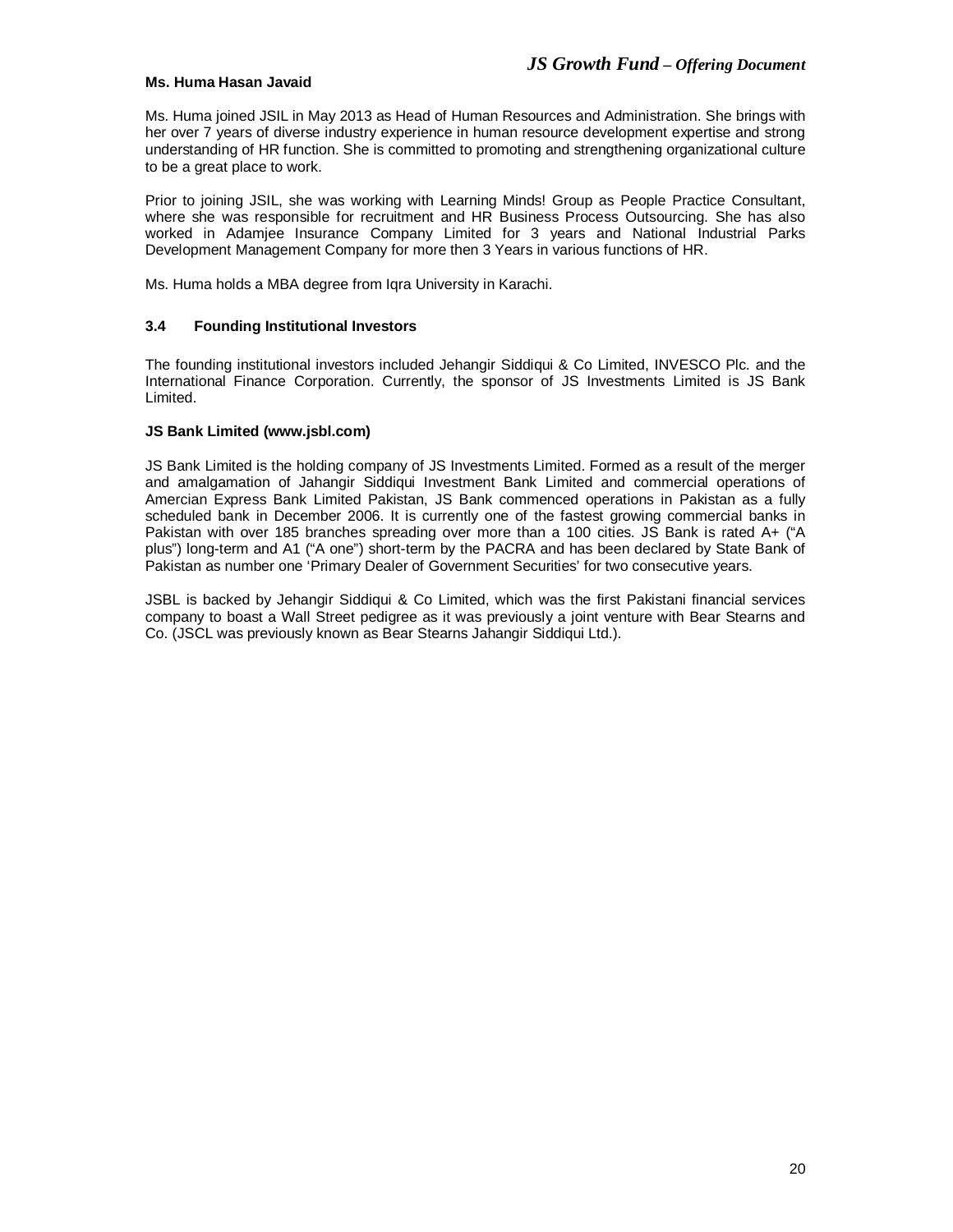**Ms. Huma Hasan Javaid**

Ms. Huma joined JSIL in May 2013 as Head of Human Resources and Administration. She brings with her over 7 years of diverse industry experience in human resource development expertise and strong understanding of HR function. She is committed to promoting and strengthening organizational culture to be a great place to work.

Prior to joining JSIL, she was working with Learning Minds! Group as People Practice Consultant, where she was responsible for recruitment and HR Business Process Outsourcing. She has also worked in Adamjee Insurance Company Limited for 3 years and National Industrial Parks Development Management Company for more then 3 Years in various functions of HR.

Ms. Huma holds a MBA degree from Iqra University in Karachi.

### 3.4 Founding Institutional Investors

The founding institutional investors included Jehangir Siddiqui & Co Limited, INVESCO Plc. and the International Finance Corporation. Currently, the sponsor of JS Investments Limited is JS Bank Limited.

**JS Bank Limited (www.jsbl.com)**

JS Bank Limited is the holding company of JS Investments Limited. Formed as a result of the merger and amalgamation of Jahangir Siddiqui Investment Bank Limited and commercial operations of Amercian Express Bank Limited Pakistan, JS Bank commenced operations in Pakistan as a fully scheduled bank in December 2006. It is currently one of the fastest growing commercial banks in Pakistan with over 185 branches spreading over more than a 100 cities. JS Bank is rated A+ ("A plus") long-term and A1 ("A one") short-term by the PACRA and has been declared by State Bank of Pakistan as number one 'Primary Dealer of Government Securities' for two consecutive years.

JSBL is backed by Jehangir Siddiqui & Co Limited, which was the first Pakistani financial services company to boast a Wall Street pedigree as it was previously a joint venture with Bear Stearns and Co. (JSCL was previously known as Bear Stearns Jahangir Siddiqui Ltd.).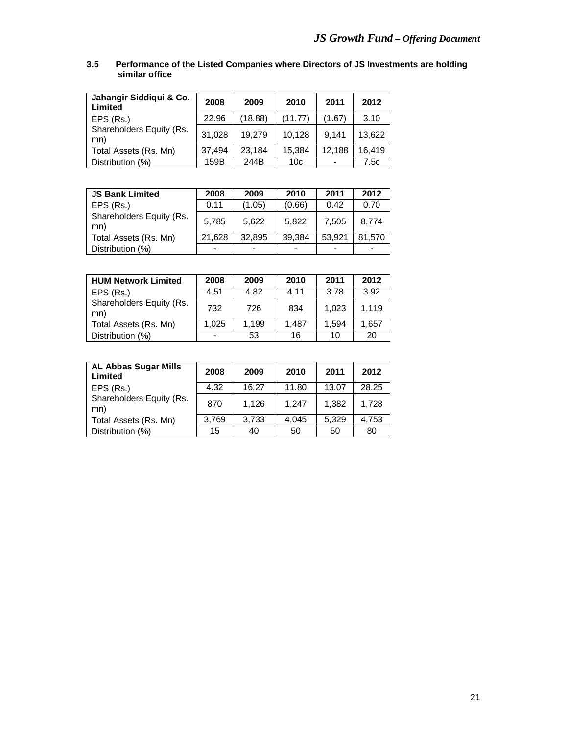### 3.5 Performance of the Listed Companies where Directors of JS Investments are holding similar office

| Jahangir Siddiqui & Co. Limited | 2008 | 2009 | 2010 | 2011 | 2012 |
|---|---|---|---|---|---|
| EPS (Rs.) | 22.96 | (18.88) | (11.77) | (1.67) | 3.10 |
| Shareholders Equity (Rs. mn) | 31,028 | 19,279 | 10,128 | 9,141 | 13,622 |
| Total Assets (Rs. Mn) | 37,494 | 23,184 | 15,384 | 12,188 | 16,419 |
| Distribution (%) | 159B | 244B | 10c | - | 7.5c |

| JS Bank Limited | 2008 | 2009 | 2010 | 2011 | 2012 |
|---|---|---|---|---|---|
| EPS (Rs.) | 0.11 | (1.05) | (0.66) | 0.42 | 0.70 |
| Shareholders Equity (Rs. mn) | 5,785 | 5,622 | 5,822 | 7,505 | 8,774 |
| Total Assets (Rs. Mn) | 21,628 | 32,895 | 39,384 | 53,921 | 81,570 |
| Distribution (%) | - | - | - | - | - |

| HUM Network Limited | 2008 | 2009 | 2010 | 2011 | 2012 |
|---|---|---|---|---|---|
| EPS (Rs.) | 4.51 | 4.82 | 4.11 | 3.78 | 3.92 |
| Shareholders Equity (Rs. mn) | 732 | 726 | 834 | 1,023 | 1,119 |
| Total Assets (Rs. Mn) | 1,025 | 1,199 | 1,487 | 1,594 | 1,657 |
| Distribution (%) | - | 53 | 16 | 10 | 20 |

| AL Abbas Sugar Mills Limited | 2008 | 2009 | 2010 | 2011 | 2012 |
|---|---|---|---|---|---|
| EPS (Rs.) | 4.32 | 16.27 | 11.80 | 13.07 | 28.25 |
| Shareholders Equity (Rs. mn) | 870 | 1,126 | 1,247 | 1,382 | 1,728 |
| Total Assets (Rs. Mn) | 3,769 | 3,733 | 4,045 | 5,329 | 4,753 |
| Distribution (%) | 15 | 40 | 50 | 50 | 80 |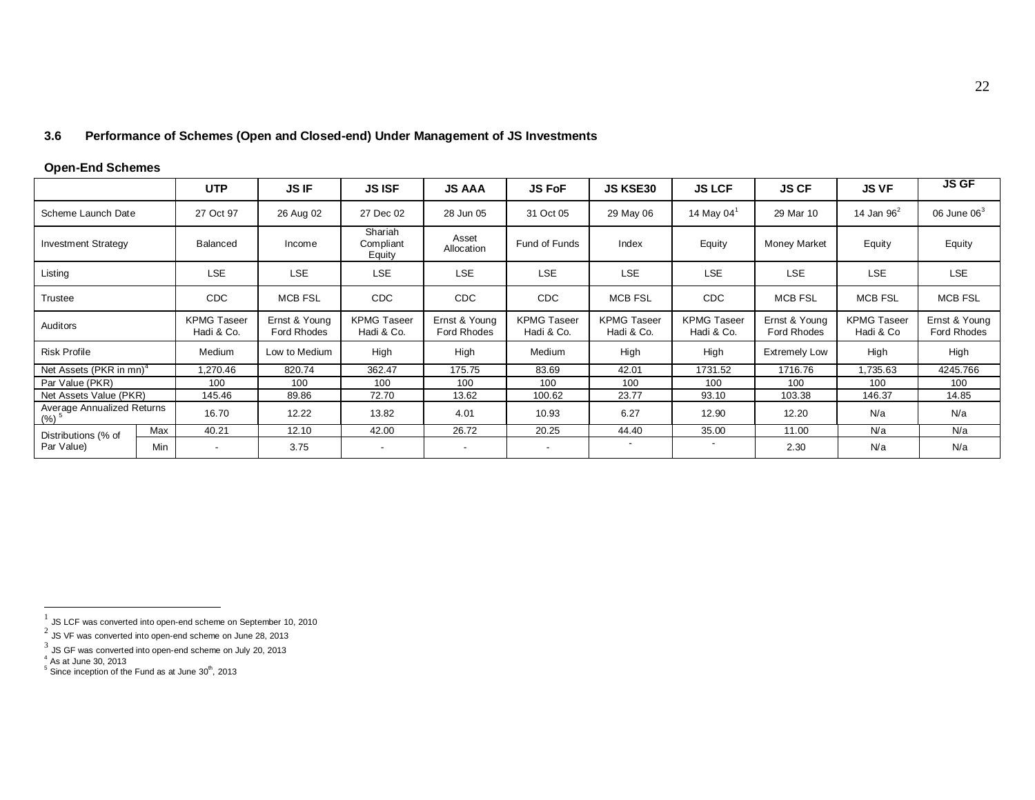### 3.6 Performance of Schemes (Open and Closed-end) Under Management of JS Investments

**Open-End Schemes**

| | | UTP | JS IF | JS ISF | JS AAA | JS FoF | JS KSE30 | JS LCF | JS CF | JS VF | JS GF |
|---|---|---|---|---|---|---|---|---|---|---|---|
| Scheme Launch Date | | 27 Oct 97 | 26 Aug 02 | 27 Dec 02 | 28 Jun 05 | 31 Oct 05 | 29 May 06 | 14 May 04[1] | 29 Mar 10 | 14 Jan 96[2] | 06 June 06[3] |
| Investment Strategy | | Balanced | Income | Shariah Compliant Equity | Asset Allocation | Fund of Funds | Index | Equity | Money Market | Equity | Equity |
| Listing | | LSE | LSE | LSE | LSE | LSE | LSE | LSE | LSE | LSE | LSE |
| Trustee | | CDC | MCB FSL | CDC | CDC | CDC | MCB FSL | CDC | MCB FSL | MCB FSL | MCB FSL |
| Auditors | | KPMG Taseer Hadi & Co. | Ernst & Young Ford Rhodes | KPMG Taseer Hadi & Co. | Ernst & Young Ford Rhodes | KPMG Taseer Hadi & Co. | KPMG Taseer Hadi & Co. | KPMG Taseer Hadi & Co. | Ernst & Young Ford Rhodes | KPMG Taseer Hadi & Co | Ernst & Young Ford Rhodes |
| Risk Profile | | Medium | Low to Medium | High | High | Medium | High | High | Extremely Low | High | High |
| Net Assets (PKR in mn)[4] | | 1,270.46 | 820.74 | 362.47 | 175.75 | 83.69 | 42.01 | 1731.52 | 1716.76 | 1,735.63 | 4245.766 |
| Par Value (PKR) | | 100 | 100 | 100 | 100 | 100 | 100 | 100 | 100 | 100 | 100 |
| Net Assets Value (PKR) | | 145.46 | 89.86 | 72.70 | 13.62 | 100.62 | 23.77 | 93.10 | 103.38 | 146.37 | 14.85 |
| Average Annualized Returns (%)[5] | | 16.70 | 12.22 | 13.82 | 4.01 | 10.93 | 6.27 | 12.90 | 12.20 | N/a | N/a |
| Distributions (% of Par Value) | Max | 40.21 | 12.10 | 42.00 | 26.72 | 20.25 | 44.40 | 35.00 | 11.00 | N/a | N/a |
| | Min | - | 3.75 | - | - | - | - | - | 2.30 | N/a | N/a |

[1] JS LCF was converted into open-end scheme on September 10, 2010

[2] JS VF was converted into open-end scheme on June 28, 2013

[3] JS GF was converted into open-end scheme on July 20, 2013

[4] As at June 30, 2013

[5] Since inception of the Fund as at June 30th, 2013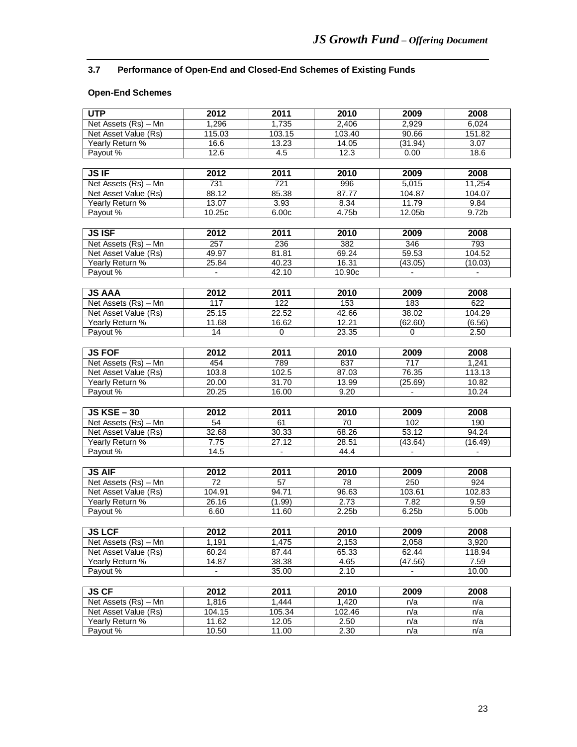### 3.7 Performance of Open-End and Closed-End Schemes of Existing Funds

**Open-End Schemes**

| UTP | 2012 | 2011 | 2010 | 2009 | 2008 |
|---|---|---|---|---|---|
| Net Assets (Rs) – Mn | 1,296 | 1,735 | 2,406 | 2,929 | 6,024 |
| Net Asset Value (Rs) | 115.03 | 103.15 | 103.40 | 90.66 | 151.82 |
| Yearly Return % | 16.6 | 13.23 | 14.05 | (31.94) | 3.07 |
| Payout % | 12.6 | 4.5 | 12.3 | 0.00 | 18.6 |

| JS IF | 2012 | 2011 | 2010 | 2009 | 2008 |
|---|---|---|---|---|---|
| Net Assets (Rs) – Mn | 731 | 721 | 996 | 5,015 | 11,254 |
| Net Asset Value (Rs) | 88.12 | 85.38 | 87.77 | 104.87 | 104.07 |
| Yearly Return % | 13.07 | 3.93 | 8.34 | 11.79 | 9.84 |
| Payout % | 10.25c | 6.00c | 4.75b | 12.05b | 9.72b |

| JS ISF | 2012 | 2011 | 2010 | 2009 | 2008 |
|---|---|---|---|---|---|
| Net Assets (Rs) – Mn | 257 | 236 | 382 | 346 | 793 |
| Net Asset Value (Rs) | 49.97 | 81.81 | 69.24 | 59.53 | 104.52 |
| Yearly Return % | 25.84 | 40.23 | 16.31 | (43.05) | (10.03) |
| Payout % | - | 42.10 | 10.90c | - | - |

| JS AAA | 2012 | 2011 | 2010 | 2009 | 2008 |
|---|---|---|---|---|---|
| Net Assets (Rs) – Mn | 117 | 122 | 153 | 183 | 622 |
| Net Asset Value (Rs) | 25.15 | 22.52 | 42.66 | 38.02 | 104.29 |
| Yearly Return % | 11.68 | 16.62 | 12.21 | (62.60) | (6.56) |
| Payout % | 14 | 0 | 23.35 | 0 | 2.50 |

| JS FOF | 2012 | 2011 | 2010 | 2009 | 2008 |
|---|---|---|---|---|---|
| Net Assets (Rs) – Mn | 454 | 789 | 837 | 717 | 1,241 |
| Net Asset Value (Rs) | 103.8 | 102.5 | 87.03 | 76.35 | 113.13 |
| Yearly Return % | 20.00 | 31.70 | 13.99 | (25.69) | 10.82 |
| Payout % | 20.25 | 16.00 | 9.20 | - | 10.24 |

| JS KSE – 30 | 2012 | 2011 | 2010 | 2009 | 2008 |
|---|---|---|---|---|---|
| Net Assets (Rs) – Mn | 54 | 61 | 70 | 102 | 190 |
| Net Asset Value (Rs) | 32.68 | 30.33 | 68.26 | 53.12 | 94.24 |
| Yearly Return % | 7.75 | 27.12 | 28.51 | (43.64) | (16.49) |
| Payout % | 14.5 | - | 44.4 | - | - |

| JS AIF | 2012 | 2011 | 2010 | 2009 | 2008 |
|---|---|---|---|---|---|
| Net Assets (Rs) – Mn | 72 | 57 | 78 | 250 | 924 |
| Net Asset Value (Rs) | 104.91 | 94.71 | 96.63 | 103.61 | 102.83 |
| Yearly Return % | 26.16 | (1.99) | 2.73 | 7.82 | 9.59 |
| Payout % | 6.60 | 11.60 | 2.25b | 6.25b | 5.00b |

| JS LCF | 2012 | 2011 | 2010 | 2009 | 2008 |
|---|---|---|---|---|---|
| Net Assets (Rs) – Mn | 1,191 | 1,475 | 2,153 | 2,058 | 3,920 |
| Net Asset Value (Rs) | 60.24 | 87.44 | 65.33 | 62.44 | 118.94 |
| Yearly Return % | 14.87 | 38.38 | 4.65 | (47.56) | 7.59 |
| Payout % | - | 35.00 | 2.10 | - | 10.00 |

| JS CF | 2012 | 2011 | 2010 | 2009 | 2008 |
|---|---|---|---|---|---|
| Net Assets (Rs) – Mn | 1,816 | 1,444 | 1,420 | n/a | n/a |
| Net Asset Value (Rs) | 104.15 | 105.34 | 102.46 | n/a | n/a |
| Yearly Return % | 11.62 | 12.05 | 2.50 | n/a | n/a |
| Payout % | 10.50 | 11.00 | 2.30 | n/a | n/a |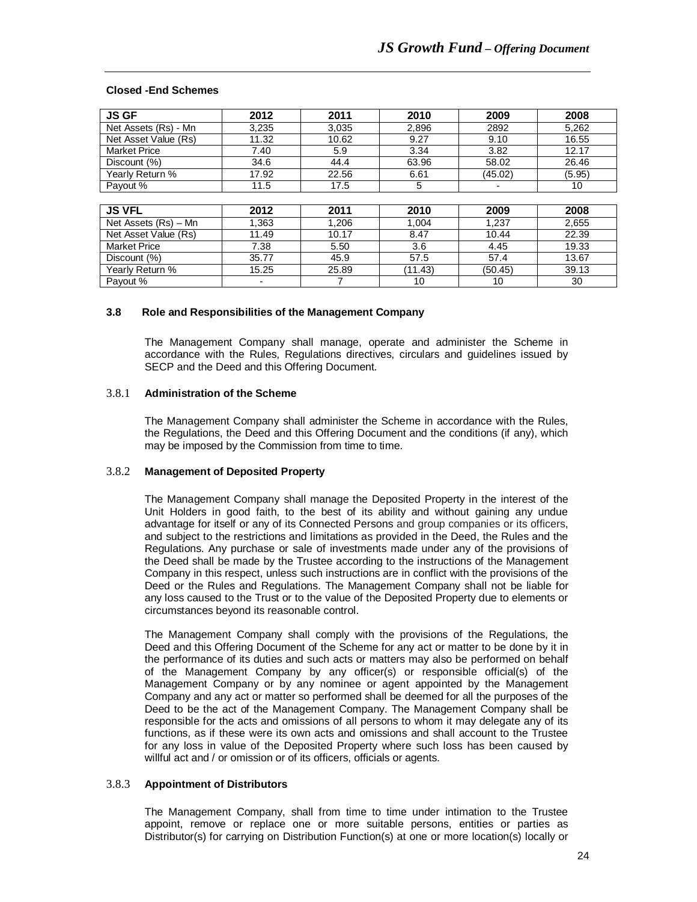**Closed -End Schemes**

| JS GF | 2012 | 2011 | 2010 | 2009 | 2008 |
|---|---|---|---|---|---|
| Net Assets (Rs) - Mn | 3,235 | 3,035 | 2,896 | 2892 | 5,262 |
| Net Asset Value (Rs) | 11.32 | 10.62 | 9.27 | 9.10 | 16.55 |
| Market Price | 7.40 | 5.9 | 3.34 | 3.82 | 12.17 |
| Discount (%) | 34.6 | 44.4 | 63.96 | 58.02 | 26.46 |
| Yearly Return % | 17.92 | 22.56 | 6.61 | (45.02) | (5.95) |
| Payout % | 11.5 | 17.5 | 5 | - | 10 |

| JS VFL | 2012 | 2011 | 2010 | 2009 | 2008 |
|---|---|---|---|---|---|
| Net Assets (Rs) – Mn | 1,363 | 1,206 | 1,004 | 1,237 | 2,655 |
| Net Asset Value (Rs) | 11.49 | 10.17 | 8.47 | 10.44 | 22.39 |
| Market Price | 7.38 | 5.50 | 3.6 | 4.45 | 19.33 |
| Discount (%) | 35.77 | 45.9 | 57.5 | 57.4 | 13.67 |
| Yearly Return % | 15.25 | 25.89 | (11.43) | (50.45) | 39.13 |
| Payout % | - | 7 | 10 | 10 | 30 |

### 3.8 Role and Responsibilities of the Management Company

The Management Company shall manage, operate and administer the Scheme in accordance with the Rules, Regulations directives, circulars and guidelines issued by SECP and the Deed and this Offering Document.

#### 3.8.1 Administration of the Scheme

The Management Company shall administer the Scheme in accordance with the Rules, the Regulations, the Deed and this Offering Document and the conditions (if any), which may be imposed by the Commission from time to time.

#### 3.8.2 Management of Deposited Property

The Management Company shall manage the Deposited Property in the interest of the Unit Holders in good faith, to the best of its ability and without gaining any undue advantage for itself or any of its Connected Persons and group companies or its officers, and subject to the restrictions and limitations as provided in the Deed, the Rules and the Regulations. Any purchase or sale of investments made under any of the provisions of the Deed shall be made by the Trustee according to the instructions of the Management Company in this respect, unless such instructions are in conflict with the provisions of the Deed or the Rules and Regulations. The Management Company shall not be liable for any loss caused to the Trust or to the value of the Deposited Property due to elements or circumstances beyond its reasonable control.

The Management Company shall comply with the provisions of the Regulations, the Deed and this Offering Document of the Scheme for any act or matter to be done by it in the performance of its duties and such acts or matters may also be performed on behalf of the Management Company by any officer(s) or responsible official(s) of the Management Company or by any nominee or agent appointed by the Management Company and any act or matter so performed shall be deemed for all the purposes of the Deed to be the act of the Management Company. The Management Company shall be responsible for the acts and omissions of all persons to whom it may delegate any of its functions, as if these were its own acts and omissions and shall account to the Trustee for any loss in value of the Deposited Property where such loss has been caused by willful act and / or omission or of its officers, officials or agents.

#### 3.8.3 Appointment of Distributors

The Management Company, shall from time to time under intimation to the Trustee appoint, remove or replace one or more suitable persons, entities or parties as Distributor(s) for carrying on Distribution Function(s) at one or more location(s) locally or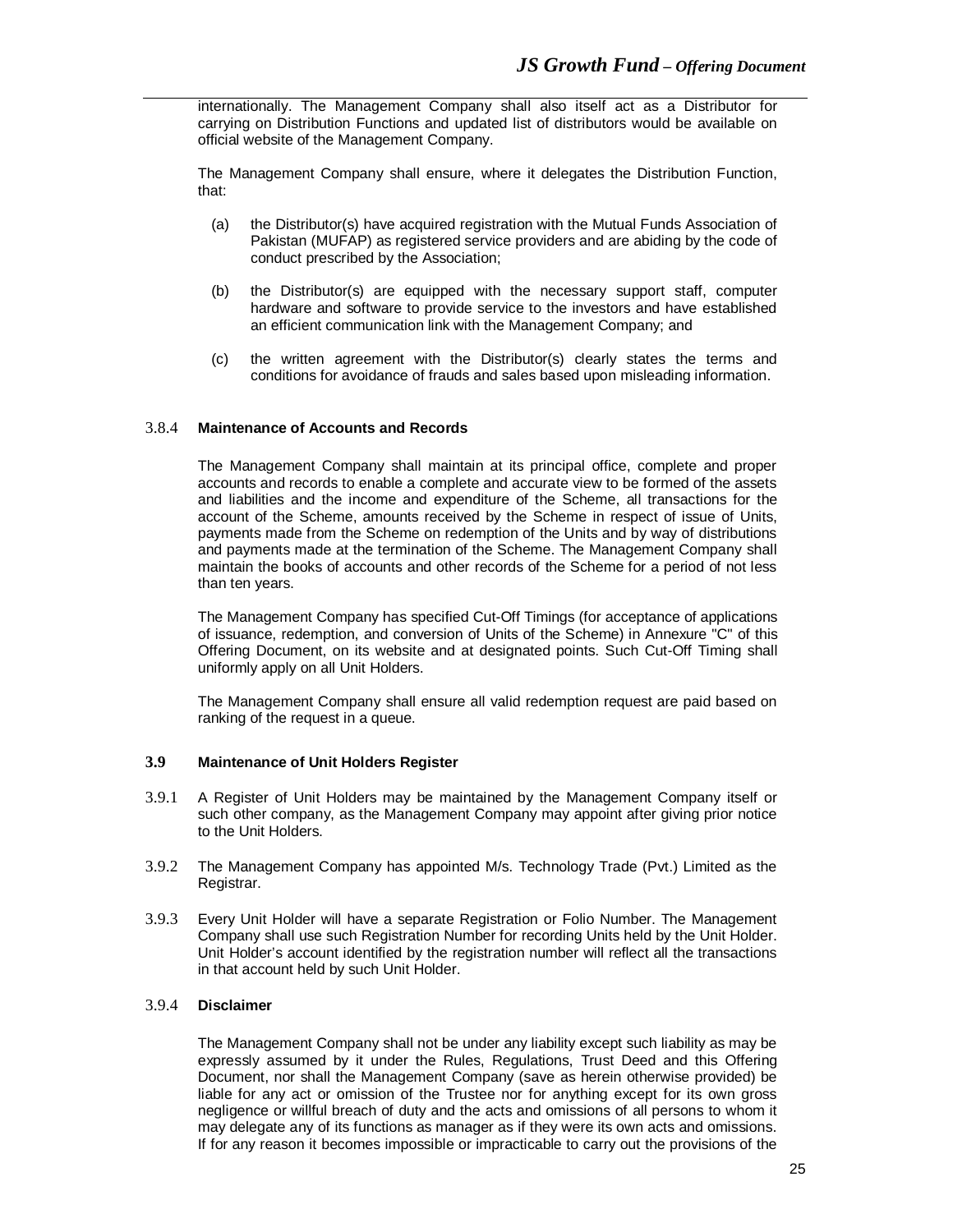internationally. The Management Company shall also itself act as a Distributor for carrying on Distribution Functions and updated list of distributors would be available on official website of the Management Company.

The Management Company shall ensure, where it delegates the Distribution Function, that:

(a) the Distributor(s) have acquired registration with the Mutual Funds Association of Pakistan (MUFAP) as registered service providers and are abiding by the code of conduct prescribed by the Association;

(b) the Distributor(s) are equipped with the necessary support staff, computer hardware and software to provide service to the investors and have established an efficient communication link with the Management Company; and

(c) the written agreement with the Distributor(s) clearly states the terms and conditions for avoidance of frauds and sales based upon misleading information.

#### 3.8.4 Maintenance of Accounts and Records

The Management Company shall maintain at its principal office, complete and proper accounts and records to enable a complete and accurate view to be formed of the assets and liabilities and the income and expenditure of the Scheme, all transactions for the account of the Scheme, amounts received by the Scheme in respect of issue of Units, payments made from the Scheme on redemption of the Units and by way of distributions and payments made at the termination of the Scheme. The Management Company shall maintain the books of accounts and other records of the Scheme for a period of not less than ten years.

The Management Company has specified Cut-Off Timings (for acceptance of applications of issuance, redemption, and conversion of Units of the Scheme) in Annexure "C" of this Offering Document, on its website and at designated points. Such Cut-Off Timing shall uniformly apply on all Unit Holders.

The Management Company shall ensure all valid redemption request are paid based on ranking of the request in a queue.

### 3.9 Maintenance of Unit Holders Register

3.9.1 A Register of Unit Holders may be maintained by the Management Company itself or such other company, as the Management Company may appoint after giving prior notice to the Unit Holders.

3.9.2 The Management Company has appointed M/s. Technology Trade (Pvt.) Limited as the Registrar.

3.9.3 Every Unit Holder will have a separate Registration or Folio Number. The Management Company shall use such Registration Number for recording Units held by the Unit Holder. Unit Holder's account identified by the registration number will reflect all the transactions in that account held by such Unit Holder.

#### 3.9.4 Disclaimer

The Management Company shall not be under any liability except such liability as may be expressly assumed by it under the Rules, Regulations, Trust Deed and this Offering Document, nor shall the Management Company (save as herein otherwise provided) be liable for any act or omission of the Trustee nor for anything except for its own gross negligence or willful breach of duty and the acts and omissions of all persons to whom it may delegate any of its functions as manager as if they were its own acts and omissions. If for any reason it becomes impossible or impracticable to carry out the provisions of the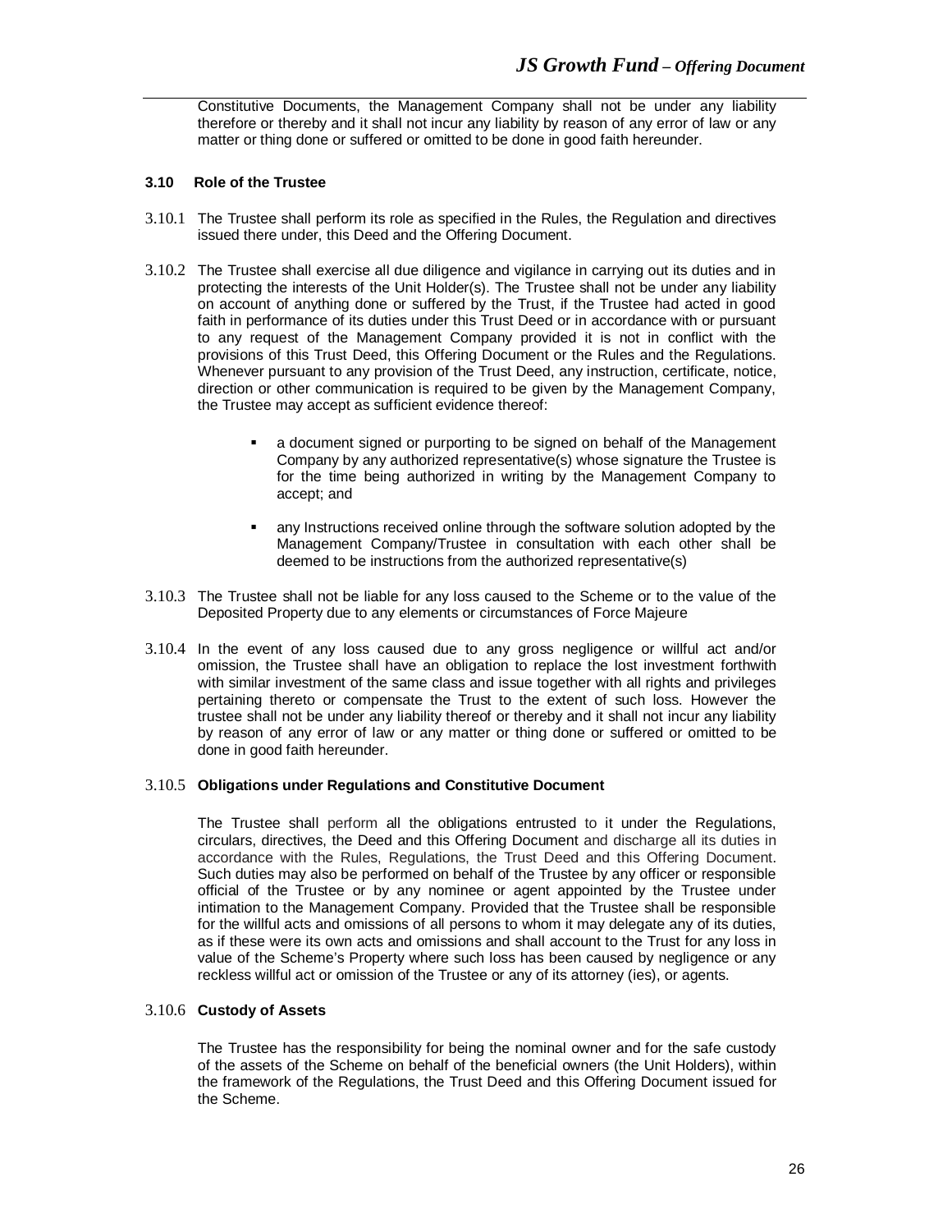Constitutive Documents, the Management Company shall not be under any liability therefore or thereby and it shall not incur any liability by reason of any error of law or any matter or thing done or suffered or omitted to be done in good faith hereunder.

### 3.10 Role of the Trustee

3.10.1 The Trustee shall perform its role as specified in the Rules, the Regulation and directives issued there under, this Deed and the Offering Document.

3.10.2 The Trustee shall exercise all due diligence and vigilance in carrying out its duties and in protecting the interests of the Unit Holder(s). The Trustee shall not be under any liability on account of anything done or suffered by the Trust, if the Trustee had acted in good faith in performance of its duties under this Trust Deed or in accordance with or pursuant to any request of the Management Company provided it is not in conflict with the provisions of this Trust Deed, this Offering Document or the Rules and the Regulations. Whenever pursuant to any provision of the Trust Deed, any instruction, certificate, notice, direction or other communication is required to be given by the Management Company, the Trustee may accept as sufficient evidence thereof:

- a document signed or purporting to be signed on behalf of the Management Company by any authorized representative(s) whose signature the Trustee is for the time being authorized in writing by the Management Company to accept; and
- any Instructions received online through the software solution adopted by the Management Company/Trustee in consultation with each other shall be deemed to be instructions from the authorized representative(s)

3.10.3 The Trustee shall not be liable for any loss caused to the Scheme or to the value of the Deposited Property due to any elements or circumstances of Force Majeure

3.10.4 In the event of any loss caused due to any gross negligence or willful act and/or omission, the Trustee shall have an obligation to replace the lost investment forthwith with similar investment of the same class and issue together with all rights and privileges pertaining thereto or compensate the Trust to the extent of such loss. However the trustee shall not be under any liability thereof or thereby and it shall not incur any liability by reason of any error of law or any matter or thing done or suffered or omitted to be done in good faith hereunder.

#### 3.10.5 Obligations under Regulations and Constitutive Document

The Trustee shall perform all the obligations entrusted to it under the Regulations, circulars, directives, the Deed and this Offering Document and discharge all its duties in accordance with the Rules, Regulations, the Trust Deed and this Offering Document. Such duties may also be performed on behalf of the Trustee by any officer or responsible official of the Trustee or by any nominee or agent appointed by the Trustee under intimation to the Management Company. Provided that the Trustee shall be responsible for the willful acts and omissions of all persons to whom it may delegate any of its duties, as if these were its own acts and omissions and shall account to the Trust for any loss in value of the Scheme's Property where such loss has been caused by negligence or any reckless willful act or omission of the Trustee or any of its attorney (ies), or agents.

#### 3.10.6 Custody of Assets

The Trustee has the responsibility for being the nominal owner and for the safe custody of the assets of the Scheme on behalf of the beneficial owners (the Unit Holders), within the framework of the Regulations, the Trust Deed and this Offering Document issued for the Scheme.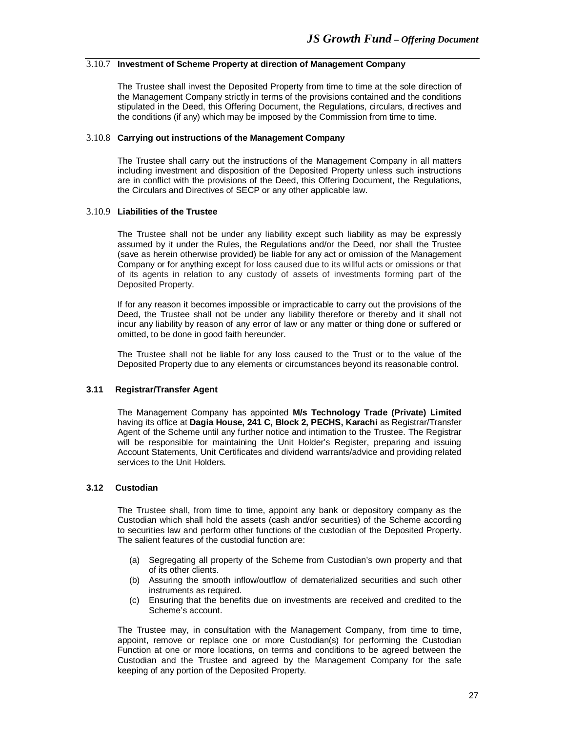#### 3.10.7 Investment of Scheme Property at direction of Management Company

The Trustee shall invest the Deposited Property from time to time at the sole direction of the Management Company strictly in terms of the provisions contained and the conditions stipulated in the Deed, this Offering Document, the Regulations, circulars, directives and the conditions (if any) which may be imposed by the Commission from time to time.

#### 3.10.8 Carrying out instructions of the Management Company

The Trustee shall carry out the instructions of the Management Company in all matters including investment and disposition of the Deposited Property unless such instructions are in conflict with the provisions of the Deed, this Offering Document, the Regulations, the Circulars and Directives of SECP or any other applicable law.

#### 3.10.9 Liabilities of the Trustee

The Trustee shall not be under any liability except such liability as may be expressly assumed by it under the Rules, the Regulations and/or the Deed, nor shall the Trustee (save as herein otherwise provided) be liable for any act or omission of the Management Company or for anything except for loss caused due to its willful acts or omissions or that of its agents in relation to any custody of assets of investments forming part of the Deposited Property.

If for any reason it becomes impossible or impracticable to carry out the provisions of the Deed, the Trustee shall not be under any liability therefore or thereby and it shall not incur any liability by reason of any error of law or any matter or thing done or suffered or omitted, to be done in good faith hereunder.

The Trustee shall not be liable for any loss caused to the Trust or to the value of the Deposited Property due to any elements or circumstances beyond its reasonable control.

### 3.11 Registrar/Transfer Agent

The Management Company has appointed **M/s Technology Trade (Private) Limited** having its office at **Dagia House, 241 C, Block 2, PECHS, Karachi** as Registrar/Transfer Agent of the Scheme until any further notice and intimation to the Trustee. The Registrar will be responsible for maintaining the Unit Holder's Register, preparing and issuing Account Statements, Unit Certificates and dividend warrants/advice and providing related services to the Unit Holders.

### 3.12 Custodian

The Trustee shall, from time to time, appoint any bank or depository company as the Custodian which shall hold the assets (cash and/or securities) of the Scheme according to securities law and perform other functions of the custodian of the Deposited Property. The salient features of the custodial function are:

(a) Segregating all property of the Scheme from Custodian's own property and that of its other clients.

(b) Assuring the smooth inflow/outflow of dematerialized securities and such other instruments as required.

(c) Ensuring that the benefits due on investments are received and credited to the Scheme's account.

The Trustee may, in consultation with the Management Company, from time to time, appoint, remove or replace one or more Custodian(s) for performing the Custodian Function at one or more locations, on terms and conditions to be agreed between the Custodian and the Trustee and agreed by the Management Company for the safe keeping of any portion of the Deposited Property.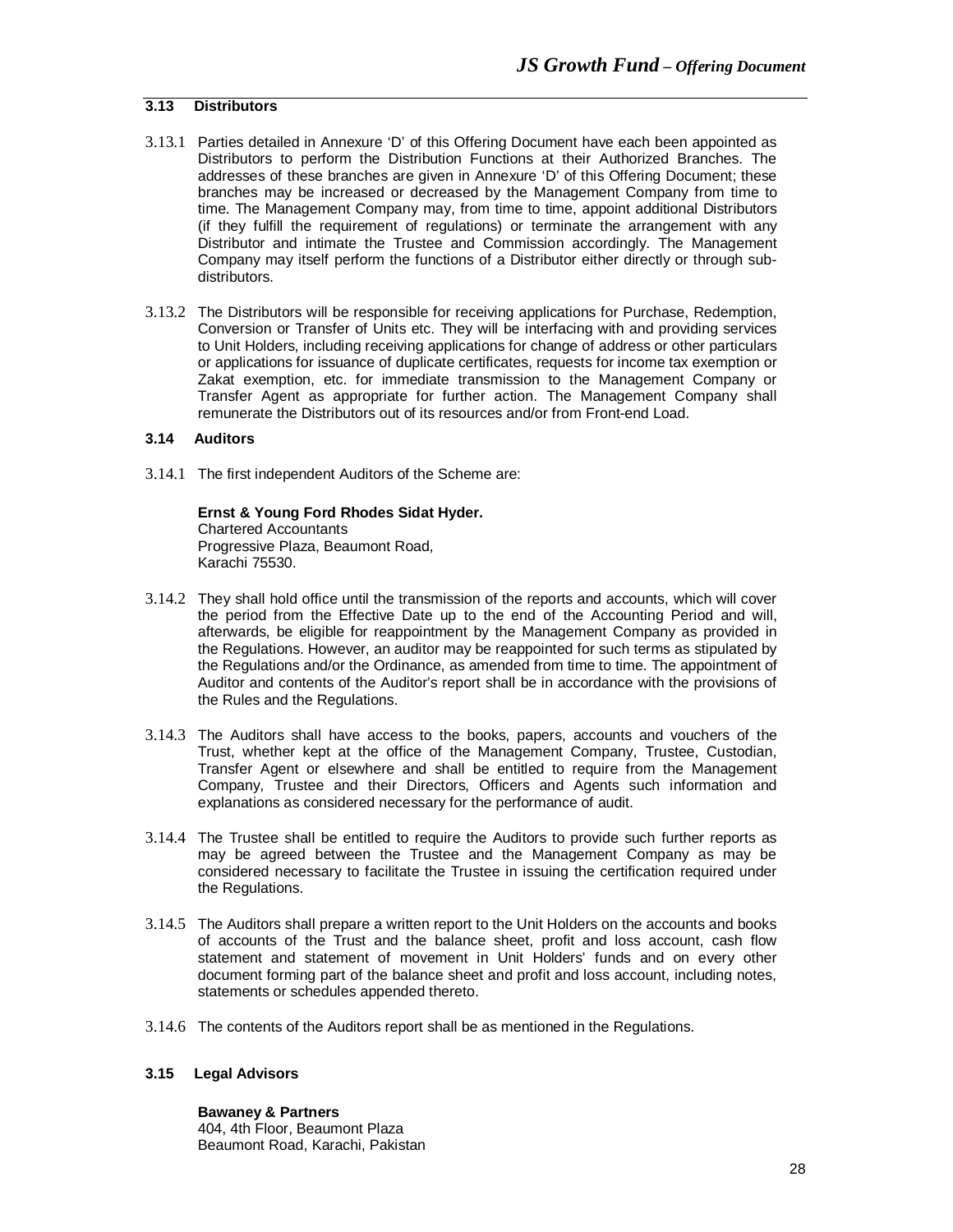### 3.13 Distributors

3.13.1 Parties detailed in Annexure 'D' of this Offering Document have each been appointed as Distributors to perform the Distribution Functions at their Authorized Branches. The addresses of these branches are given in Annexure 'D' of this Offering Document; these branches may be increased or decreased by the Management Company from time to time. The Management Company may, from time to time, appoint additional Distributors (if they fulfill the requirement of regulations) or terminate the arrangement with any Distributor and intimate the Trustee and Commission accordingly. The Management Company may itself perform the functions of a Distributor either directly or through sub-distributors.

3.13.2 The Distributors will be responsible for receiving applications for Purchase, Redemption, Conversion or Transfer of Units etc. They will be interfacing with and providing services to Unit Holders, including receiving applications for change of address or other particulars or applications for issuance of duplicate certificates, requests for income tax exemption or Zakat exemption, etc. for immediate transmission to the Management Company or Transfer Agent as appropriate for further action. The Management Company shall remunerate the Distributors out of its resources and/or from Front-end Load.

### 3.14 Auditors

3.14.1 The first independent Auditors of the Scheme are:

**Ernst & Young Ford Rhodes Sidat Hyder.**
Chartered Accountants
Progressive Plaza, Beaumont Road,
Karachi 75530.

3.14.2 They shall hold office until the transmission of the reports and accounts, which will cover the period from the Effective Date up to the end of the Accounting Period and will, afterwards, be eligible for reappointment by the Management Company as provided in the Regulations. However, an auditor may be reappointed for such terms as stipulated by the Regulations and/or the Ordinance, as amended from time to time. The appointment of Auditor and contents of the Auditor's report shall be in accordance with the provisions of the Rules and the Regulations.

3.14.3 The Auditors shall have access to the books, papers, accounts and vouchers of the Trust, whether kept at the office of the Management Company, Trustee, Custodian, Transfer Agent or elsewhere and shall be entitled to require from the Management Company, Trustee and their Directors, Officers and Agents such information and explanations as considered necessary for the performance of audit.

3.14.4 The Trustee shall be entitled to require the Auditors to provide such further reports as may be agreed between the Trustee and the Management Company as may be considered necessary to facilitate the Trustee in issuing the certification required under the Regulations.

3.14.5 The Auditors shall prepare a written report to the Unit Holders on the accounts and books of accounts of the Trust and the balance sheet, profit and loss account, cash flow statement and statement of movement in Unit Holders' funds and on every other document forming part of the balance sheet and profit and loss account, including notes, statements or schedules appended thereto.

3.14.6 The contents of the Auditors report shall be as mentioned in the Regulations.

### 3.15 Legal Advisors

**Bawaney & Partners**
404, 4th Floor, Beaumont Plaza
Beaumont Road, Karachi, Pakistan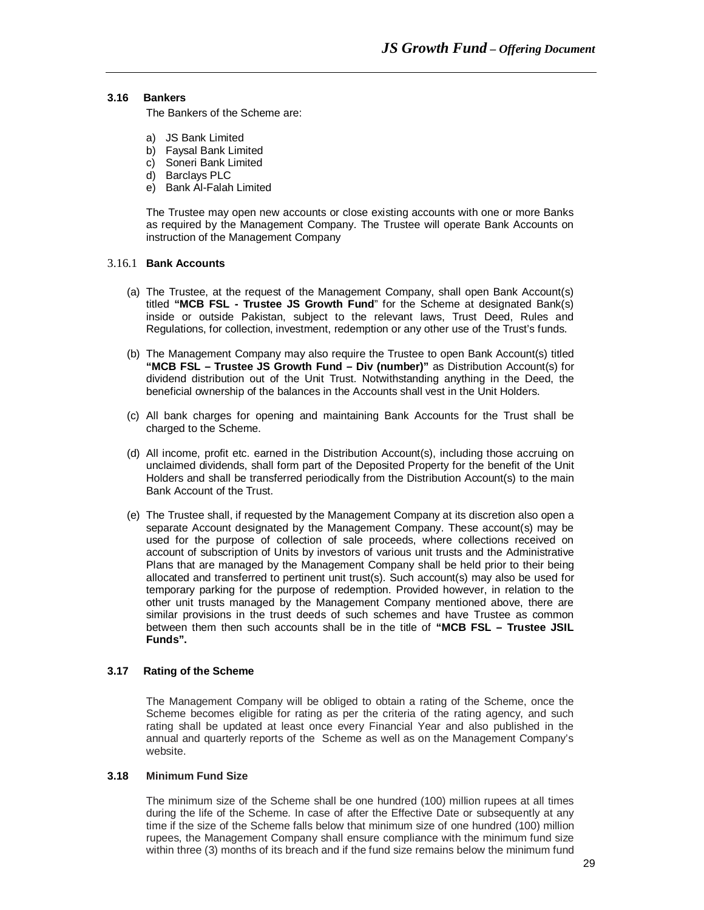### 3.16 Bankers

The Bankers of the Scheme are:

a) JS Bank Limited
b) Faysal Bank Limited
c) Soneri Bank Limited
d) Barclays PLC
e) Bank Al-Falah Limited

The Trustee may open new accounts or close existing accounts with one or more Banks as required by the Management Company. The Trustee will operate Bank Accounts on instruction of the Management Company

#### 3.16.1 Bank Accounts

(a) The Trustee, at the request of the Management Company, shall open Bank Account(s) titled **"MCB FSL - Trustee JS Growth Fund**" for the Scheme at designated Bank(s) inside or outside Pakistan, subject to the relevant laws, Trust Deed, Rules and Regulations, for collection, investment, redemption or any other use of the Trust's funds.

(b) The Management Company may also require the Trustee to open Bank Account(s) titled **"MCB FSL – Trustee JS Growth Fund – Div (number)"** as Distribution Account(s) for dividend distribution out of the Unit Trust. Notwithstanding anything in the Deed, the beneficial ownership of the balances in the Accounts shall vest in the Unit Holders.

(c) All bank charges for opening and maintaining Bank Accounts for the Trust shall be charged to the Scheme.

(d) All income, profit etc. earned in the Distribution Account(s), including those accruing on unclaimed dividends, shall form part of the Deposited Property for the benefit of the Unit Holders and shall be transferred periodically from the Distribution Account(s) to the main Bank Account of the Trust.

(e) The Trustee shall, if requested by the Management Company at its discretion also open a separate Account designated by the Management Company. These account(s) may be used for the purpose of collection of sale proceeds, where collections received on account of subscription of Units by investors of various unit trusts and the Administrative Plans that are managed by the Management Company shall be held prior to their being allocated and transferred to pertinent unit trust(s). Such account(s) may also be used for temporary parking for the purpose of redemption. Provided however, in relation to the other unit trusts managed by the Management Company mentioned above, there are similar provisions in the trust deeds of such schemes and have Trustee as common between them then such accounts shall be in the title of **"MCB FSL – Trustee JSIL Funds".**

### 3.17 Rating of the Scheme

The Management Company will be obliged to obtain a rating of the Scheme, once the Scheme becomes eligible for rating as per the criteria of the rating agency, and such rating shall be updated at least once every Financial Year and also published in the annual and quarterly reports of the Scheme as well as on the Management Company's website.

### 3.18 Minimum Fund Size

The minimum size of the Scheme shall be one hundred (100) million rupees at all times during the life of the Scheme. In case of after the Effective Date or subsequently at any time if the size of the Scheme falls below that minimum size of one hundred (100) million rupees, the Management Company shall ensure compliance with the minimum fund size within three (3) months of its breach and if the fund size remains below the minimum fund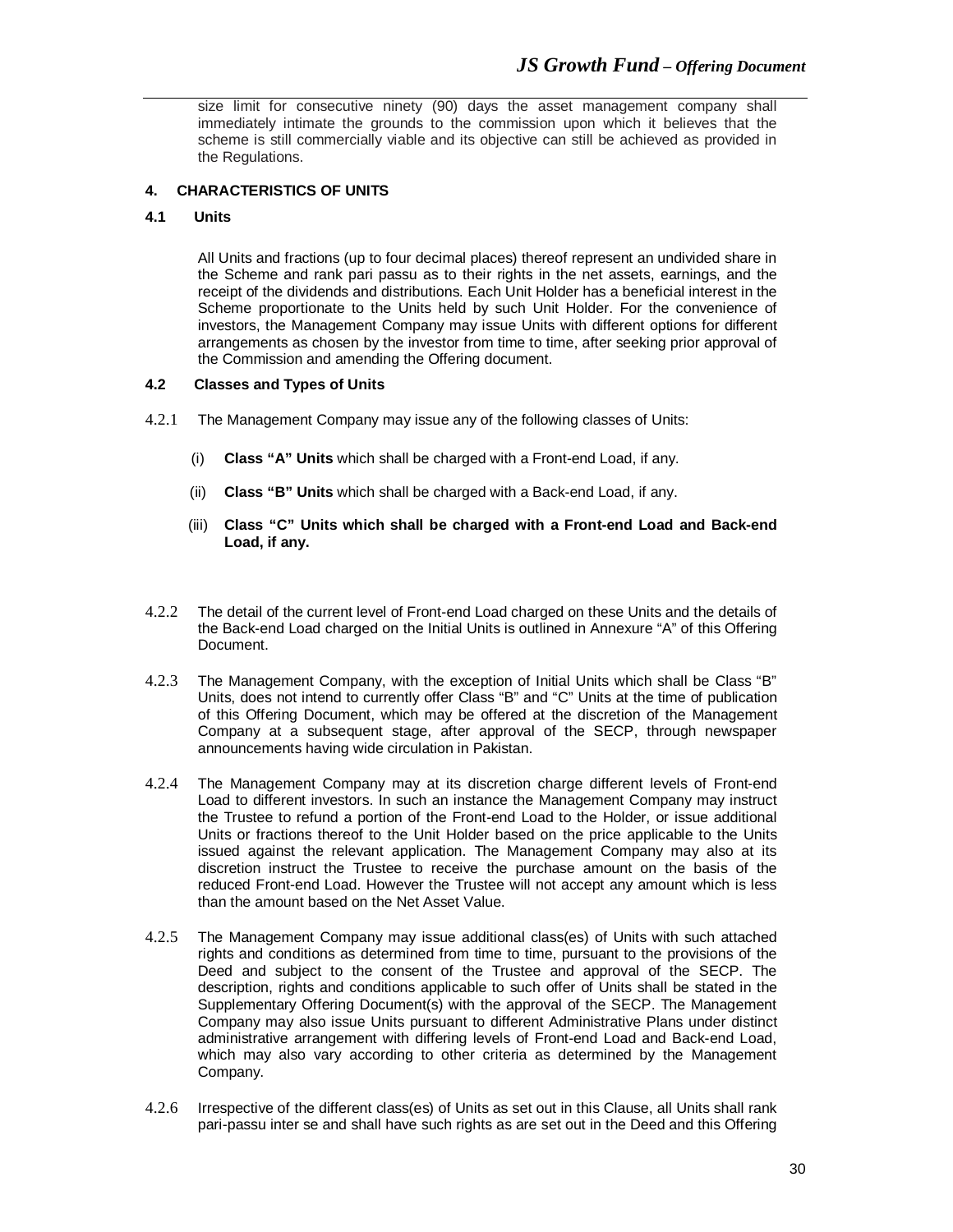size limit for consecutive ninety (90) days the asset management company shall immediately intimate the grounds to the commission upon which it believes that the scheme is still commercially viable and its objective can still be achieved as provided in the Regulations.

## 4. CHARACTERISTICS OF UNITS

### 4.1 Units

All Units and fractions (up to four decimal places) thereof represent an undivided share in the Scheme and rank pari passu as to their rights in the net assets, earnings, and the receipt of the dividends and distributions. Each Unit Holder has a beneficial interest in the Scheme proportionate to the Units held by such Unit Holder. For the convenience of investors, the Management Company may issue Units with different options for different arrangements as chosen by the investor from time to time, after seeking prior approval of the Commission and amending the Offering document.

### 4.2 Classes and Types of Units

4.2.1 The Management Company may issue any of the following classes of Units:

(i) **Class "A" Units** which shall be charged with a Front-end Load, if any.

(ii) **Class "B" Units** which shall be charged with a Back-end Load, if any.

(iii) **Class "C" Units which shall be charged with a Front-end Load and Back-end Load, if any.**

4.2.2 The detail of the current level of Front-end Load charged on these Units and the details of the Back-end Load charged on the Initial Units is outlined in Annexure "A" of this Offering Document.

4.2.3 The Management Company, with the exception of Initial Units which shall be Class "B" Units, does not intend to currently offer Class "B" and "C" Units at the time of publication of this Offering Document, which may be offered at the discretion of the Management Company at a subsequent stage, after approval of the SECP, through newspaper announcements having wide circulation in Pakistan.

4.2.4 The Management Company may at its discretion charge different levels of Front-end Load to different investors. In such an instance the Management Company may instruct the Trustee to refund a portion of the Front-end Load to the Holder, or issue additional Units or fractions thereof to the Unit Holder based on the price applicable to the Units issued against the relevant application. The Management Company may also at its discretion instruct the Trustee to receive the purchase amount on the basis of the reduced Front-end Load. However the Trustee will not accept any amount which is less than the amount based on the Net Asset Value.

4.2.5 The Management Company may issue additional class(es) of Units with such attached rights and conditions as determined from time to time, pursuant to the provisions of the Deed and subject to the consent of the Trustee and approval of the SECP. The description, rights and conditions applicable to such offer of Units shall be stated in the Supplementary Offering Document(s) with the approval of the SECP. The Management Company may also issue Units pursuant to different Administrative Plans under distinct administrative arrangement with differing levels of Front-end Load and Back-end Load, which may also vary according to other criteria as determined by the Management Company.

4.2.6 Irrespective of the different class(es) of Units as set out in this Clause, all Units shall rank pari-passu inter se and shall have such rights as are set out in the Deed and this Offering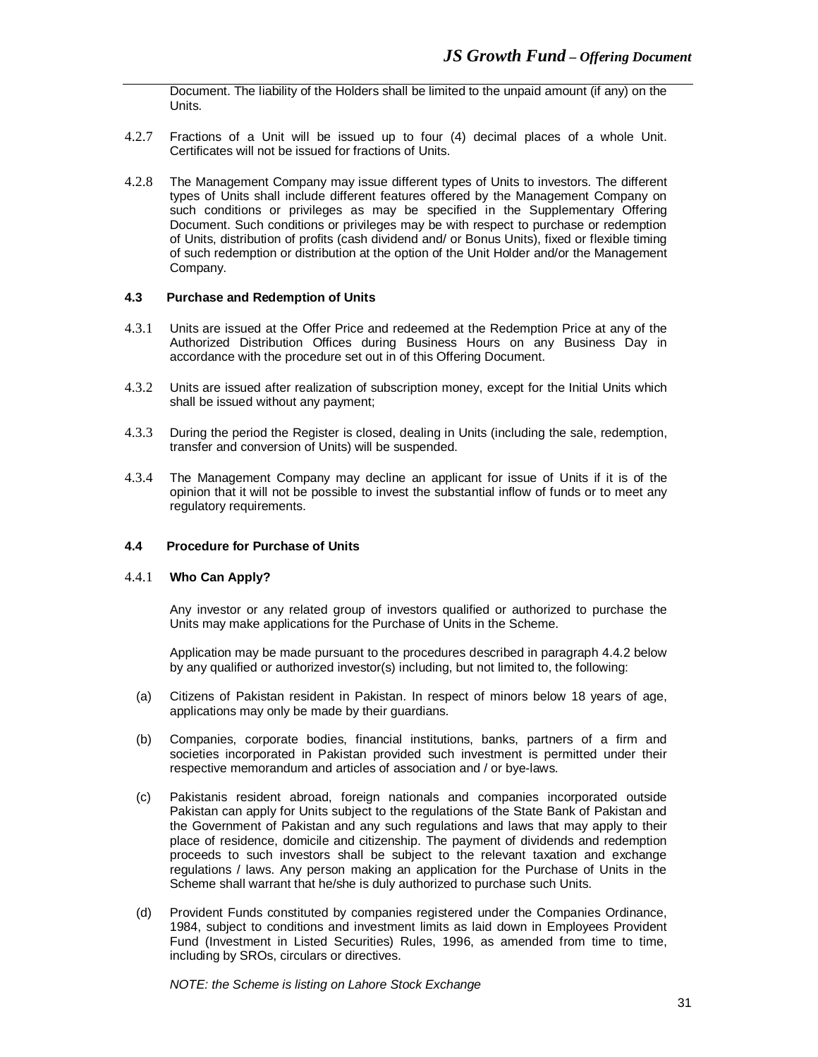Document. The liability of the Holders shall be limited to the unpaid amount (if any) on the Units.

4.2.7 Fractions of a Unit will be issued up to four (4) decimal places of a whole Unit. Certificates will not be issued for fractions of Units.

4.2.8 The Management Company may issue different types of Units to investors. The different types of Units shall include different features offered by the Management Company on such conditions or privileges as may be specified in the Supplementary Offering Document. Such conditions or privileges may be with respect to purchase or redemption of Units, distribution of profits (cash dividend and/ or Bonus Units), fixed or flexible timing of such redemption or distribution at the option of the Unit Holder and/or the Management Company.

#### 4.3 Purchase and Redemption of Units

4.3.1 Units are issued at the Offer Price and redeemed at the Redemption Price at any of the Authorized Distribution Offices during Business Hours on any Business Day in accordance with the procedure set out in of this Offering Document.

4.3.2 Units are issued after realization of subscription money, except for the Initial Units which shall be issued without any payment;

4.3.3 During the period the Register is closed, dealing in Units (including the sale, redemption, transfer and conversion of Units) will be suspended.

4.3.4 The Management Company may decline an applicant for issue of Units if it is of the opinion that it will not be possible to invest the substantial inflow of funds or to meet any regulatory requirements.

#### 4.4 Procedure for Purchase of Units

4.4.1 **Who Can Apply?**

Any investor or any related group of investors qualified or authorized to purchase the Units may make applications for the Purchase of Units in the Scheme.

Application may be made pursuant to the procedures described in paragraph 4.4.2 below by any qualified or authorized investor(s) including, but not limited to, the following:

(a) Citizens of Pakistan resident in Pakistan. In respect of minors below 18 years of age, applications may only be made by their guardians.

(b) Companies, corporate bodies, financial institutions, banks, partners of a firm and societies incorporated in Pakistan provided such investment is permitted under their respective memorandum and articles of association and / or bye-laws.

(c) Pakistanis resident abroad, foreign nationals and companies incorporated outside Pakistan can apply for Units subject to the regulations of the State Bank of Pakistan and the Government of Pakistan and any such regulations and laws that may apply to their place of residence, domicile and citizenship. The payment of dividends and redemption proceeds to such investors shall be subject to the relevant taxation and exchange regulations / laws. Any person making an application for the Purchase of Units in the Scheme shall warrant that he/she is duly authorized to purchase such Units.

(d) Provident Funds constituted by companies registered under the Companies Ordinance, 1984, subject to conditions and investment limits as laid down in Employees Provident Fund (Investment in Listed Securities) Rules, 1996, as amended from time to time, including by SROs, circulars or directives.

*NOTE: the Scheme is listing on Lahore Stock Exchange*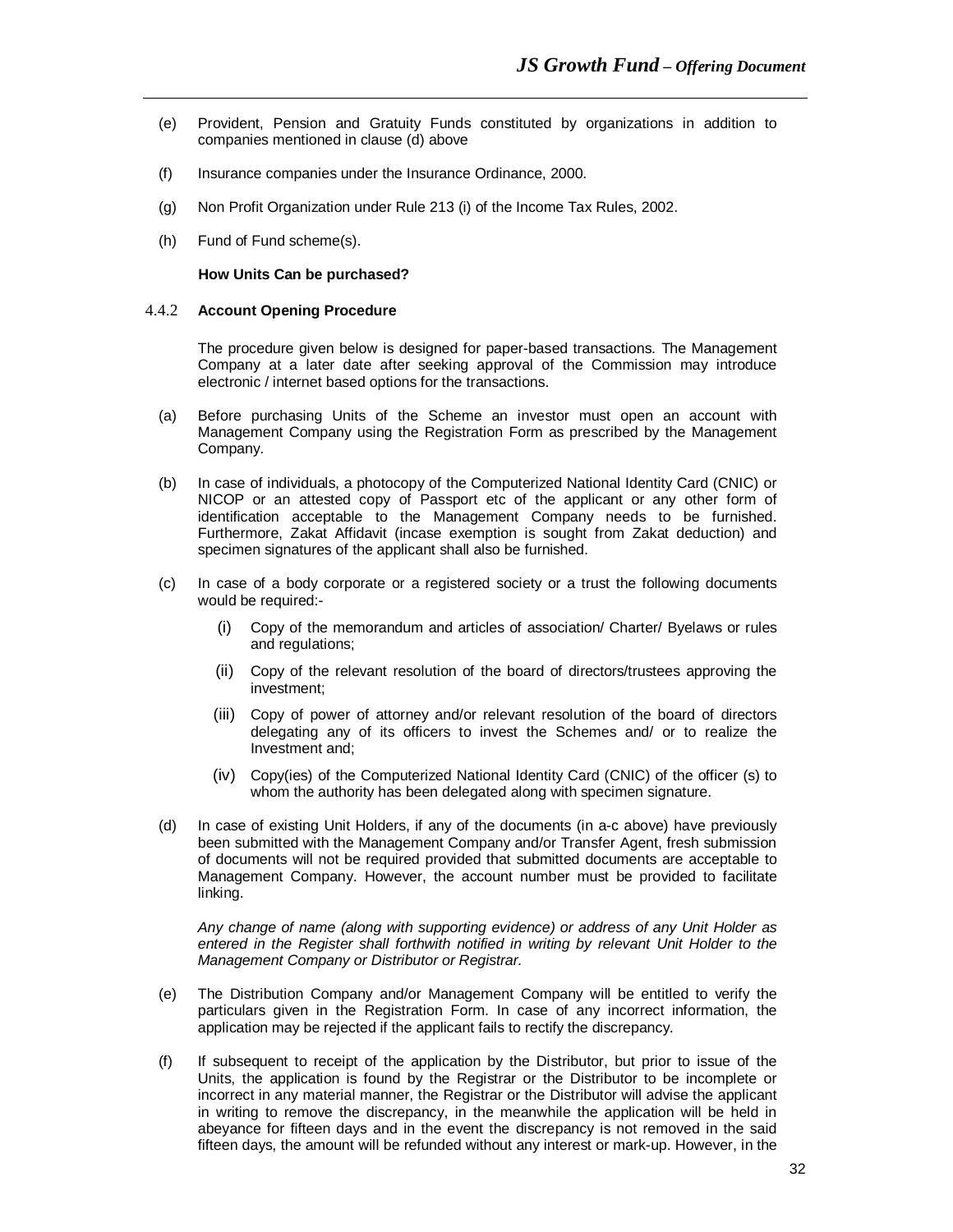(e) Provident, Pension and Gratuity Funds constituted by organizations in addition to companies mentioned in clause (d) above

(f) Insurance companies under the Insurance Ordinance, 2000.

(g) Non Profit Organization under Rule 213 (i) of the Income Tax Rules, 2002.

(h) Fund of Fund scheme(s).

**How Units Can be purchased?**

### 4.4.2 **Account Opening Procedure**

The procedure given below is designed for paper-based transactions. The Management Company at a later date after seeking approval of the Commission may introduce electronic / internet based options for the transactions.

(a) Before purchasing Units of the Scheme an investor must open an account with Management Company using the Registration Form as prescribed by the Management Company.

(b) In case of individuals, a photocopy of the Computerized National Identity Card (CNIC) or NICOP or an attested copy of Passport etc of the applicant or any other form of identification acceptable to the Management Company needs to be furnished. Furthermore, Zakat Affidavit (incase exemption is sought from Zakat deduction) and specimen signatures of the applicant shall also be furnished.

(c) In case of a body corporate or a registered society or a trust the following documents would be required:-

   (i) Copy of the memorandum and articles of association/ Charter/ Byelaws or rules and regulations;

   (ii) Copy of the relevant resolution of the board of directors/trustees approving the investment;

   (iii) Copy of power of attorney and/or relevant resolution of the board of directors delegating any of its officers to invest the Schemes and/ or to realize the Investment and;

   (iv) Copy(ies) of the Computerized National Identity Card (CNIC) of the officer (s) to whom the authority has been delegated along with specimen signature.

(d) In case of existing Unit Holders, if any of the documents (in a-c above) have previously been submitted with the Management Company and/or Transfer Agent, fresh submission of documents will not be required provided that submitted documents are acceptable to Management Company. However, the account number must be provided to facilitate linking.

*Any change of name (along with supporting evidence) or address of any Unit Holder as entered in the Register shall forthwith notified in writing by relevant Unit Holder to the Management Company or Distributor or Registrar.*

(e) The Distribution Company and/or Management Company will be entitled to verify the particulars given in the Registration Form. In case of any incorrect information, the application may be rejected if the applicant fails to rectify the discrepancy.

(f) If subsequent to receipt of the application by the Distributor, but prior to issue of the Units, the application is found by the Registrar or the Distributor to be incomplete or incorrect in any material manner, the Registrar or the Distributor will advise the applicant in writing to remove the discrepancy, in the meanwhile the application will be held in abeyance for fifteen days and in the event the discrepancy is not removed in the said fifteen days, the amount will be refunded without any interest or mark-up. However, in the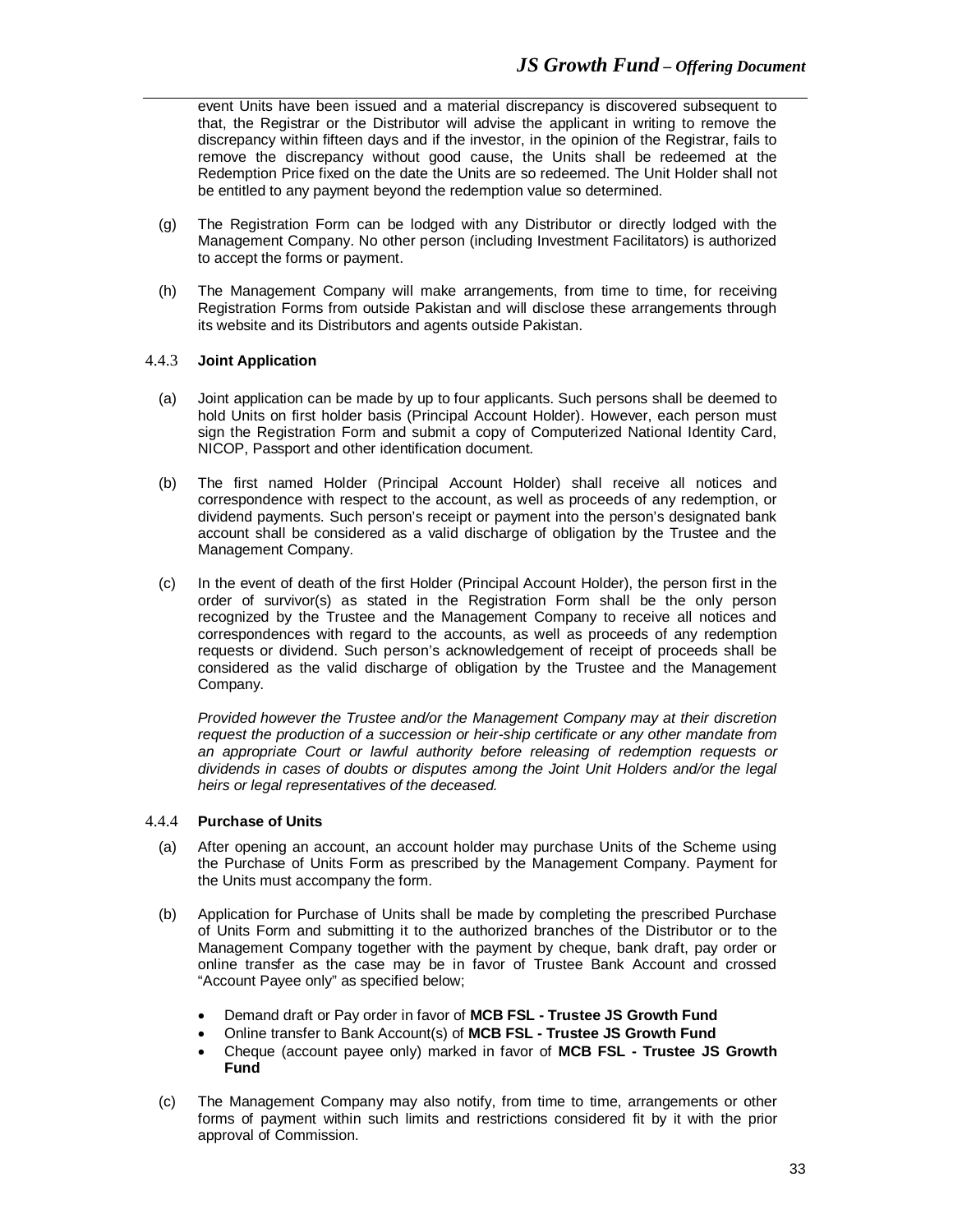event Units have been issued and a material discrepancy is discovered subsequent to that, the Registrar or the Distributor will advise the applicant in writing to remove the discrepancy within fifteen days and if the investor, in the opinion of the Registrar, fails to remove the discrepancy without good cause, the Units shall be redeemed at the Redemption Price fixed on the date the Units are so redeemed. The Unit Holder shall not be entitled to any payment beyond the redemption value so determined.

(g) The Registration Form can be lodged with any Distributor or directly lodged with the Management Company. No other person (including Investment Facilitators) is authorized to accept the forms or payment.

(h) The Management Company will make arrangements, from time to time, for receiving Registration Forms from outside Pakistan and will disclose these arrangements through its website and its Distributors and agents outside Pakistan.

#### 4.4.3 **Joint Application**

(a) Joint application can be made by up to four applicants. Such persons shall be deemed to hold Units on first holder basis (Principal Account Holder). However, each person must sign the Registration Form and submit a copy of Computerized National Identity Card, NICOP, Passport and other identification document.

(b) The first named Holder (Principal Account Holder) shall receive all notices and correspondence with respect to the account, as well as proceeds of any redemption, or dividend payments. Such person's receipt or payment into the person's designated bank account shall be considered as a valid discharge of obligation by the Trustee and the Management Company.

(c) In the event of death of the first Holder (Principal Account Holder), the person first in the order of survivor(s) as stated in the Registration Form shall be the only person recognized by the Trustee and the Management Company to receive all notices and correspondences with regard to the accounts, as well as proceeds of any redemption requests or dividend. Such person's acknowledgement of receipt of proceeds shall be considered as the valid discharge of obligation by the Trustee and the Management Company.

*Provided however the Trustee and/or the Management Company may at their discretion request the production of a succession or heir-ship certificate or any other mandate from an appropriate Court or lawful authority before releasing of redemption requests or dividends in cases of doubts or disputes among the Joint Unit Holders and/or the legal heirs or legal representatives of the deceased.*

#### 4.4.4 **Purchase of Units**

(a) After opening an account, an account holder may purchase Units of the Scheme using the Purchase of Units Form as prescribed by the Management Company. Payment for the Units must accompany the form.

(b) Application for Purchase of Units shall be made by completing the prescribed Purchase of Units Form and submitting it to the authorized branches of the Distributor or to the Management Company together with the payment by cheque, bank draft, pay order or online transfer as the case may be in favor of Trustee Bank Account and crossed "Account Payee only" as specified below;

- Demand draft or Pay order in favor of **MCB FSL - Trustee JS Growth Fund**
- Online transfer to Bank Account(s) of **MCB FSL - Trustee JS Growth Fund**
- Cheque (account payee only) marked in favor of **MCB FSL - Trustee JS Growth Fund**

(c) The Management Company may also notify, from time to time, arrangements or other forms of payment within such limits and restrictions considered fit by it with the prior approval of Commission.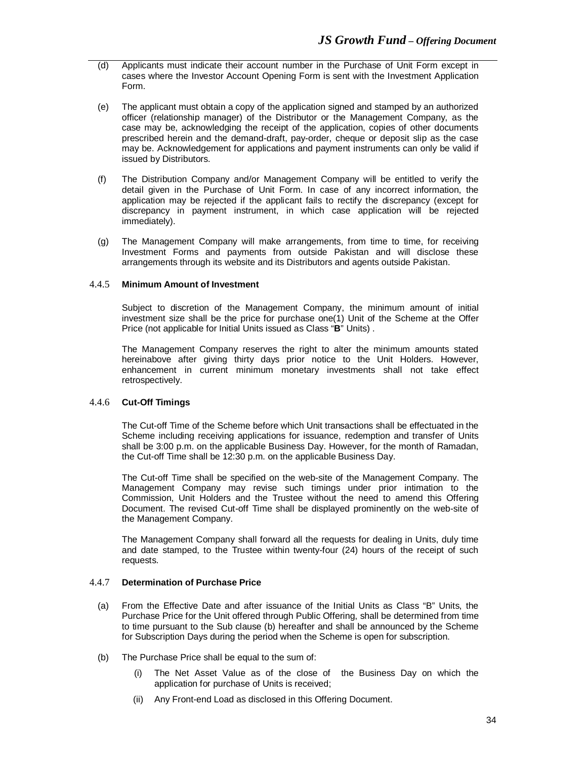(d) Applicants must indicate their account number in the Purchase of Unit Form except in cases where the Investor Account Opening Form is sent with the Investment Application Form.

(e) The applicant must obtain a copy of the application signed and stamped by an authorized officer (relationship manager) of the Distributor or the Management Company, as the case may be, acknowledging the receipt of the application, copies of other documents prescribed herein and the demand-draft, pay-order, cheque or deposit slip as the case may be. Acknowledgement for applications and payment instruments can only be valid if issued by Distributors.

(f) The Distribution Company and/or Management Company will be entitled to verify the detail given in the Purchase of Unit Form. In case of any incorrect information, the application may be rejected if the applicant fails to rectify the discrepancy (except for discrepancy in payment instrument, in which case application will be rejected immediately).

(g) The Management Company will make arrangements, from time to time, for receiving Investment Forms and payments from outside Pakistan and will disclose these arrangements through its website and its Distributors and agents outside Pakistan.

#### 4.4.5 Minimum Amount of Investment

Subject to discretion of the Management Company, the minimum amount of initial investment size shall be the price for purchase one(1) Unit of the Scheme at the Offer Price (not applicable for Initial Units issued as Class "**B**" Units) .

The Management Company reserves the right to alter the minimum amounts stated hereinabove after giving thirty days prior notice to the Unit Holders. However, enhancement in current minimum monetary investments shall not take effect retrospectively.

#### 4.4.6 Cut-Off Timings

The Cut-off Time of the Scheme before which Unit transactions shall be effectuated in the Scheme including receiving applications for issuance, redemption and transfer of Units shall be 3:00 p.m. on the applicable Business Day. However, for the month of Ramadan, the Cut-off Time shall be 12:30 p.m. on the applicable Business Day.

The Cut-off Time shall be specified on the web-site of the Management Company. The Management Company may revise such timings under prior intimation to the Commission, Unit Holders and the Trustee without the need to amend this Offering Document. The revised Cut-off Time shall be displayed prominently on the web-site of the Management Company.

The Management Company shall forward all the requests for dealing in Units, duly time and date stamped, to the Trustee within twenty-four (24) hours of the receipt of such requests.

#### 4.4.7 Determination of Purchase Price

(a) From the Effective Date and after issuance of the Initial Units as Class "B" Units, the Purchase Price for the Unit offered through Public Offering, shall be determined from time to time pursuant to the Sub clause (b) hereafter and shall be announced by the Scheme for Subscription Days during the period when the Scheme is open for subscription.

(b) The Purchase Price shall be equal to the sum of:

   (i) The Net Asset Value as of the close of the Business Day on which the application for purchase of Units is received;

   (ii) Any Front-end Load as disclosed in this Offering Document.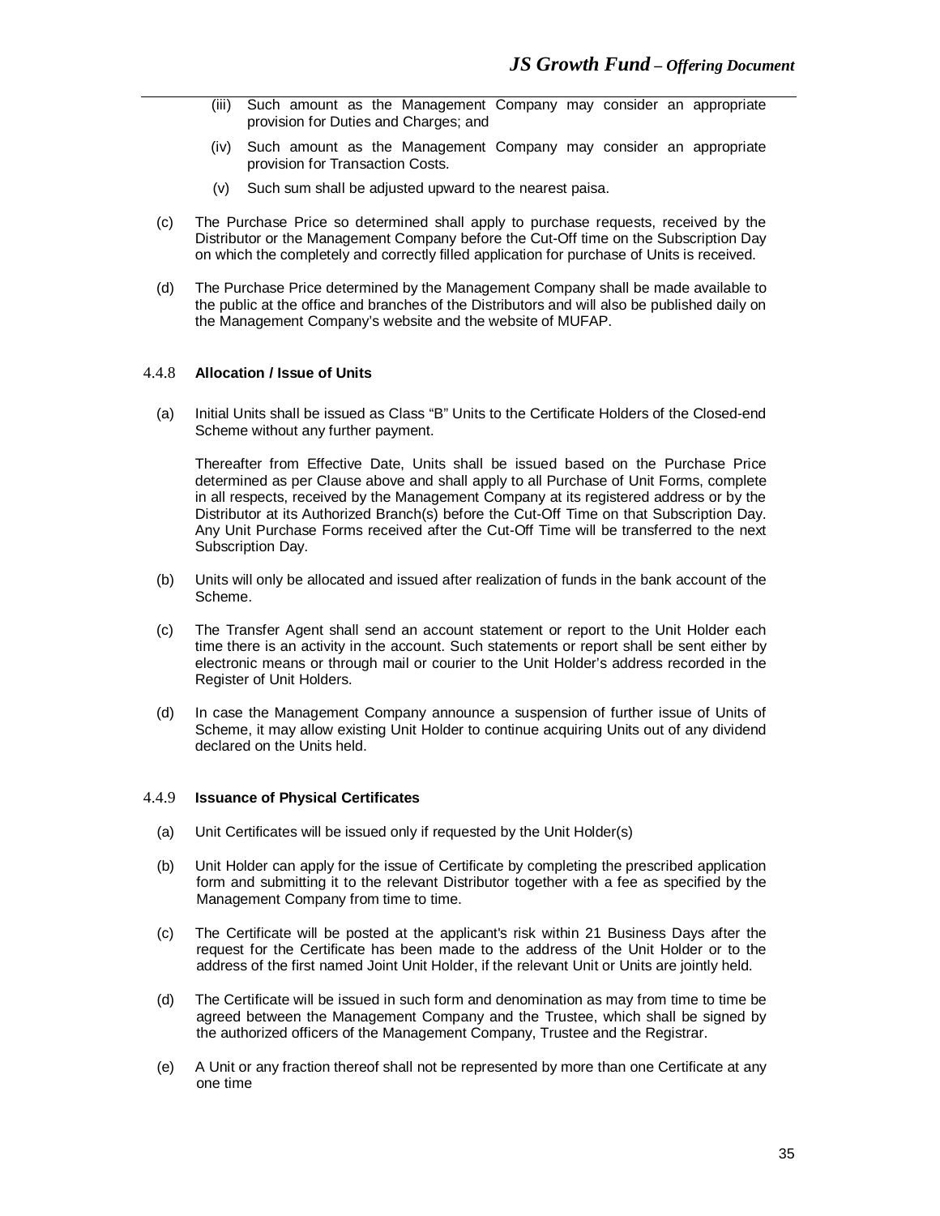(iii) Such amount as the Management Company may consider an appropriate provision for Duties and Charges; and

(iv) Such amount as the Management Company may consider an appropriate provision for Transaction Costs.

(v) Such sum shall be adjusted upward to the nearest paisa.

(c) The Purchase Price so determined shall apply to purchase requests, received by the Distributor or the Management Company before the Cut-Off time on the Subscription Day on which the completely and correctly filled application for purchase of Units is received.

(d) The Purchase Price determined by the Management Company shall be made available to the public at the office and branches of the Distributors and will also be published daily on the Management Company's website and the website of MUFAP.

#### 4.4.8 Allocation / Issue of Units

(a) Initial Units shall be issued as Class "B" Units to the Certificate Holders of the Closed-end Scheme without any further payment.

Thereafter from Effective Date, Units shall be issued based on the Purchase Price determined as per Clause above and shall apply to all Purchase of Unit Forms, complete in all respects, received by the Management Company at its registered address or by the Distributor at its Authorized Branch(s) before the Cut-Off Time on that Subscription Day. Any Unit Purchase Forms received after the Cut-Off Time will be transferred to the next Subscription Day.

(b) Units will only be allocated and issued after realization of funds in the bank account of the Scheme.

(c) The Transfer Agent shall send an account statement or report to the Unit Holder each time there is an activity in the account. Such statements or report shall be sent either by electronic means or through mail or courier to the Unit Holder's address recorded in the Register of Unit Holders.

(d) In case the Management Company announce a suspension of further issue of Units of Scheme, it may allow existing Unit Holder to continue acquiring Units out of any dividend declared on the Units held.

#### 4.4.9 Issuance of Physical Certificates

(a) Unit Certificates will be issued only if requested by the Unit Holder(s)

(b) Unit Holder can apply for the issue of Certificate by completing the prescribed application form and submitting it to the relevant Distributor together with a fee as specified by the Management Company from time to time.

(c) The Certificate will be posted at the applicant's risk within 21 Business Days after the request for the Certificate has been made to the address of the Unit Holder or to the address of the first named Joint Unit Holder, if the relevant Unit or Units are jointly held.

(d) The Certificate will be issued in such form and denomination as may from time to time be agreed between the Management Company and the Trustee, which shall be signed by the authorized officers of the Management Company, Trustee and the Registrar.

(e) A Unit or any fraction thereof shall not be represented by more than one Certificate at any one time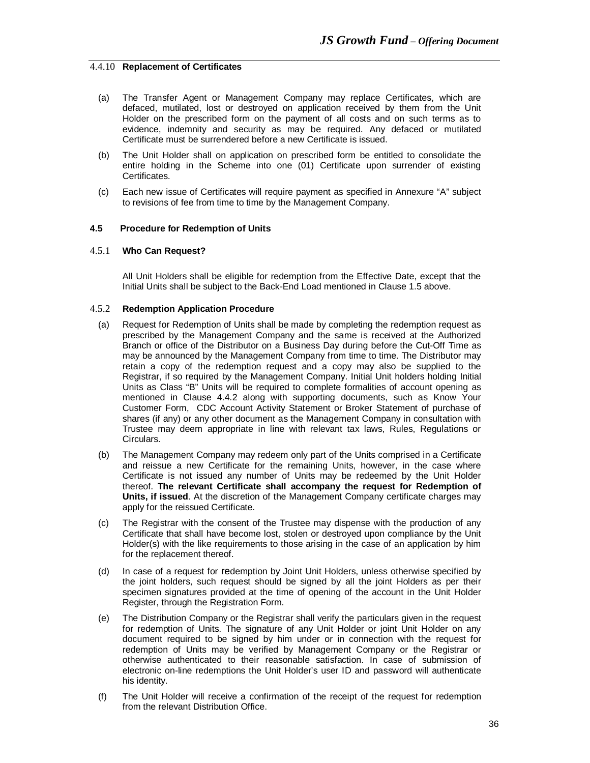#### 4.4.10 **Replacement of Certificates**

(a) The Transfer Agent or Management Company may replace Certificates, which are defaced, mutilated, lost or destroyed on application received by them from the Unit Holder on the prescribed form on the payment of all costs and on such terms as to evidence, indemnity and security as may be required. Any defaced or mutilated Certificate must be surrendered before a new Certificate is issued.

(b) The Unit Holder shall on application on prescribed form be entitled to consolidate the entire holding in the Scheme into one (01) Certificate upon surrender of existing Certificates.

(c) Each new issue of Certificates will require payment as specified in Annexure “A” subject to revisions of fee from time to time by the Management Company.

### 4.5 Procedure for Redemption of Units

#### 4.5.1 **Who Can Request?**

All Unit Holders shall be eligible for redemption from the Effective Date, except that the Initial Units shall be subject to the Back-End Load mentioned in Clause 1.5 above.

#### 4.5.2 **Redemption Application Procedure**

(a) Request for Redemption of Units shall be made by completing the redemption request as prescribed by the Management Company and the same is received at the Authorized Branch or office of the Distributor on a Business Day during before the Cut-Off Time as may be announced by the Management Company from time to time. The Distributor may retain a copy of the redemption request and a copy may also be supplied to the Registrar, if so required by the Management Company. Initial Unit holders holding Initial Units as Class “B” Units will be required to complete formalities of account opening as mentioned in Clause 4.4.2 along with supporting documents, such as Know Your Customer Form, CDC Account Activity Statement or Broker Statement of purchase of shares (if any) or any other document as the Management Company in consultation with Trustee may deem appropriate in line with relevant tax laws, Rules, Regulations or Circulars.

(b) The Management Company may redeem only part of the Units comprised in a Certificate and reissue a new Certificate for the remaining Units, however, in the case where Certificate is not issued any number of Units may be redeemed by the Unit Holder thereof. **The relevant Certificate shall accompany the request for Redemption of Units, if issued**. At the discretion of the Management Company certificate charges may apply for the reissued Certificate.

(c) The Registrar with the consent of the Trustee may dispense with the production of any Certificate that shall have become lost, stolen or destroyed upon compliance by the Unit Holder(s) with the like requirements to those arising in the case of an application by him for the replacement thereof.

(d) In case of a request for redemption by Joint Unit Holders, unless otherwise specified by the joint holders, such request should be signed by all the joint Holders as per their specimen signatures provided at the time of opening of the account in the Unit Holder Register, through the Registration Form.

(e) The Distribution Company or the Registrar shall verify the particulars given in the request for redemption of Units. The signature of any Unit Holder or joint Unit Holder on any document required to be signed by him under or in connection with the request for redemption of Units may be verified by Management Company or the Registrar or otherwise authenticated to their reasonable satisfaction. In case of submission of electronic on-line redemptions the Unit Holder's user ID and password will authenticate his identity.

(f) The Unit Holder will receive a confirmation of the receipt of the request for redemption from the relevant Distribution Office.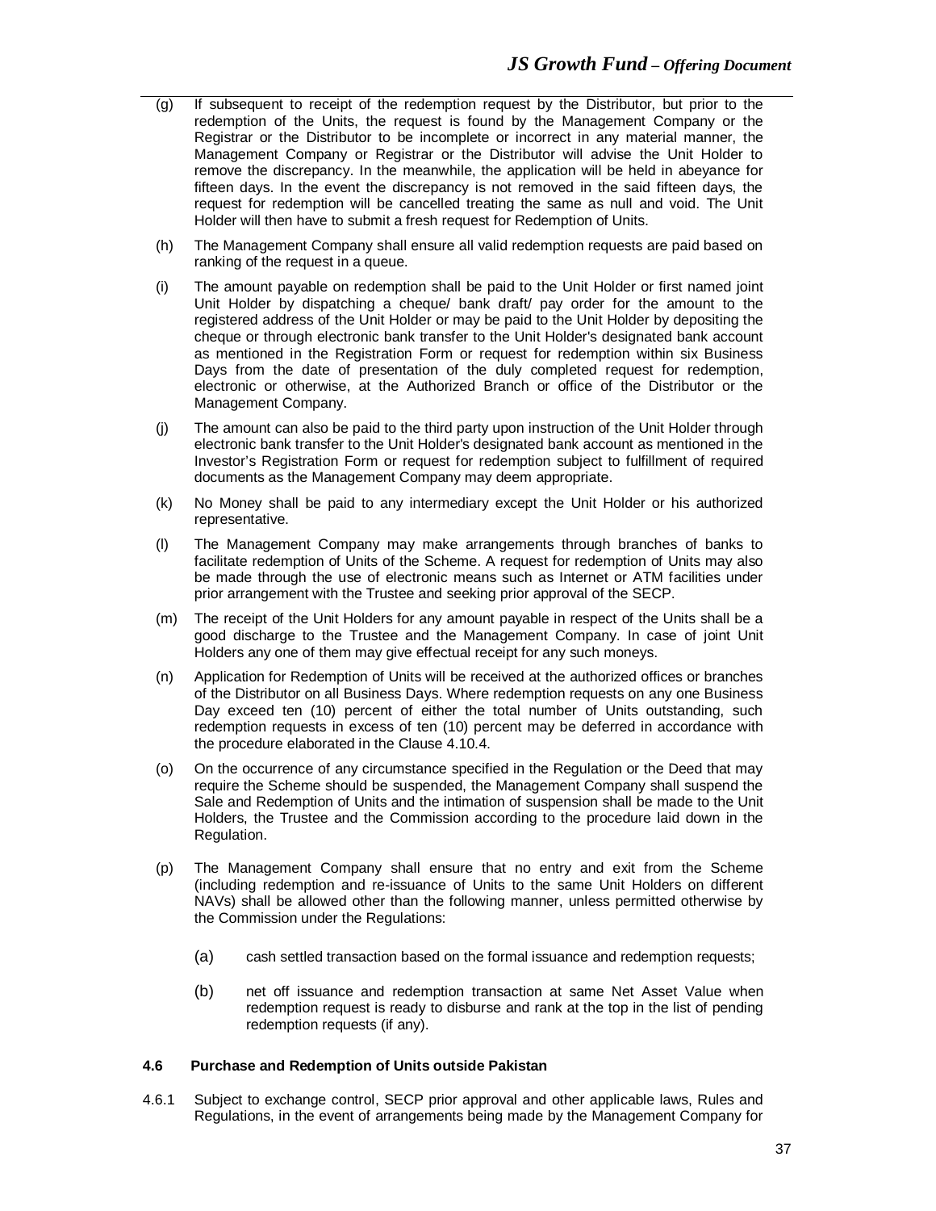(g) If subsequent to receipt of the redemption request by the Distributor, but prior to the redemption of the Units, the request is found by the Management Company or the Registrar or the Distributor to be incomplete or incorrect in any material manner, the Management Company or Registrar or the Distributor will advise the Unit Holder to remove the discrepancy. In the meanwhile, the application will be held in abeyance for fifteen days. In the event the discrepancy is not removed in the said fifteen days, the request for redemption will be cancelled treating the same as null and void. The Unit Holder will then have to submit a fresh request for Redemption of Units.

(h) The Management Company shall ensure all valid redemption requests are paid based on ranking of the request in a queue.

(i) The amount payable on redemption shall be paid to the Unit Holder or first named joint Unit Holder by dispatching a cheque/ bank draft/ pay order for the amount to the registered address of the Unit Holder or may be paid to the Unit Holder by depositing the cheque or through electronic bank transfer to the Unit Holder's designated bank account as mentioned in the Registration Form or request for redemption within six Business Days from the date of presentation of the duly completed request for redemption, electronic or otherwise, at the Authorized Branch or office of the Distributor or the Management Company.

(j) The amount can also be paid to the third party upon instruction of the Unit Holder through electronic bank transfer to the Unit Holder's designated bank account as mentioned in the Investor's Registration Form or request for redemption subject to fulfillment of required documents as the Management Company may deem appropriate.

(k) No Money shall be paid to any intermediary except the Unit Holder or his authorized representative.

(l) The Management Company may make arrangements through branches of banks to facilitate redemption of Units of the Scheme. A request for redemption of Units may also be made through the use of electronic means such as Internet or ATM facilities under prior arrangement with the Trustee and seeking prior approval of the SECP.

(m) The receipt of the Unit Holders for any amount payable in respect of the Units shall be a good discharge to the Trustee and the Management Company. In case of joint Unit Holders any one of them may give effectual receipt for any such moneys.

(n) Application for Redemption of Units will be received at the authorized offices or branches of the Distributor on all Business Days. Where redemption requests on any one Business Day exceed ten (10) percent of either the total number of Units outstanding, such redemption requests in excess of ten (10) percent may be deferred in accordance with the procedure elaborated in the Clause 4.10.4.

(o) On the occurrence of any circumstance specified in the Regulation or the Deed that may require the Scheme should be suspended, the Management Company shall suspend the Sale and Redemption of Units and the intimation of suspension shall be made to the Unit Holders, the Trustee and the Commission according to the procedure laid down in the Regulation.

(p) The Management Company shall ensure that no entry and exit from the Scheme (including redemption and re-issuance of Units to the same Unit Holders on different NAVs) shall be allowed other than the following manner, unless permitted otherwise by the Commission under the Regulations:

   (a) cash settled transaction based on the formal issuance and redemption requests;

   (b) net off issuance and redemption transaction at same Net Asset Value when redemption request is ready to disburse and rank at the top in the list of pending redemption requests (if any).

#### 4.6 Purchase and Redemption of Units outside Pakistan

4.6.1 Subject to exchange control, SECP prior approval and other applicable laws, Rules and Regulations, in the event of arrangements being made by the Management Company for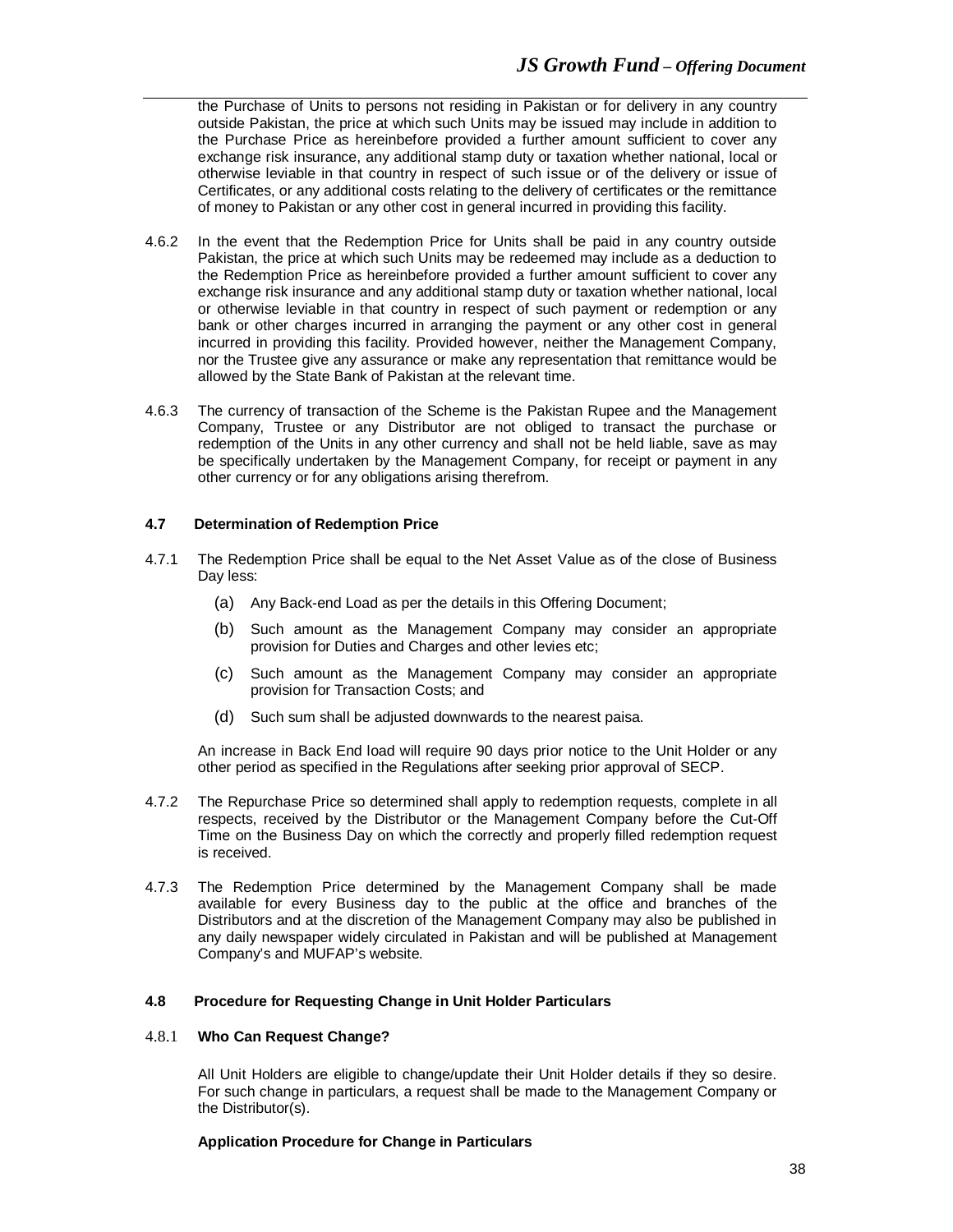the Purchase of Units to persons not residing in Pakistan or for delivery in any country outside Pakistan, the price at which such Units may be issued may include in addition to the Purchase Price as hereinbefore provided a further amount sufficient to cover any exchange risk insurance, any additional stamp duty or taxation whether national, local or otherwise leviable in that country in respect of such issue or of the delivery or issue of Certificates, or any additional costs relating to the delivery of certificates or the remittance of money to Pakistan or any other cost in general incurred in providing this facility.

4.6.2 In the event that the Redemption Price for Units shall be paid in any country outside Pakistan, the price at which such Units may be redeemed may include as a deduction to the Redemption Price as hereinbefore provided a further amount sufficient to cover any exchange risk insurance and any additional stamp duty or taxation whether national, local or otherwise leviable in that country in respect of such payment or redemption or any bank or other charges incurred in arranging the payment or any other cost in general incurred in providing this facility. Provided however, neither the Management Company, nor the Trustee give any assurance or make any representation that remittance would be allowed by the State Bank of Pakistan at the relevant time.

4.6.3 The currency of transaction of the Scheme is the Pakistan Rupee and the Management Company, Trustee or any Distributor are not obliged to transact the purchase or redemption of the Units in any other currency and shall not be held liable, save as may be specifically undertaken by the Management Company, for receipt or payment in any other currency or for any obligations arising therefrom.

#### 4.7 Determination of Redemption Price

4.7.1 The Redemption Price shall be equal to the Net Asset Value as of the close of Business Day less:

(a) Any Back-end Load as per the details in this Offering Document;

(b) Such amount as the Management Company may consider an appropriate provision for Duties and Charges and other levies etc;

(c) Such amount as the Management Company may consider an appropriate provision for Transaction Costs; and

(d) Such sum shall be adjusted downwards to the nearest paisa.

An increase in Back End load will require 90 days prior notice to the Unit Holder or any other period as specified in the Regulations after seeking prior approval of SECP.

4.7.2 The Repurchase Price so determined shall apply to redemption requests, complete in all respects, received by the Distributor or the Management Company before the Cut-Off Time on the Business Day on which the correctly and properly filled redemption request is received.

4.7.3 The Redemption Price determined by the Management Company shall be made available for every Business day to the public at the office and branches of the Distributors and at the discretion of the Management Company may also be published in any daily newspaper widely circulated in Pakistan and will be published at Management Company's and MUFAP's website.

#### 4.8 Procedure for Requesting Change in Unit Holder Particulars

##### 4.8.1 Who Can Request Change?

All Unit Holders are eligible to change/update their Unit Holder details if they so desire. For such change in particulars, a request shall be made to the Management Company or the Distributor(s).

**Application Procedure for Change in Particulars**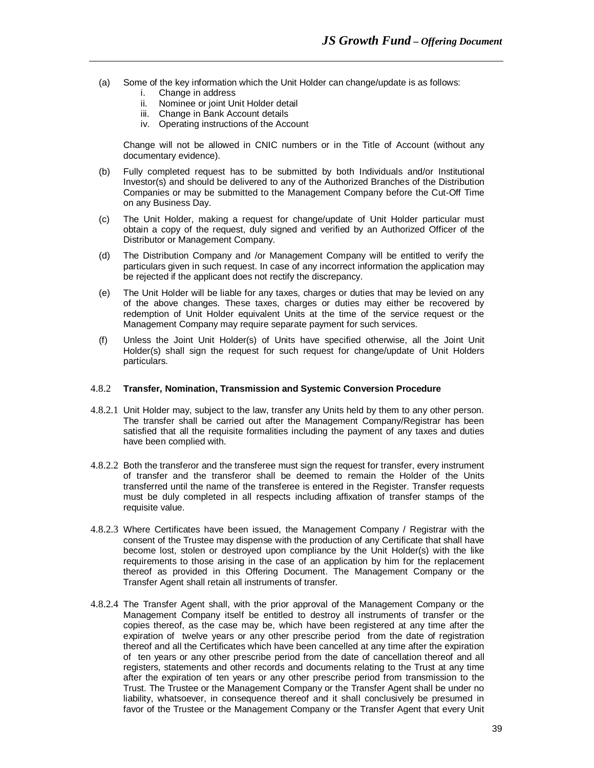(a) Some of the key information which the Unit Holder can change/update is as follows:
   i. Change in address
   ii. Nominee or joint Unit Holder detail
   iii. Change in Bank Account details
   iv. Operating instructions of the Account

   Change will not be allowed in CNIC numbers or in the Title of Account (without any documentary evidence).

(b) Fully completed request has to be submitted by both Individuals and/or Institutional Investor(s) and should be delivered to any of the Authorized Branches of the Distribution Companies or may be submitted to the Management Company before the Cut-Off Time on any Business Day.

(c) The Unit Holder, making a request for change/update of Unit Holder particular must obtain a copy of the request, duly signed and verified by an Authorized Officer of the Distributor or Management Company.

(d) The Distribution Company and /or Management Company will be entitled to verify the particulars given in such request. In case of any incorrect information the application may be rejected if the applicant does not rectify the discrepancy.

(e) The Unit Holder will be liable for any taxes, charges or duties that may be levied on any of the above changes. These taxes, charges or duties may either be recovered by redemption of Unit Holder equivalent Units at the time of the service request or the Management Company may require separate payment for such services.

(f) Unless the Joint Unit Holder(s) of Units have specified otherwise, all the Joint Unit Holder(s) shall sign the request for such request for change/update of Unit Holders particulars.

### 4.8.2 Transfer, Nomination, Transmission and Systemic Conversion Procedure

4.8.2.1 Unit Holder may, subject to the law, transfer any Units held by them to any other person. The transfer shall be carried out after the Management Company/Registrar has been satisfied that all the requisite formalities including the payment of any taxes and duties have been complied with.

4.8.2.2 Both the transferor and the transferee must sign the request for transfer, every instrument of transfer and the transferor shall be deemed to remain the Holder of the Units transferred until the name of the transferee is entered in the Register. Transfer requests must be duly completed in all respects including affixation of transfer stamps of the requisite value.

4.8.2.3 Where Certificates have been issued, the Management Company / Registrar with the consent of the Trustee may dispense with the production of any Certificate that shall have become lost, stolen or destroyed upon compliance by the Unit Holder(s) with the like requirements to those arising in the case of an application by him for the replacement thereof as provided in this Offering Document. The Management Company or the Transfer Agent shall retain all instruments of transfer.

4.8.2.4 The Transfer Agent shall, with the prior approval of the Management Company or the Management Company itself be entitled to destroy all instruments of transfer or the copies thereof, as the case may be, which have been registered at any time after the expiration of twelve years or any other prescribe period from the date of registration thereof and all the Certificates which have been cancelled at any time after the expiration of ten years or any other prescribe period from the date of cancellation thereof and all registers, statements and other records and documents relating to the Trust at any time after the expiration of ten years or any other prescribe period from transmission to the Trust. The Trustee or the Management Company or the Transfer Agent shall be under no liability, whatsoever, in consequence thereof and it shall conclusively be presumed in favor of the Trustee or the Management Company or the Transfer Agent that every Unit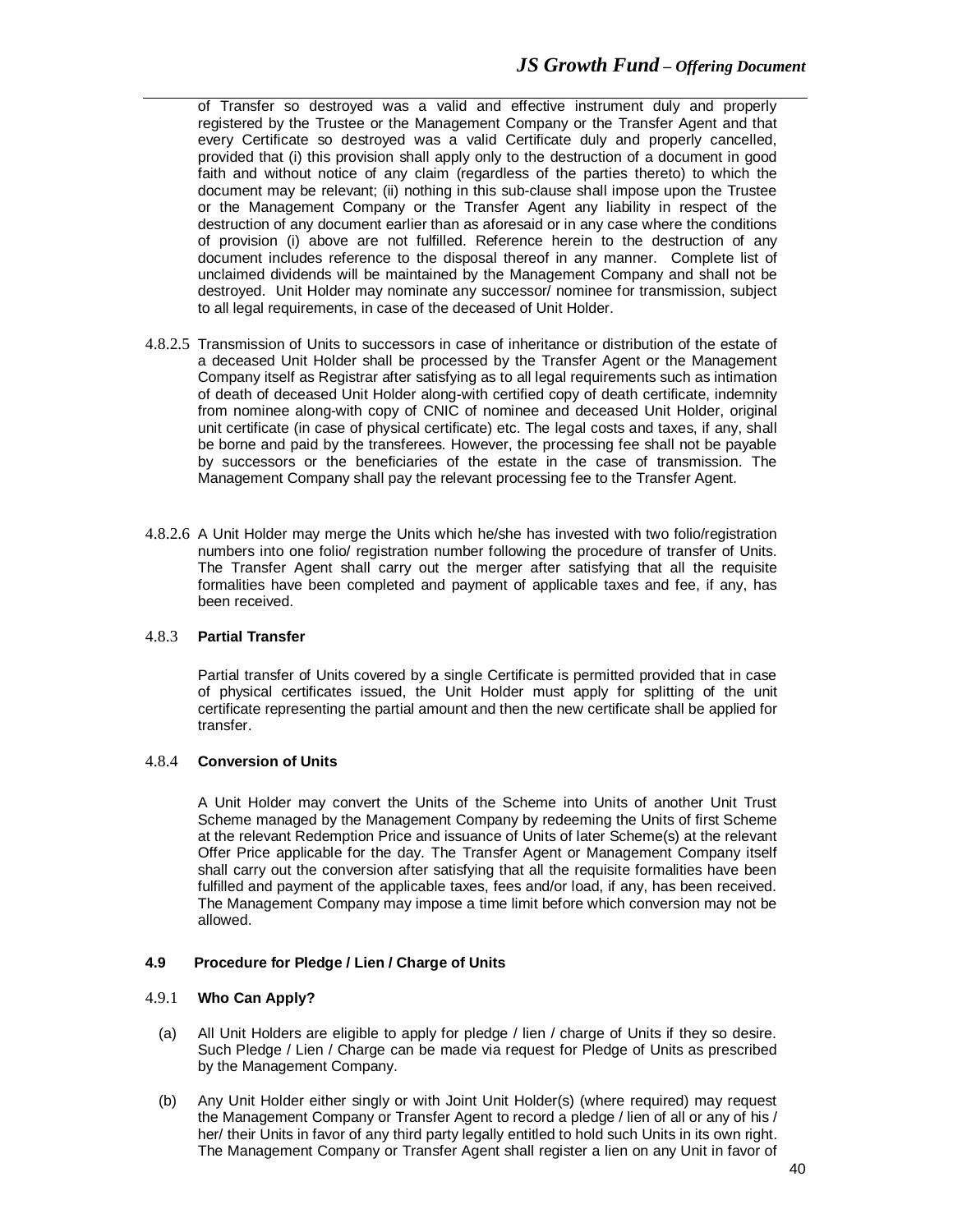of Transfer so destroyed was a valid and effective instrument duly and properly registered by the Trustee or the Management Company or the Transfer Agent and that every Certificate so destroyed was a valid Certificate duly and properly cancelled, provided that (i) this provision shall apply only to the destruction of a document in good faith and without notice of any claim (regardless of the parties thereto) to which the document may be relevant; (ii) nothing in this sub-clause shall impose upon the Trustee or the Management Company or the Transfer Agent any liability in respect of the destruction of any document earlier than as aforesaid or in any case where the conditions of provision (i) above are not fulfilled. Reference herein to the destruction of any document includes reference to the disposal thereof in any manner. Complete list of unclaimed dividends will be maintained by the Management Company and shall not be destroyed. Unit Holder may nominate any successor/ nominee for transmission, subject to all legal requirements, in case of the deceased of Unit Holder.

4.8.2.5 Transmission of Units to successors in case of inheritance or distribution of the estate of a deceased Unit Holder shall be processed by the Transfer Agent or the Management Company itself as Registrar after satisfying as to all legal requirements such as intimation of death of deceased Unit Holder along-with certified copy of death certificate, indemnity from nominee along-with copy of CNIC of nominee and deceased Unit Holder, original unit certificate (in case of physical certificate) etc. The legal costs and taxes, if any, shall be borne and paid by the transferees. However, the processing fee shall not be payable by successors or the beneficiaries of the estate in the case of transmission. The Management Company shall pay the relevant processing fee to the Transfer Agent.

4.8.2.6 A Unit Holder may merge the Units which he/she has invested with two folio/registration numbers into one folio/ registration number following the procedure of transfer of Units. The Transfer Agent shall carry out the merger after satisfying that all the requisite formalities have been completed and payment of applicable taxes and fee, if any, has been received.

4.8.3 **Partial Transfer**

Partial transfer of Units covered by a single Certificate is permitted provided that in case of physical certificates issued, the Unit Holder must apply for splitting of the unit certificate representing the partial amount and then the new certificate shall be applied for transfer.

4.8.4 **Conversion of Units**

A Unit Holder may convert the Units of the Scheme into Units of another Unit Trust Scheme managed by the Management Company by redeeming the Units of first Scheme at the relevant Redemption Price and issuance of Units of later Scheme(s) at the relevant Offer Price applicable for the day. The Transfer Agent or Management Company itself shall carry out the conversion after satisfying that all the requisite formalities have been fulfilled and payment of the applicable taxes, fees and/or load, if any, has been received. The Management Company may impose a time limit before which conversion may not be allowed.

**4.9 Procedure for Pledge / Lien / Charge of Units**

4.9.1 **Who Can Apply?**

(a) All Unit Holders are eligible to apply for pledge / lien / charge of Units if they so desire. Such Pledge / Lien / Charge can be made via request for Pledge of Units as prescribed by the Management Company.

(b) Any Unit Holder either singly or with Joint Unit Holder(s) (where required) may request the Management Company or Transfer Agent to record a pledge / lien of all or any of his / her/ their Units in favor of any third party legally entitled to hold such Units in its own right. The Management Company or Transfer Agent shall register a lien on any Unit in favor of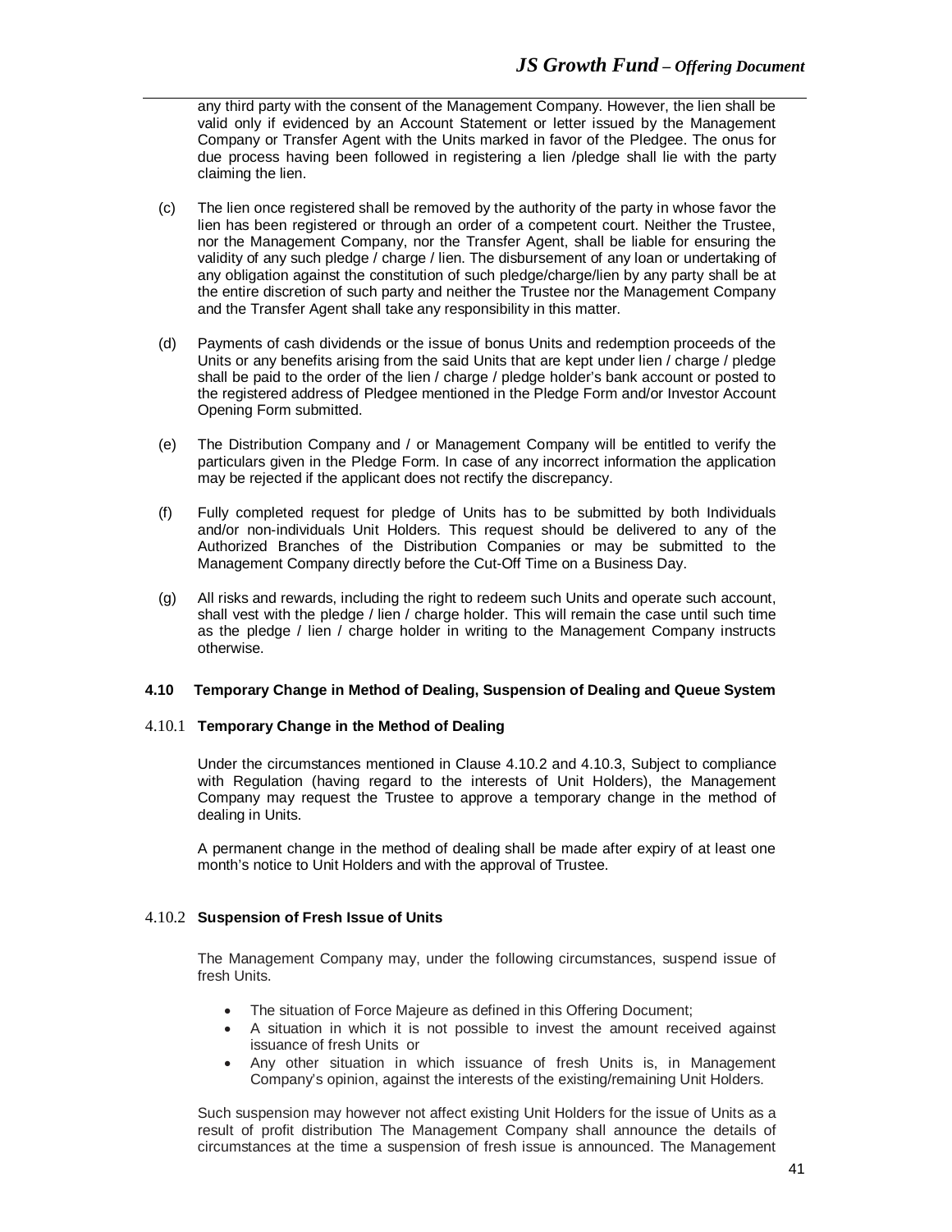any third party with the consent of the Management Company. However, the lien shall be valid only if evidenced by an Account Statement or letter issued by the Management Company or Transfer Agent with the Units marked in favor of the Pledgee. The onus for due process having been followed in registering a lien /pledge shall lie with the party claiming the lien.

(c) The lien once registered shall be removed by the authority of the party in whose favor the lien has been registered or through an order of a competent court. Neither the Trustee, nor the Management Company, nor the Transfer Agent, shall be liable for ensuring the validity of any such pledge / charge / lien. The disbursement of any loan or undertaking of any obligation against the constitution of such pledge/charge/lien by any party shall be at the entire discretion of such party and neither the Trustee nor the Management Company and the Transfer Agent shall take any responsibility in this matter.

(d) Payments of cash dividends or the issue of bonus Units and redemption proceeds of the Units or any benefits arising from the said Units that are kept under lien / charge / pledge shall be paid to the order of the lien / charge / pledge holder's bank account or posted to the registered address of Pledgee mentioned in the Pledge Form and/or Investor Account Opening Form submitted.

(e) The Distribution Company and / or Management Company will be entitled to verify the particulars given in the Pledge Form. In case of any incorrect information the application may be rejected if the applicant does not rectify the discrepancy.

(f) Fully completed request for pledge of Units has to be submitted by both Individuals and/or non-individuals Unit Holders. This request should be delivered to any of the Authorized Branches of the Distribution Companies or may be submitted to the Management Company directly before the Cut-Off Time on a Business Day.

(g) All risks and rewards, including the right to redeem such Units and operate such account, shall vest with the pledge / lien / charge holder. This will remain the case until such time as the pledge / lien / charge holder in writing to the Management Company instructs otherwise.

### 4.10 Temporary Change in Method of Dealing, Suspension of Dealing and Queue System

#### 4.10.1 Temporary Change in the Method of Dealing

Under the circumstances mentioned in Clause 4.10.2 and 4.10.3, Subject to compliance with Regulation (having regard to the interests of Unit Holders), the Management Company may request the Trustee to approve a temporary change in the method of dealing in Units.

A permanent change in the method of dealing shall be made after expiry of at least one month's notice to Unit Holders and with the approval of Trustee.

#### 4.10.2 Suspension of Fresh Issue of Units

The Management Company may, under the following circumstances, suspend issue of fresh Units.

- The situation of Force Majeure as defined in this Offering Document;
- A situation in which it is not possible to invest the amount received against issuance of fresh Units or
- Any other situation in which issuance of fresh Units is, in Management Company's opinion, against the interests of the existing/remaining Unit Holders.

Such suspension may however not affect existing Unit Holders for the issue of Units as a result of profit distribution The Management Company shall announce the details of circumstances at the time a suspension of fresh issue is announced. The Management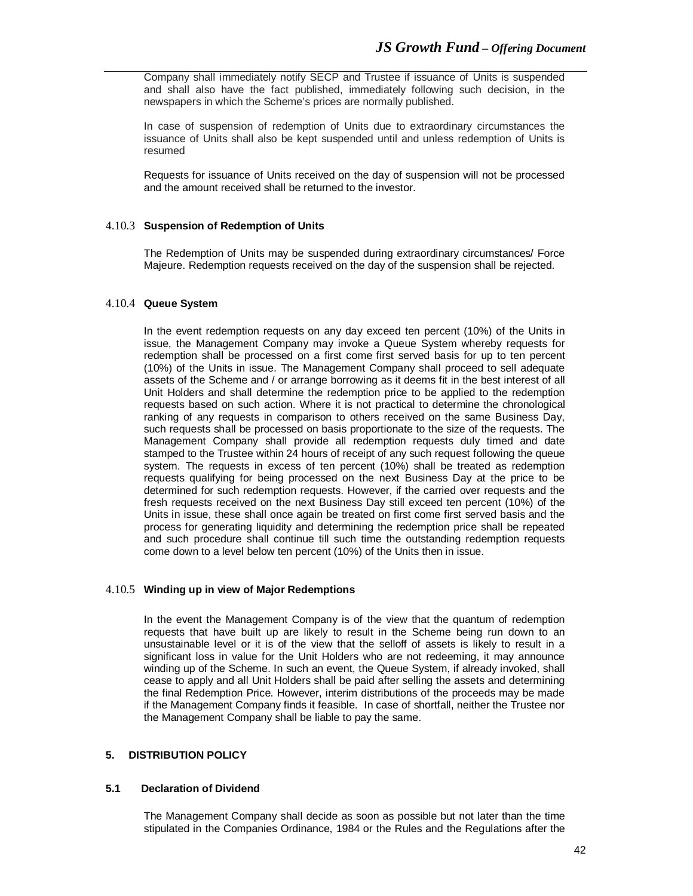Company shall immediately notify SECP and Trustee if issuance of Units is suspended and shall also have the fact published, immediately following such decision, in the newspapers in which the Scheme's prices are normally published.

In case of suspension of redemption of Units due to extraordinary circumstances the issuance of Units shall also be kept suspended until and unless redemption of Units is resumed

Requests for issuance of Units received on the day of suspension will not be processed and the amount received shall be returned to the investor.

#### 4.10.3 Suspension of Redemption of Units

The Redemption of Units may be suspended during extraordinary circumstances/ Force Majeure. Redemption requests received on the day of the suspension shall be rejected.

#### 4.10.4 Queue System

In the event redemption requests on any day exceed ten percent (10%) of the Units in issue, the Management Company may invoke a Queue System whereby requests for redemption shall be processed on a first come first served basis for up to ten percent (10%) of the Units in issue. The Management Company shall proceed to sell adequate assets of the Scheme and / or arrange borrowing as it deems fit in the best interest of all Unit Holders and shall determine the redemption price to be applied to the redemption requests based on such action. Where it is not practical to determine the chronological ranking of any requests in comparison to others received on the same Business Day, such requests shall be processed on basis proportionate to the size of the requests. The Management Company shall provide all redemption requests duly timed and date stamped to the Trustee within 24 hours of receipt of any such request following the queue system. The requests in excess of ten percent (10%) shall be treated as redemption requests qualifying for being processed on the next Business Day at the price to be determined for such redemption requests. However, if the carried over requests and the fresh requests received on the next Business Day still exceed ten percent (10%) of the Units in issue, these shall once again be treated on first come first served basis and the process for generating liquidity and determining the redemption price shall be repeated and such procedure shall continue till such time the outstanding redemption requests come down to a level below ten percent (10%) of the Units then in issue.

#### 4.10.5 Winding up in view of Major Redemptions

In the event the Management Company is of the view that the quantum of redemption requests that have built up are likely to result in the Scheme being run down to an unsustainable level or it is of the view that the selloff of assets is likely to result in a significant loss in value for the Unit Holders who are not redeeming, it may announce winding up of the Scheme. In such an event, the Queue System, if already invoked, shall cease to apply and all Unit Holders shall be paid after selling the assets and determining the final Redemption Price. However, interim distributions of the proceeds may be made if the Management Company finds it feasible. In case of shortfall, neither the Trustee nor the Management Company shall be liable to pay the same.

## 5. DISTRIBUTION POLICY

### 5.1 Declaration of Dividend

The Management Company shall decide as soon as possible but not later than the time stipulated in the Companies Ordinance, 1984 or the Rules and the Regulations after the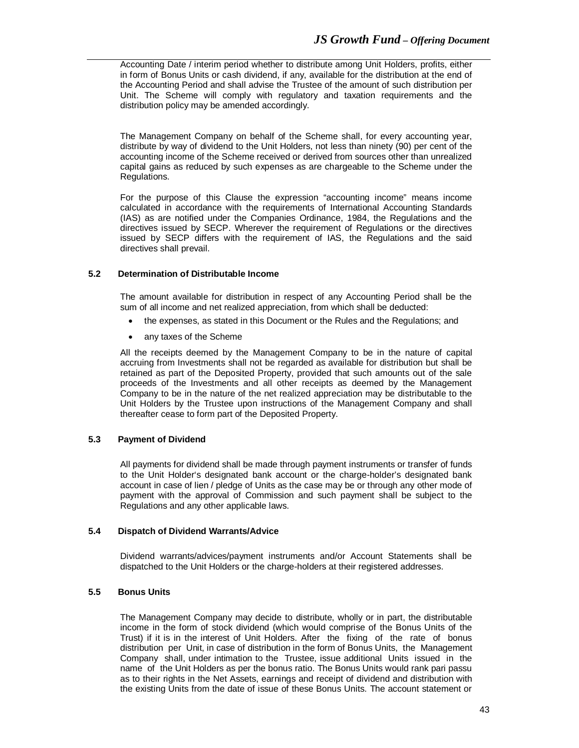Accounting Date / interim period whether to distribute among Unit Holders, profits, either in form of Bonus Units or cash dividend, if any, available for the distribution at the end of the Accounting Period and shall advise the Trustee of the amount of such distribution per Unit. The Scheme will comply with regulatory and taxation requirements and the distribution policy may be amended accordingly.

The Management Company on behalf of the Scheme shall, for every accounting year, distribute by way of dividend to the Unit Holders, not less than ninety (90) per cent of the accounting income of the Scheme received or derived from sources other than unrealized capital gains as reduced by such expenses as are chargeable to the Scheme under the Regulations.

For the purpose of this Clause the expression "accounting income" means income calculated in accordance with the requirements of International Accounting Standards (IAS) as are notified under the Companies Ordinance, 1984, the Regulations and the directives issued by SECP. Wherever the requirement of Regulations or the directives issued by SECP differs with the requirement of IAS, the Regulations and the said directives shall prevail.

### 5.2 Determination of Distributable Income

The amount available for distribution in respect of any Accounting Period shall be the sum of all income and net realized appreciation, from which shall be deducted:

- the expenses, as stated in this Document or the Rules and the Regulations; and
- any taxes of the Scheme

All the receipts deemed by the Management Company to be in the nature of capital accruing from Investments shall not be regarded as available for distribution but shall be retained as part of the Deposited Property, provided that such amounts out of the sale proceeds of the Investments and all other receipts as deemed by the Management Company to be in the nature of the net realized appreciation may be distributable to the Unit Holders by the Trustee upon instructions of the Management Company and shall thereafter cease to form part of the Deposited Property.

### 5.3 Payment of Dividend

All payments for dividend shall be made through payment instruments or transfer of funds to the Unit Holder's designated bank account or the charge-holder's designated bank account in case of lien / pledge of Units as the case may be or through any other mode of payment with the approval of Commission and such payment shall be subject to the Regulations and any other applicable laws.

### 5.4 Dispatch of Dividend Warrants/Advice

Dividend warrants/advices/payment instruments and/or Account Statements shall be dispatched to the Unit Holders or the charge-holders at their registered addresses.

### 5.5 Bonus Units

The Management Company may decide to distribute, wholly or in part, the distributable income in the form of stock dividend (which would comprise of the Bonus Units of the Trust) if it is in the interest of Unit Holders. After the fixing of the rate of bonus distribution per Unit, in case of distribution in the form of Bonus Units, the Management Company shall, under intimation to the Trustee, issue additional Units issued in the name of the Unit Holders as per the bonus ratio. The Bonus Units would rank pari passu as to their rights in the Net Assets, earnings and receipt of dividend and distribution with the existing Units from the date of issue of these Bonus Units. The account statement or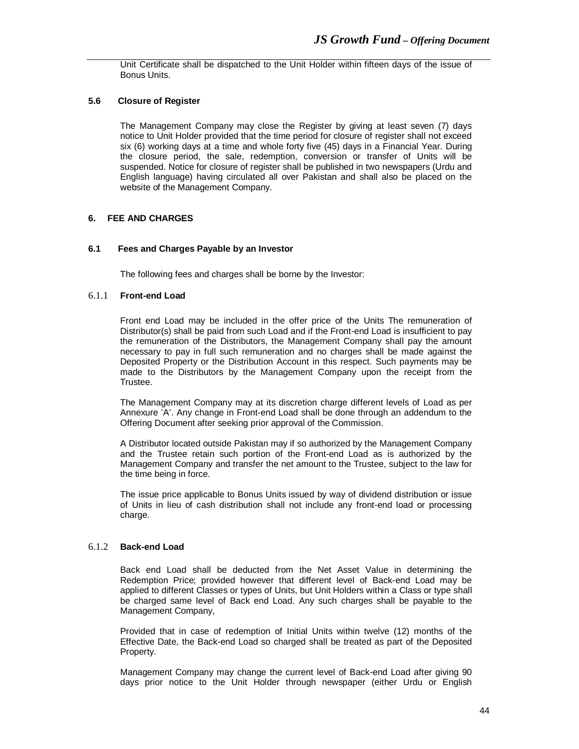Unit Certificate shall be dispatched to the Unit Holder within fifteen days of the issue of Bonus Units.

### 5.6 Closure of Register

The Management Company may close the Register by giving at least seven (7) days notice to Unit Holder provided that the time period for closure of register shall not exceed six (6) working days at a time and whole forty five (45) days in a Financial Year. During the closure period, the sale, redemption, conversion or transfer of Units will be suspended. Notice for closure of register shall be published in two newspapers (Urdu and English language) having circulated all over Pakistan and shall also be placed on the website of the Management Company.

## 6. FEE AND CHARGES

### 6.1 Fees and Charges Payable by an Investor

The following fees and charges shall be borne by the Investor:

#### 6.1.1 Front-end Load

Front end Load may be included in the offer price of the Units The remuneration of Distributor(s) shall be paid from such Load and if the Front-end Load is insufficient to pay the remuneration of the Distributors, the Management Company shall pay the amount necessary to pay in full such remuneration and no charges shall be made against the Deposited Property or the Distribution Account in this respect. Such payments may be made to the Distributors by the Management Company upon the receipt from the Trustee.

The Management Company may at its discretion charge different levels of Load as per Annexure 'A'. Any change in Front-end Load shall be done through an addendum to the Offering Document after seeking prior approval of the Commission.

A Distributor located outside Pakistan may if so authorized by the Management Company and the Trustee retain such portion of the Front-end Load as is authorized by the Management Company and transfer the net amount to the Trustee, subject to the law for the time being in force.

The issue price applicable to Bonus Units issued by way of dividend distribution or issue of Units in lieu of cash distribution shall not include any front-end load or processing charge.

#### 6.1.2 Back-end Load

Back end Load shall be deducted from the Net Asset Value in determining the Redemption Price; provided however that different level of Back-end Load may be applied to different Classes or types of Units, but Unit Holders within a Class or type shall be charged same level of Back end Load. Any such charges shall be payable to the Management Company,

Provided that in case of redemption of Initial Units within twelve (12) months of the Effective Date, the Back-end Load so charged shall be treated as part of the Deposited Property.

Management Company may change the current level of Back-end Load after giving 90 days prior notice to the Unit Holder through newspaper (either Urdu or English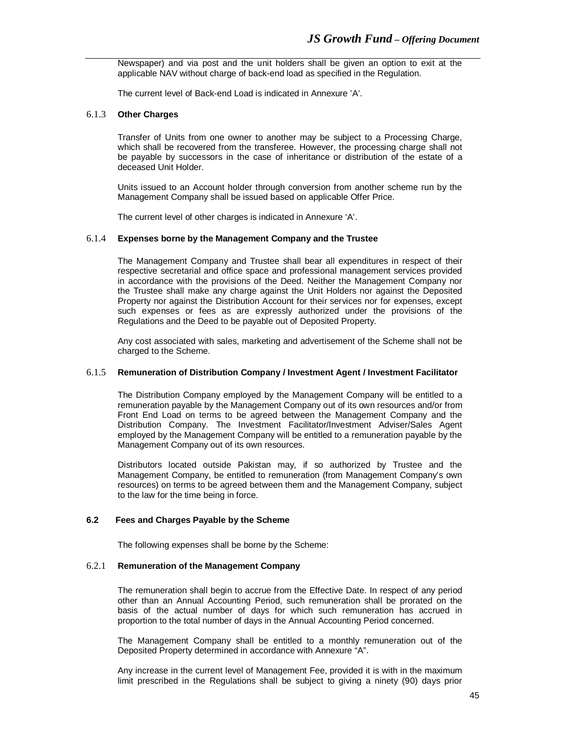Newspaper) and via post and the unit holders shall be given an option to exit at the applicable NAV without charge of back-end load as specified in the Regulation.

The current level of Back-end Load is indicated in Annexure 'A'.

#### 6.1.3 Other Charges

Transfer of Units from one owner to another may be subject to a Processing Charge, which shall be recovered from the transferee. However, the processing charge shall not be payable by successors in the case of inheritance or distribution of the estate of a deceased Unit Holder.

Units issued to an Account holder through conversion from another scheme run by the Management Company shall be issued based on applicable Offer Price.

The current level of other charges is indicated in Annexure 'A'.

#### 6.1.4 Expenses borne by the Management Company and the Trustee

The Management Company and Trustee shall bear all expenditures in respect of their respective secretarial and office space and professional management services provided in accordance with the provisions of the Deed. Neither the Management Company nor the Trustee shall make any charge against the Unit Holders nor against the Deposited Property nor against the Distribution Account for their services nor for expenses, except such expenses or fees as are expressly authorized under the provisions of the Regulations and the Deed to be payable out of Deposited Property.

Any cost associated with sales, marketing and advertisement of the Scheme shall not be charged to the Scheme.

#### 6.1.5 Remuneration of Distribution Company / Investment Agent / Investment Facilitator

The Distribution Company employed by the Management Company will be entitled to a remuneration payable by the Management Company out of its own resources and/or from Front End Load on terms to be agreed between the Management Company and the Distribution Company. The Investment Facilitator/Investment Adviser/Sales Agent employed by the Management Company will be entitled to a remuneration payable by the Management Company out of its own resources.

Distributors located outside Pakistan may, if so authorized by Trustee and the Management Company, be entitled to remuneration (from Management Company's own resources) on terms to be agreed between them and the Management Company, subject to the law for the time being in force.

### 6.2 Fees and Charges Payable by the Scheme

The following expenses shall be borne by the Scheme:

#### 6.2.1 Remuneration of the Management Company

The remuneration shall begin to accrue from the Effective Date. In respect of any period other than an Annual Accounting Period, such remuneration shall be prorated on the basis of the actual number of days for which such remuneration has accrued in proportion to the total number of days in the Annual Accounting Period concerned.

The Management Company shall be entitled to a monthly remuneration out of the Deposited Property determined in accordance with Annexure "A".

Any increase in the current level of Management Fee, provided it is with in the maximum limit prescribed in the Regulations shall be subject to giving a ninety (90) days prior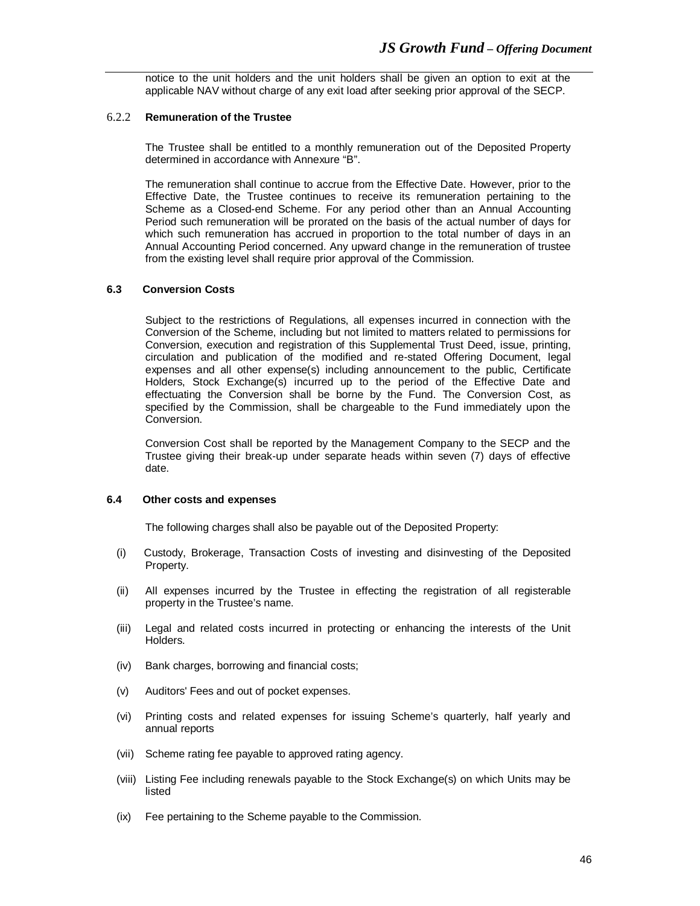notice to the unit holders and the unit holders shall be given an option to exit at the applicable NAV without charge of any exit load after seeking prior approval of the SECP.

### 6.2.2 Remuneration of the Trustee

The Trustee shall be entitled to a monthly remuneration out of the Deposited Property determined in accordance with Annexure "B".

The remuneration shall continue to accrue from the Effective Date. However, prior to the Effective Date, the Trustee continues to receive its remuneration pertaining to the Scheme as a Closed-end Scheme. For any period other than an Annual Accounting Period such remuneration will be prorated on the basis of the actual number of days for which such remuneration has accrued in proportion to the total number of days in an Annual Accounting Period concerned. Any upward change in the remuneration of trustee from the existing level shall require prior approval of the Commission.

### 6.3 Conversion Costs

Subject to the restrictions of Regulations, all expenses incurred in connection with the Conversion of the Scheme, including but not limited to matters related to permissions for Conversion, execution and registration of this Supplemental Trust Deed, issue, printing, circulation and publication of the modified and re-stated Offering Document, legal expenses and all other expense(s) including announcement to the public, Certificate Holders, Stock Exchange(s) incurred up to the period of the Effective Date and effectuating the Conversion shall be borne by the Fund. The Conversion Cost, as specified by the Commission, shall be chargeable to the Fund immediately upon the Conversion.

Conversion Cost shall be reported by the Management Company to the SECP and the Trustee giving their break-up under separate heads within seven (7) days of effective date.

### 6.4 Other costs and expenses

The following charges shall also be payable out of the Deposited Property:

(i) Custody, Brokerage, Transaction Costs of investing and disinvesting of the Deposited Property.

(ii) All expenses incurred by the Trustee in effecting the registration of all registerable property in the Trustee's name.

(iii) Legal and related costs incurred in protecting or enhancing the interests of the Unit Holders.

(iv) Bank charges, borrowing and financial costs;

(v) Auditors' Fees and out of pocket expenses.

(vi) Printing costs and related expenses for issuing Scheme's quarterly, half yearly and annual reports

(vii) Scheme rating fee payable to approved rating agency.

(viii) Listing Fee including renewals payable to the Stock Exchange(s) on which Units may be listed

(ix) Fee pertaining to the Scheme payable to the Commission.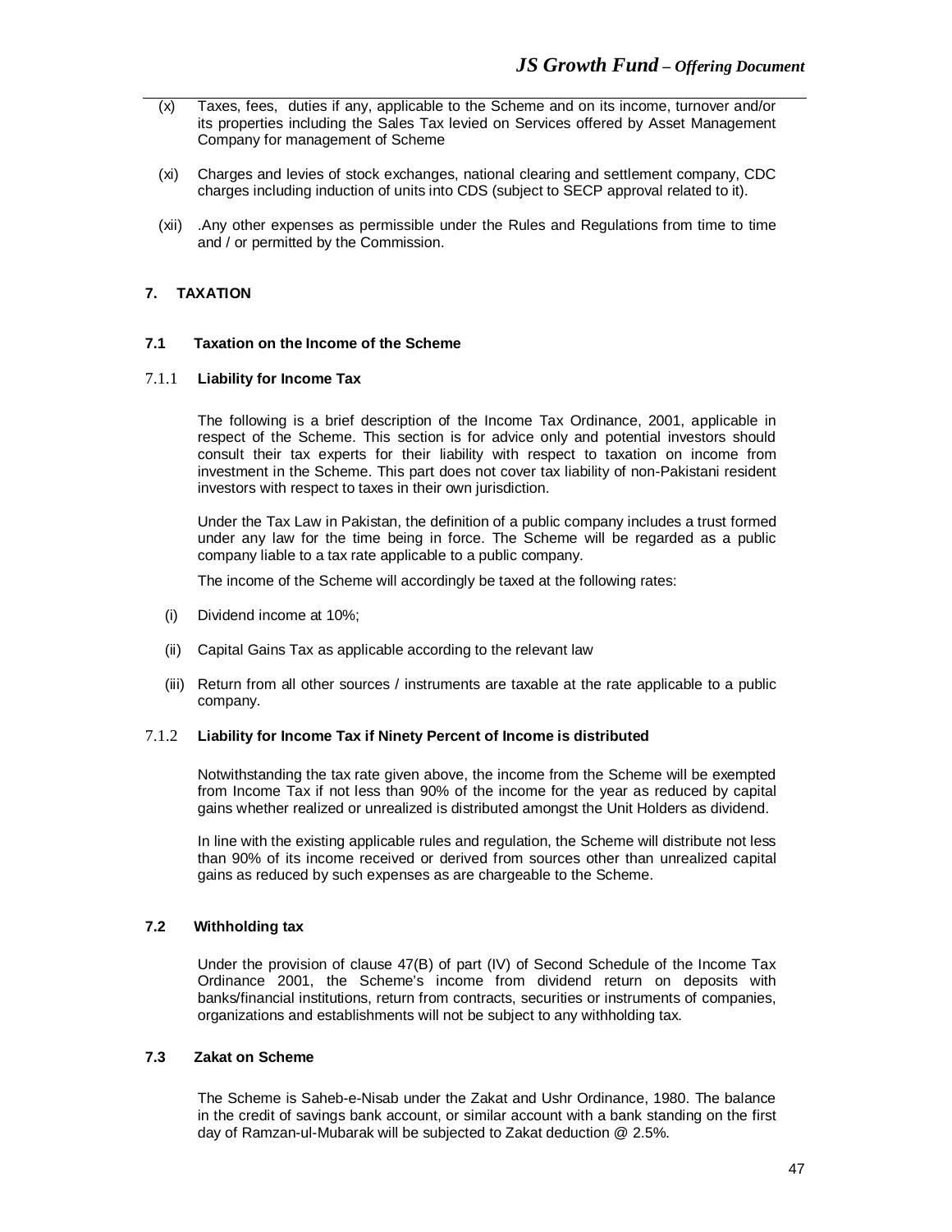(x) Taxes, fees, duties if any, applicable to the Scheme and on its income, turnover and/or its properties including the Sales Tax levied on Services offered by Asset Management Company for management of Scheme

(xi) Charges and levies of stock exchanges, national clearing and settlement company, CDC charges including induction of units into CDS (subject to SECP approval related to it).

(xii) .Any other expenses as permissible under the Rules and Regulations from time to time and / or permitted by the Commission.

## 7. TAXATION

### 7.1 Taxation on the Income of the Scheme

#### 7.1.1 Liability for Income Tax

The following is a brief description of the Income Tax Ordinance, 2001, applicable in respect of the Scheme. This section is for advice only and potential investors should consult their tax experts for their liability with respect to taxation on income from investment in the Scheme. This part does not cover tax liability of non-Pakistani resident investors with respect to taxes in their own jurisdiction.

Under the Tax Law in Pakistan, the definition of a public company includes a trust formed under any law for the time being in force. The Scheme will be regarded as a public company liable to a tax rate applicable to a public company.

The income of the Scheme will accordingly be taxed at the following rates:

(i) Dividend income at 10%;

(ii) Capital Gains Tax as applicable according to the relevant law

(iii) Return from all other sources / instruments are taxable at the rate applicable to a public company.

#### 7.1.2 Liability for Income Tax if Ninety Percent of Income is distributed

Notwithstanding the tax rate given above, the income from the Scheme will be exempted from Income Tax if not less than 90% of the income for the year as reduced by capital gains whether realized or unrealized is distributed amongst the Unit Holders as dividend.

In line with the existing applicable rules and regulation, the Scheme will distribute not less than 90% of its income received or derived from sources other than unrealized capital gains as reduced by such expenses as are chargeable to the Scheme.

### 7.2 Withholding tax

Under the provision of clause 47(B) of part (IV) of Second Schedule of the Income Tax Ordinance 2001, the Scheme's income from dividend return on deposits with banks/financial institutions, return from contracts, securities or instruments of companies, organizations and establishments will not be subject to any withholding tax.

### 7.3 Zakat on Scheme

The Scheme is Saheb-e-Nisab under the Zakat and Ushr Ordinance, 1980. The balance in the credit of savings bank account, or similar account with a bank standing on the first day of Ramzan-ul-Mubarak will be subjected to Zakat deduction @ 2.5%.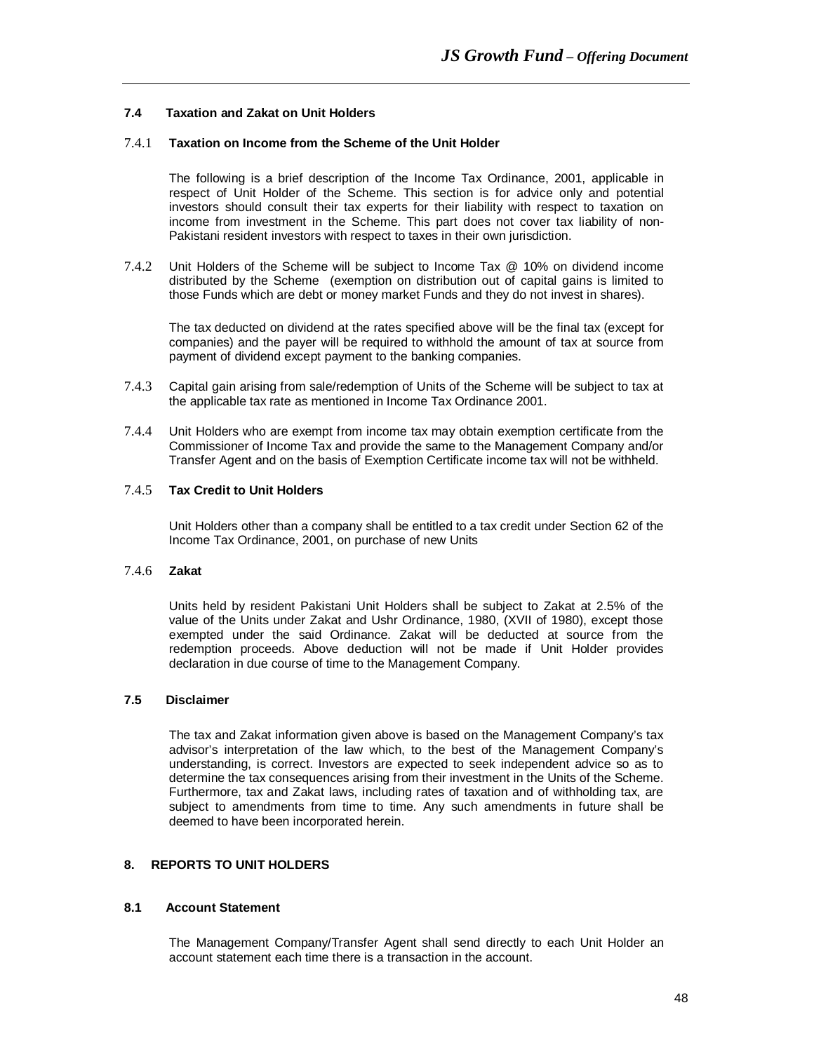### 7.4 Taxation and Zakat on Unit Holders

#### 7.4.1 Taxation on Income from the Scheme of the Unit Holder

The following is a brief description of the Income Tax Ordinance, 2001, applicable in respect of Unit Holder of the Scheme. This section is for advice only and potential investors should consult their tax experts for their liability with respect to taxation on income from investment in the Scheme. This part does not cover tax liability of non-Pakistani resident investors with respect to taxes in their own jurisdiction.

7.4.2 Unit Holders of the Scheme will be subject to Income Tax @ 10% on dividend income distributed by the Scheme (exemption on distribution out of capital gains is limited to those Funds which are debt or money market Funds and they do not invest in shares).

The tax deducted on dividend at the rates specified above will be the final tax (except for companies) and the payer will be required to withhold the amount of tax at source from payment of dividend except payment to the banking companies.

7.4.3 Capital gain arising from sale/redemption of Units of the Scheme will be subject to tax at the applicable tax rate as mentioned in Income Tax Ordinance 2001.

7.4.4 Unit Holders who are exempt from income tax may obtain exemption certificate from the Commissioner of Income Tax and provide the same to the Management Company and/or Transfer Agent and on the basis of Exemption Certificate income tax will not be withheld.

#### 7.4.5 Tax Credit to Unit Holders

Unit Holders other than a company shall be entitled to a tax credit under Section 62 of the Income Tax Ordinance, 2001, on purchase of new Units

#### 7.4.6 Zakat

Units held by resident Pakistani Unit Holders shall be subject to Zakat at 2.5% of the value of the Units under Zakat and Ushr Ordinance, 1980, (XVII of 1980), except those exempted under the said Ordinance. Zakat will be deducted at source from the redemption proceeds. Above deduction will not be made if Unit Holder provides declaration in due course of time to the Management Company.

### 7.5 Disclaimer

The tax and Zakat information given above is based on the Management Company's tax advisor's interpretation of the law which, to the best of the Management Company's understanding, is correct. Investors are expected to seek independent advice so as to determine the tax consequences arising from their investment in the Units of the Scheme. Furthermore, tax and Zakat laws, including rates of taxation and of withholding tax, are subject to amendments from time to time. Any such amendments in future shall be deemed to have been incorporated herein.

## 8. REPORTS TO UNIT HOLDERS

### 8.1 Account Statement

The Management Company/Transfer Agent shall send directly to each Unit Holder an account statement each time there is a transaction in the account.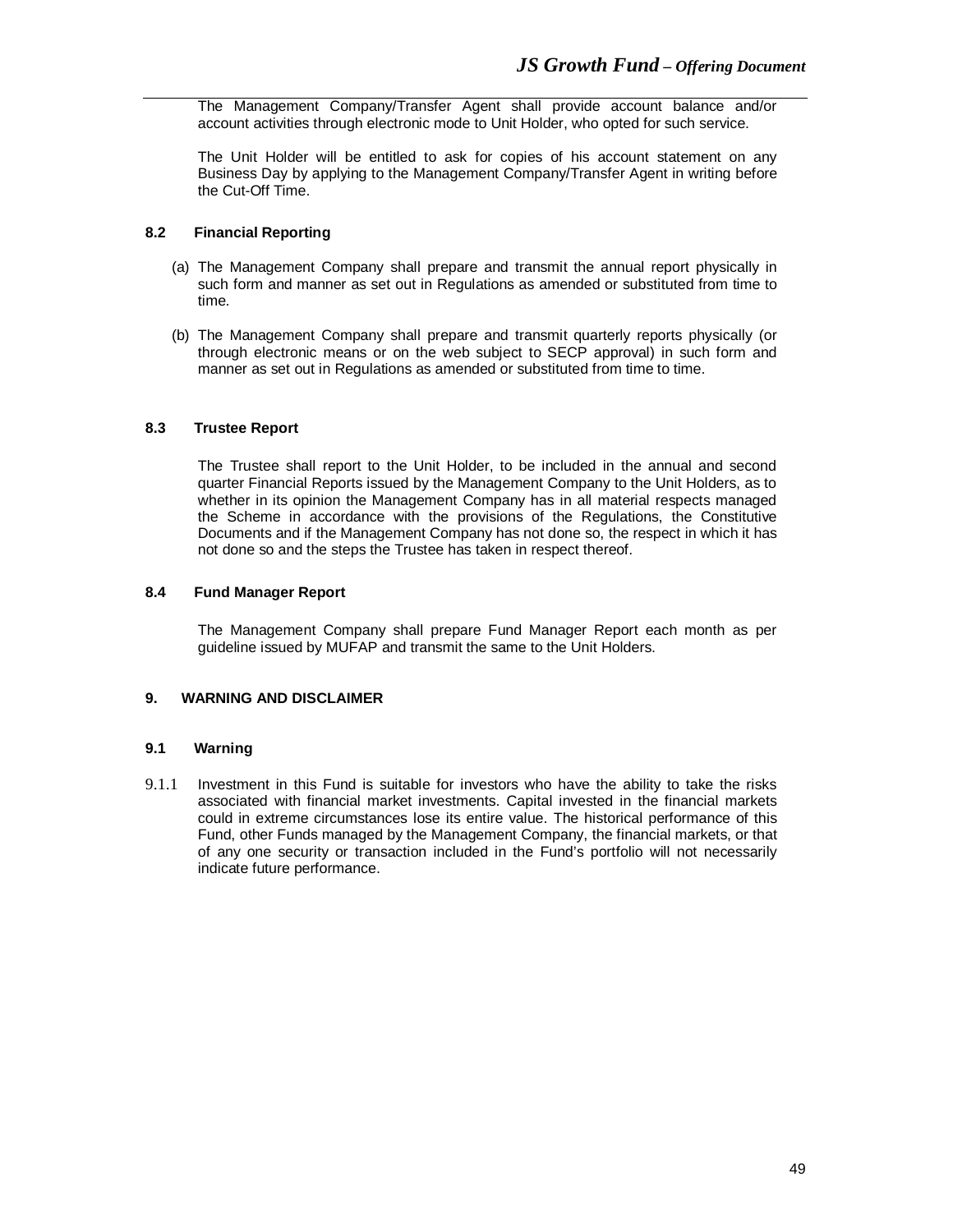The Management Company/Transfer Agent shall provide account balance and/or account activities through electronic mode to Unit Holder, who opted for such service.

The Unit Holder will be entitled to ask for copies of his account statement on any Business Day by applying to the Management Company/Transfer Agent in writing before the Cut-Off Time.

### 8.2 Financial Reporting

(a) The Management Company shall prepare and transmit the annual report physically in such form and manner as set out in Regulations as amended or substituted from time to time.

(b) The Management Company shall prepare and transmit quarterly reports physically (or through electronic means or on the web subject to SECP approval) in such form and manner as set out in Regulations as amended or substituted from time to time.

### 8.3 Trustee Report

The Trustee shall report to the Unit Holder, to be included in the annual and second quarter Financial Reports issued by the Management Company to the Unit Holders, as to whether in its opinion the Management Company has in all material respects managed the Scheme in accordance with the provisions of the Regulations, the Constitutive Documents and if the Management Company has not done so, the respect in which it has not done so and the steps the Trustee has taken in respect thereof.

### 8.4 Fund Manager Report

The Management Company shall prepare Fund Manager Report each month as per guideline issued by MUFAP and transmit the same to the Unit Holders.

## 9. WARNING AND DISCLAIMER

### 9.1 Warning

9.1.1 Investment in this Fund is suitable for investors who have the ability to take the risks associated with financial market investments. Capital invested in the financial markets could in extreme circumstances lose its entire value. The historical performance of this Fund, other Funds managed by the Management Company, the financial markets, or that of any one security or transaction included in the Fund's portfolio will not necessarily indicate future performance.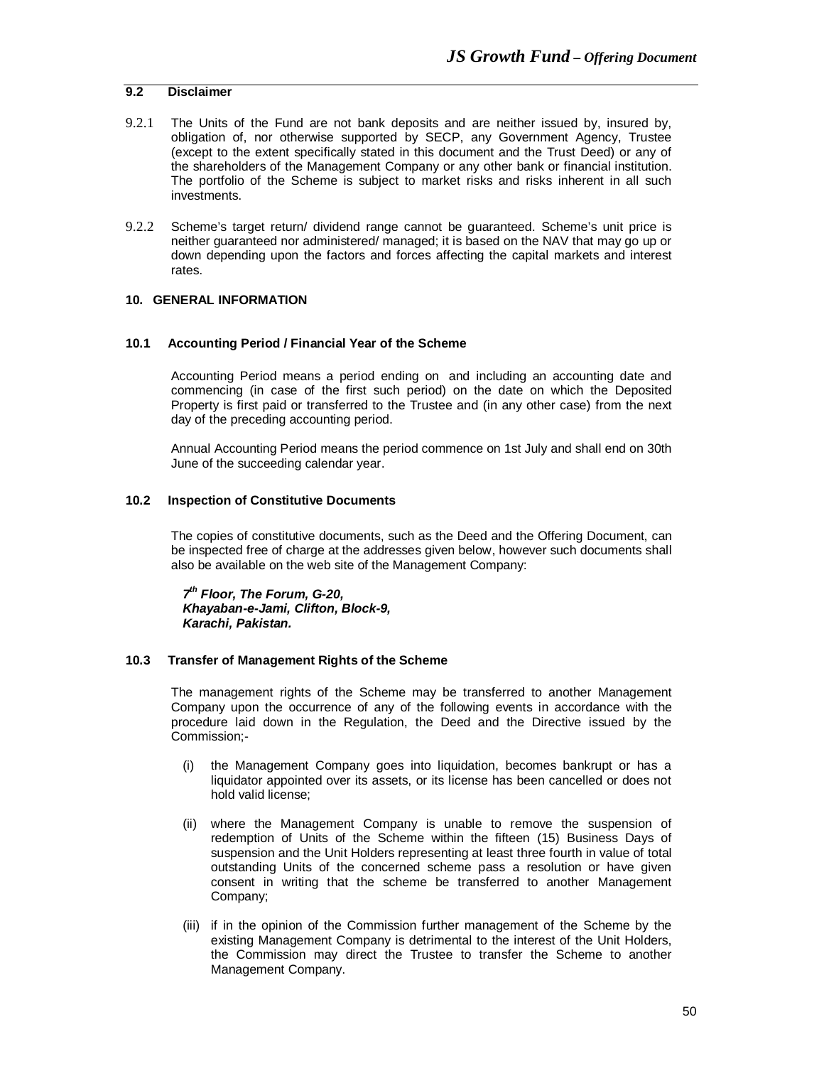### 9.2 Disclaimer

9.2.1 The Units of the Fund are not bank deposits and are neither issued by, insured by, obligation of, nor otherwise supported by SECP, any Government Agency, Trustee (except to the extent specifically stated in this document and the Trust Deed) or any of the shareholders of the Management Company or any other bank or financial institution. The portfolio of the Scheme is subject to market risks and risks inherent in all such investments.

9.2.2 Scheme's target return/ dividend range cannot be guaranteed. Scheme's unit price is neither guaranteed nor administered/ managed; it is based on the NAV that may go up or down depending upon the factors and forces affecting the capital markets and interest rates.

## 10. GENERAL INFORMATION

### 10.1 Accounting Period / Financial Year of the Scheme

Accounting Period means a period ending on and including an accounting date and commencing (in case of the first such period) on the date on which the Deposited Property is first paid or transferred to the Trustee and (in any other case) from the next day of the preceding accounting period.

Annual Accounting Period means the period commence on 1st July and shall end on 30th June of the succeeding calendar year.

### 10.2 Inspection of Constitutive Documents

The copies of constitutive documents, such as the Deed and the Offering Document, can be inspected free of charge at the addresses given below, however such documents shall also be available on the web site of the Management Company:

***7th Floor, The Forum, G-20,***
***Khayaban-e-Jami, Clifton, Block-9,***
***Karachi, Pakistan.***

### 10.3 Transfer of Management Rights of the Scheme

The management rights of the Scheme may be transferred to another Management Company upon the occurrence of any of the following events in accordance with the procedure laid down in the Regulation, the Deed and the Directive issued by the Commission;-

(i) the Management Company goes into liquidation, becomes bankrupt or has a liquidator appointed over its assets, or its license has been cancelled or does not hold valid license;

(ii) where the Management Company is unable to remove the suspension of redemption of Units of the Scheme within the fifteen (15) Business Days of suspension and the Unit Holders representing at least three fourth in value of total outstanding Units of the concerned scheme pass a resolution or have given consent in writing that the scheme be transferred to another Management Company;

(iii) if in the opinion of the Commission further management of the Scheme by the existing Management Company is detrimental to the interest of the Unit Holders, the Commission may direct the Trustee to transfer the Scheme to another Management Company.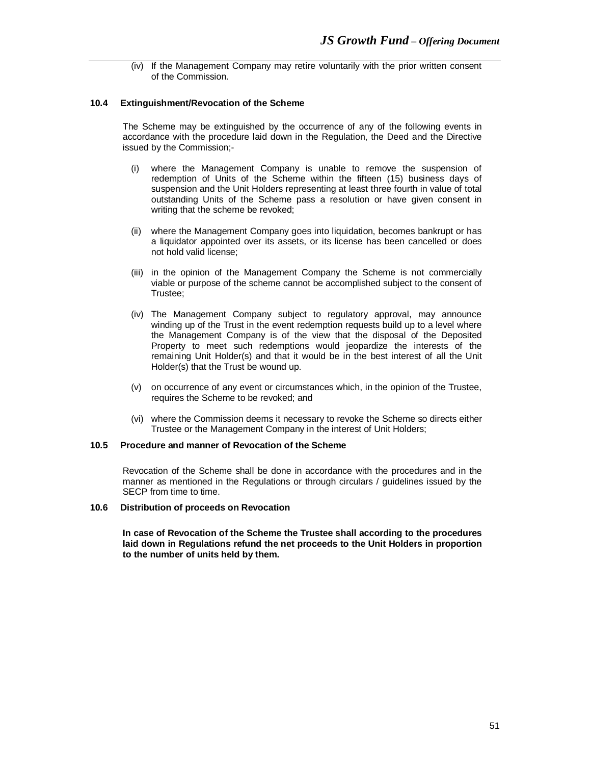(iv) If the Management Company may retire voluntarily with the prior written consent of the Commission.

### 10.4 Extinguishment/Revocation of the Scheme

The Scheme may be extinguished by the occurrence of any of the following events in accordance with the procedure laid down in the Regulation, the Deed and the Directive issued by the Commission;-

(i) where the Management Company is unable to remove the suspension of redemption of Units of the Scheme within the fifteen (15) business days of suspension and the Unit Holders representing at least three fourth in value of total outstanding Units of the Scheme pass a resolution or have given consent in writing that the scheme be revoked;

(ii) where the Management Company goes into liquidation, becomes bankrupt or has a liquidator appointed over its assets, or its license has been cancelled or does not hold valid license;

(iii) in the opinion of the Management Company the Scheme is not commercially viable or purpose of the scheme cannot be accomplished subject to the consent of Trustee;

(iv) The Management Company subject to regulatory approval, may announce winding up of the Trust in the event redemption requests build up to a level where the Management Company is of the view that the disposal of the Deposited Property to meet such redemptions would jeopardize the interests of the remaining Unit Holder(s) and that it would be in the best interest of all the Unit Holder(s) that the Trust be wound up.

(v) on occurrence of any event or circumstances which, in the opinion of the Trustee, requires the Scheme to be revoked; and

(vi) where the Commission deems it necessary to revoke the Scheme so directs either Trustee or the Management Company in the interest of Unit Holders;

### 10.5 Procedure and manner of Revocation of the Scheme

Revocation of the Scheme shall be done in accordance with the procedures and in the manner as mentioned in the Regulations or through circulars / guidelines issued by the SECP from time to time.

### 10.6 Distribution of proceeds on Revocation

**In case of Revocation of the Scheme the Trustee shall according to the procedures laid down in Regulations refund the net proceeds to the Unit Holders in proportion to the number of units held by them.**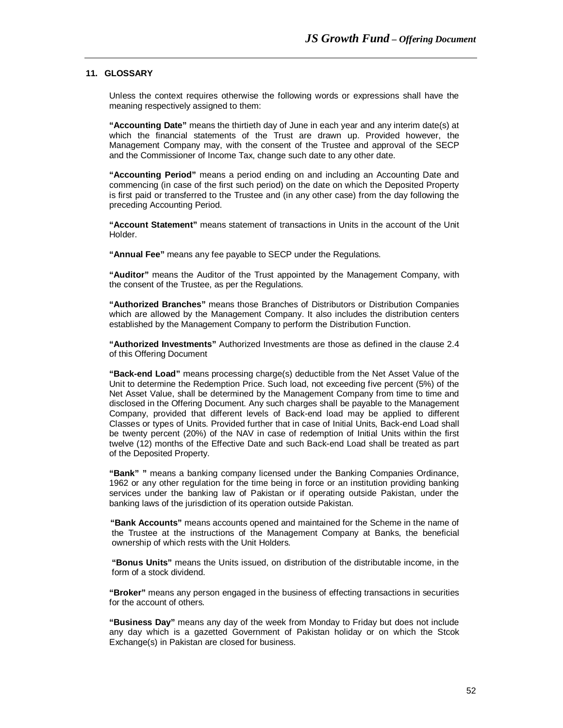## 11. GLOSSARY

Unless the context requires otherwise the following words or expressions shall have the meaning respectively assigned to them:

**"Accounting Date"** means the thirtieth day of June in each year and any interim date(s) at which the financial statements of the Trust are drawn up. Provided however, the Management Company may, with the consent of the Trustee and approval of the SECP and the Commissioner of Income Tax, change such date to any other date.

**"Accounting Period"** means a period ending on and including an Accounting Date and commencing (in case of the first such period) on the date on which the Deposited Property is first paid or transferred to the Trustee and (in any other case) from the day following the preceding Accounting Period.

**"Account Statement"** means statement of transactions in Units in the account of the Unit Holder.

**"Annual Fee"** means any fee payable to SECP under the Regulations.

**"Auditor"** means the Auditor of the Trust appointed by the Management Company, with the consent of the Trustee, as per the Regulations.

**"Authorized Branches"** means those Branches of Distributors or Distribution Companies which are allowed by the Management Company. It also includes the distribution centers established by the Management Company to perform the Distribution Function.

**"Authorized Investments"** Authorized Investments are those as defined in the clause 2.4 of this Offering Document

**"Back-end Load"** means processing charge(s) deductible from the Net Asset Value of the Unit to determine the Redemption Price. Such load, not exceeding five percent (5%) of the Net Asset Value, shall be determined by the Management Company from time to time and disclosed in the Offering Document. Any such charges shall be payable to the Management Company, provided that different levels of Back-end load may be applied to different Classes or types of Units. Provided further that in case of Initial Units, Back-end Load shall be twenty percent (20%) of the NAV in case of redemption of Initial Units within the first twelve (12) months of the Effective Date and such Back-end Load shall be treated as part of the Deposited Property.

**"Bank" "** means a banking company licensed under the Banking Companies Ordinance, 1962 or any other regulation for the time being in force or an institution providing banking services under the banking law of Pakistan or if operating outside Pakistan, under the banking laws of the jurisdiction of its operation outside Pakistan.

**"Bank Accounts"** means accounts opened and maintained for the Scheme in the name of the Trustee at the instructions of the Management Company at Banks, the beneficial ownership of which rests with the Unit Holders.

**"Bonus Units"** means the Units issued, on distribution of the distributable income, in the form of a stock dividend.

**"Broker"** means any person engaged in the business of effecting transactions in securities for the account of others.

**"Business Day"** means any day of the week from Monday to Friday but does not include any day which is a gazetted Government of Pakistan holiday or on which the Stcok Exchange(s) in Pakistan are closed for business.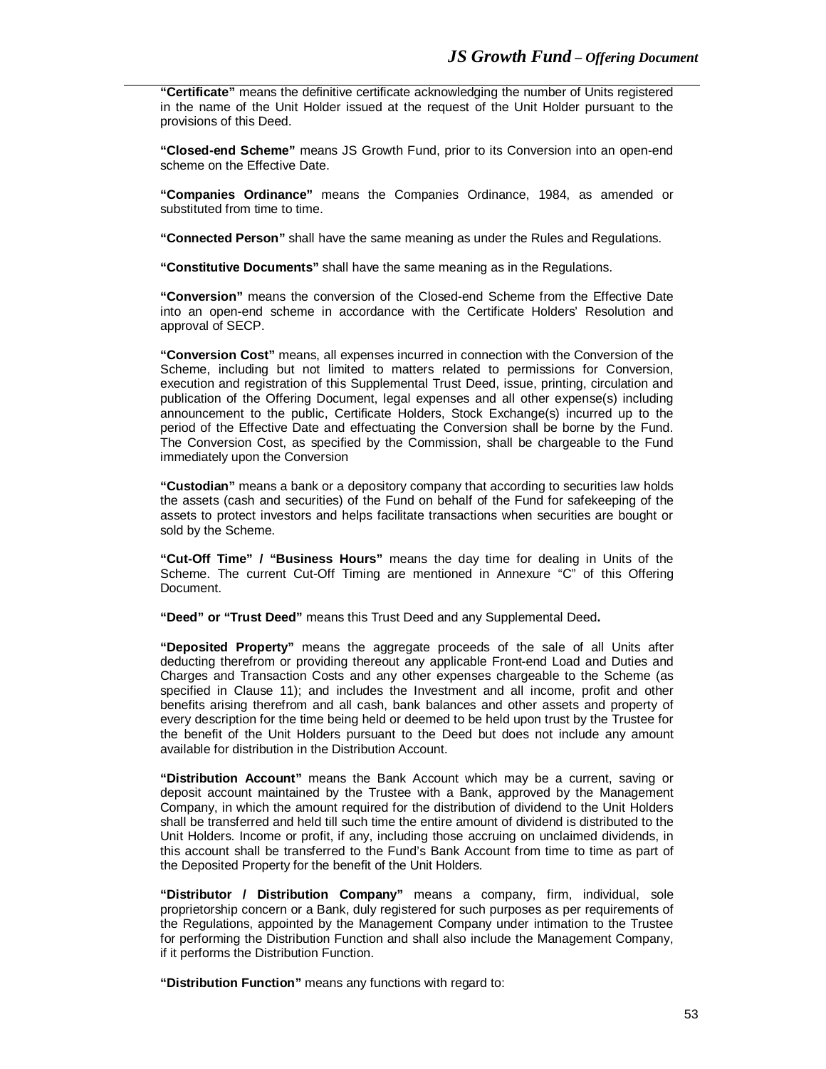**"Certificate"** means the definitive certificate acknowledging the number of Units registered in the name of the Unit Holder issued at the request of the Unit Holder pursuant to the provisions of this Deed.

**"Closed-end Scheme"** means JS Growth Fund, prior to its Conversion into an open-end scheme on the Effective Date.

**"Companies Ordinance"** means the Companies Ordinance, 1984, as amended or substituted from time to time.

**"Connected Person"** shall have the same meaning as under the Rules and Regulations.

**"Constitutive Documents"** shall have the same meaning as in the Regulations.

**"Conversion"** means the conversion of the Closed-end Scheme from the Effective Date into an open-end scheme in accordance with the Certificate Holders' Resolution and approval of SECP.

**"Conversion Cost"** means, all expenses incurred in connection with the Conversion of the Scheme, including but not limited to matters related to permissions for Conversion, execution and registration of this Supplemental Trust Deed, issue, printing, circulation and publication of the Offering Document, legal expenses and all other expense(s) including announcement to the public, Certificate Holders, Stock Exchange(s) incurred up to the period of the Effective Date and effectuating the Conversion shall be borne by the Fund. The Conversion Cost, as specified by the Commission, shall be chargeable to the Fund immediately upon the Conversion

**"Custodian"** means a bank or a depository company that according to securities law holds the assets (cash and securities) of the Fund on behalf of the Fund for safekeeping of the assets to protect investors and helps facilitate transactions when securities are bought or sold by the Scheme.

**"Cut-Off Time" / "Business Hours"** means the day time for dealing in Units of the Scheme. The current Cut-Off Timing are mentioned in Annexure "C" of this Offering Document.

**"Deed" or "Trust Deed"** means this Trust Deed and any Supplemental Deed**.**

**"Deposited Property"** means the aggregate proceeds of the sale of all Units after deducting therefrom or providing thereout any applicable Front-end Load and Duties and Charges and Transaction Costs and any other expenses chargeable to the Scheme (as specified in Clause 11); and includes the Investment and all income, profit and other benefits arising therefrom and all cash, bank balances and other assets and property of every description for the time being held or deemed to be held upon trust by the Trustee for the benefit of the Unit Holders pursuant to the Deed but does not include any amount available for distribution in the Distribution Account.

**"Distribution Account"** means the Bank Account which may be a current, saving or deposit account maintained by the Trustee with a Bank, approved by the Management Company, in which the amount required for the distribution of dividend to the Unit Holders shall be transferred and held till such time the entire amount of dividend is distributed to the Unit Holders. Income or profit, if any, including those accruing on unclaimed dividends, in this account shall be transferred to the Fund's Bank Account from time to time as part of the Deposited Property for the benefit of the Unit Holders.

**"Distributor / Distribution Company"** means a company, firm, individual, sole proprietorship concern or a Bank, duly registered for such purposes as per requirements of the Regulations, appointed by the Management Company under intimation to the Trustee for performing the Distribution Function and shall also include the Management Company, if it performs the Distribution Function.

**"Distribution Function"** means any functions with regard to: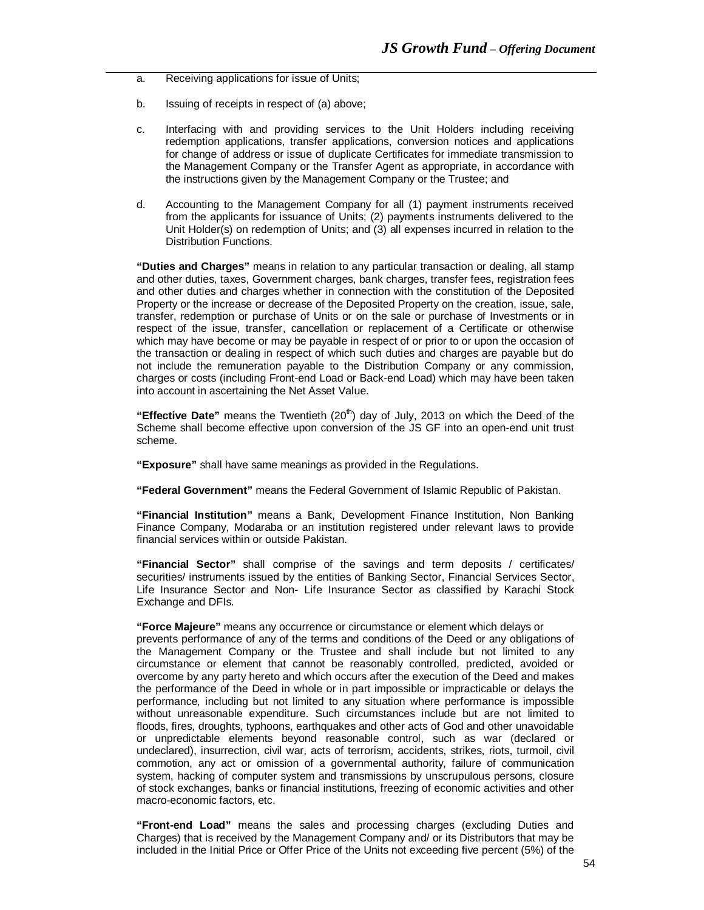a. Receiving applications for issue of Units;

b. Issuing of receipts in respect of (a) above;

c. Interfacing with and providing services to the Unit Holders including receiving redemption applications, transfer applications, conversion notices and applications for change of address or issue of duplicate Certificates for immediate transmission to the Management Company or the Transfer Agent as appropriate, in accordance with the instructions given by the Management Company or the Trustee; and

d. Accounting to the Management Company for all (1) payment instruments received from the applicants for issuance of Units; (2) payments instruments delivered to the Unit Holder(s) on redemption of Units; and (3) all expenses incurred in relation to the Distribution Functions.

**"Duties and Charges"** means in relation to any particular transaction or dealing, all stamp and other duties, taxes, Government charges, bank charges, transfer fees, registration fees and other duties and charges whether in connection with the constitution of the Deposited Property or the increase or decrease of the Deposited Property on the creation, issue, sale, transfer, redemption or purchase of Units or on the sale or purchase of Investments or in respect of the issue, transfer, cancellation or replacement of a Certificate or otherwise which may have become or may be payable in respect of or prior to or upon the occasion of the transaction or dealing in respect of which such duties and charges are payable but do not include the remuneration payable to the Distribution Company or any commission, charges or costs (including Front-end Load or Back-end Load) which may have been taken into account in ascertaining the Net Asset Value.

**"Effective Date"** means the Twentieth (20th) day of July, 2013 on which the Deed of the Scheme shall become effective upon conversion of the JS GF into an open-end unit trust scheme.

**"Exposure"** shall have same meanings as provided in the Regulations.

**"Federal Government"** means the Federal Government of Islamic Republic of Pakistan.

**"Financial Institution"** means a Bank, Development Finance Institution, Non Banking Finance Company, Modaraba or an institution registered under relevant laws to provide financial services within or outside Pakistan.

**"Financial Sector"** shall comprise of the savings and term deposits / certificates/ securities/ instruments issued by the entities of Banking Sector, Financial Services Sector, Life Insurance Sector and Non- Life Insurance Sector as classified by Karachi Stock Exchange and DFIs.

**"Force Majeure"** means any occurrence or circumstance or element which delays or prevents performance of any of the terms and conditions of the Deed or any obligations of the Management Company or the Trustee and shall include but not limited to any circumstance or element that cannot be reasonably controlled, predicted, avoided or overcome by any party hereto and which occurs after the execution of the Deed and makes the performance of the Deed in whole or in part impossible or impracticable or delays the performance, including but not limited to any situation where performance is impossible without unreasonable expenditure. Such circumstances include but are not limited to floods, fires, droughts, typhoons, earthquakes and other acts of God and other unavoidable or unpredictable elements beyond reasonable control, such as war (declared or undeclared), insurrection, civil war, acts of terrorism, accidents, strikes, riots, turmoil, civil commotion, any act or omission of a governmental authority, failure of communication system, hacking of computer system and transmissions by unscrupulous persons, closure of stock exchanges, banks or financial institutions, freezing of economic activities and other macro-economic factors, etc.

**"Front-end Load"** means the sales and processing charges (excluding Duties and Charges) that is received by the Management Company and/ or its Distributors that may be included in the Initial Price or Offer Price of the Units not exceeding five percent (5%) of the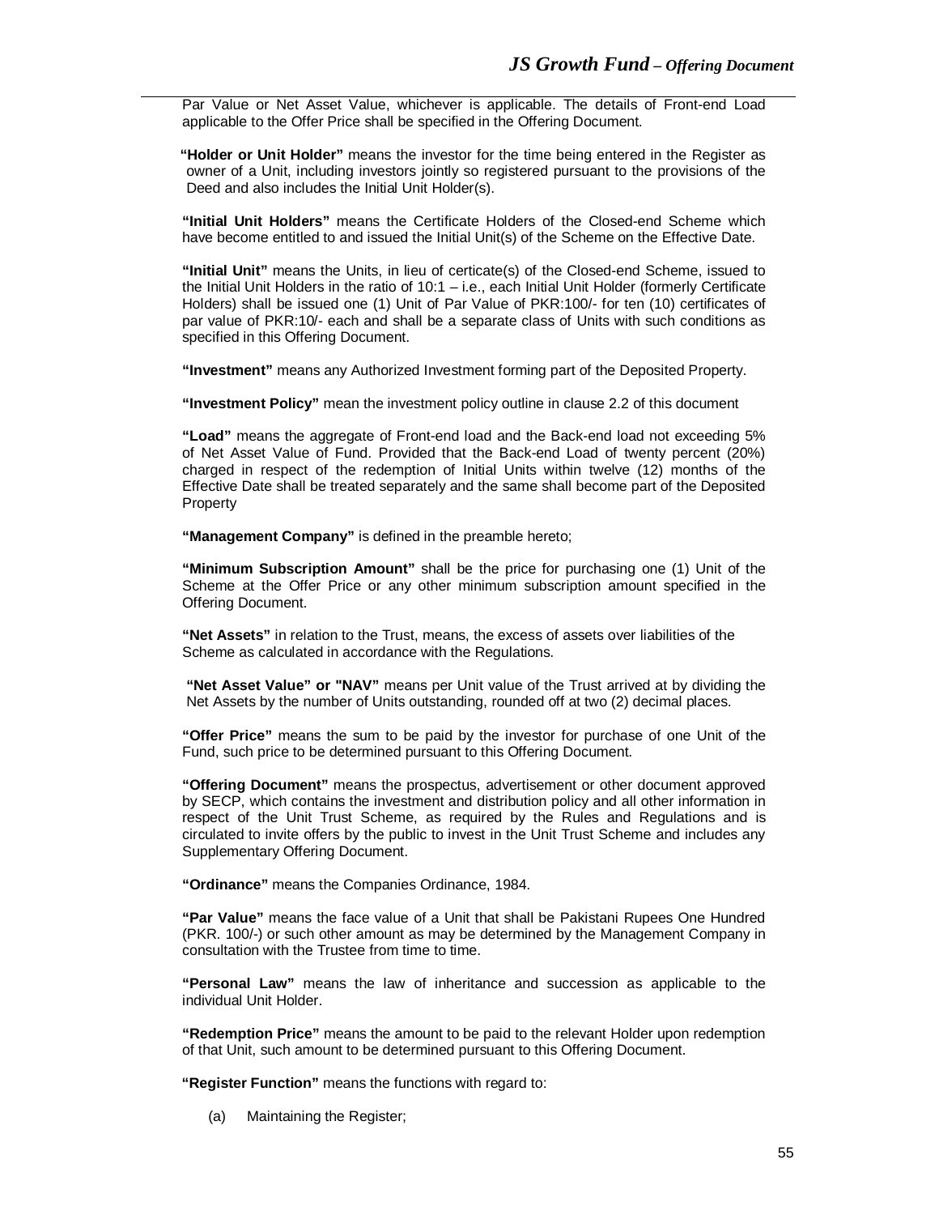Par Value or Net Asset Value, whichever is applicable. The details of Front-end Load applicable to the Offer Price shall be specified in the Offering Document.

**"Holder or Unit Holder"** means the investor for the time being entered in the Register as owner of a Unit, including investors jointly so registered pursuant to the provisions of the Deed and also includes the Initial Unit Holder(s).

**"Initial Unit Holders"** means the Certificate Holders of the Closed-end Scheme which have become entitled to and issued the Initial Unit(s) of the Scheme on the Effective Date.

**"Initial Unit"** means the Units, in lieu of certicate(s) of the Closed-end Scheme, issued to the Initial Unit Holders in the ratio of 10:1 – i.e., each Initial Unit Holder (formerly Certificate Holders) shall be issued one (1) Unit of Par Value of PKR:100/- for ten (10) certificates of par value of PKR:10/- each and shall be a separate class of Units with such conditions as specified in this Offering Document.

**"Investment"** means any Authorized Investment forming part of the Deposited Property.

**"Investment Policy"** mean the investment policy outline in clause 2.2 of this document

**"Load"** means the aggregate of Front-end load and the Back-end load not exceeding 5% of Net Asset Value of Fund. Provided that the Back-end Load of twenty percent (20%) charged in respect of the redemption of Initial Units within twelve (12) months of the Effective Date shall be treated separately and the same shall become part of the Deposited Property

**"Management Company"** is defined in the preamble hereto;

**"Minimum Subscription Amount"** shall be the price for purchasing one (1) Unit of the Scheme at the Offer Price or any other minimum subscription amount specified in the Offering Document.

**"Net Assets"** in relation to the Trust, means, the excess of assets over liabilities of the Scheme as calculated in accordance with the Regulations.

**"Net Asset Value" or "NAV"** means per Unit value of the Trust arrived at by dividing the Net Assets by the number of Units outstanding, rounded off at two (2) decimal places.

**"Offer Price"** means the sum to be paid by the investor for purchase of one Unit of the Fund, such price to be determined pursuant to this Offering Document.

**"Offering Document"** means the prospectus, advertisement or other document approved by SECP, which contains the investment and distribution policy and all other information in respect of the Unit Trust Scheme, as required by the Rules and Regulations and is circulated to invite offers by the public to invest in the Unit Trust Scheme and includes any Supplementary Offering Document.

**"Ordinance"** means the Companies Ordinance, 1984.

**"Par Value"** means the face value of a Unit that shall be Pakistani Rupees One Hundred (PKR. 100/-) or such other amount as may be determined by the Management Company in consultation with the Trustee from time to time.

**"Personal Law"** means the law of inheritance and succession as applicable to the individual Unit Holder.

**"Redemption Price"** means the amount to be paid to the relevant Holder upon redemption of that Unit, such amount to be determined pursuant to this Offering Document.

**"Register Function"** means the functions with regard to:

(a) Maintaining the Register;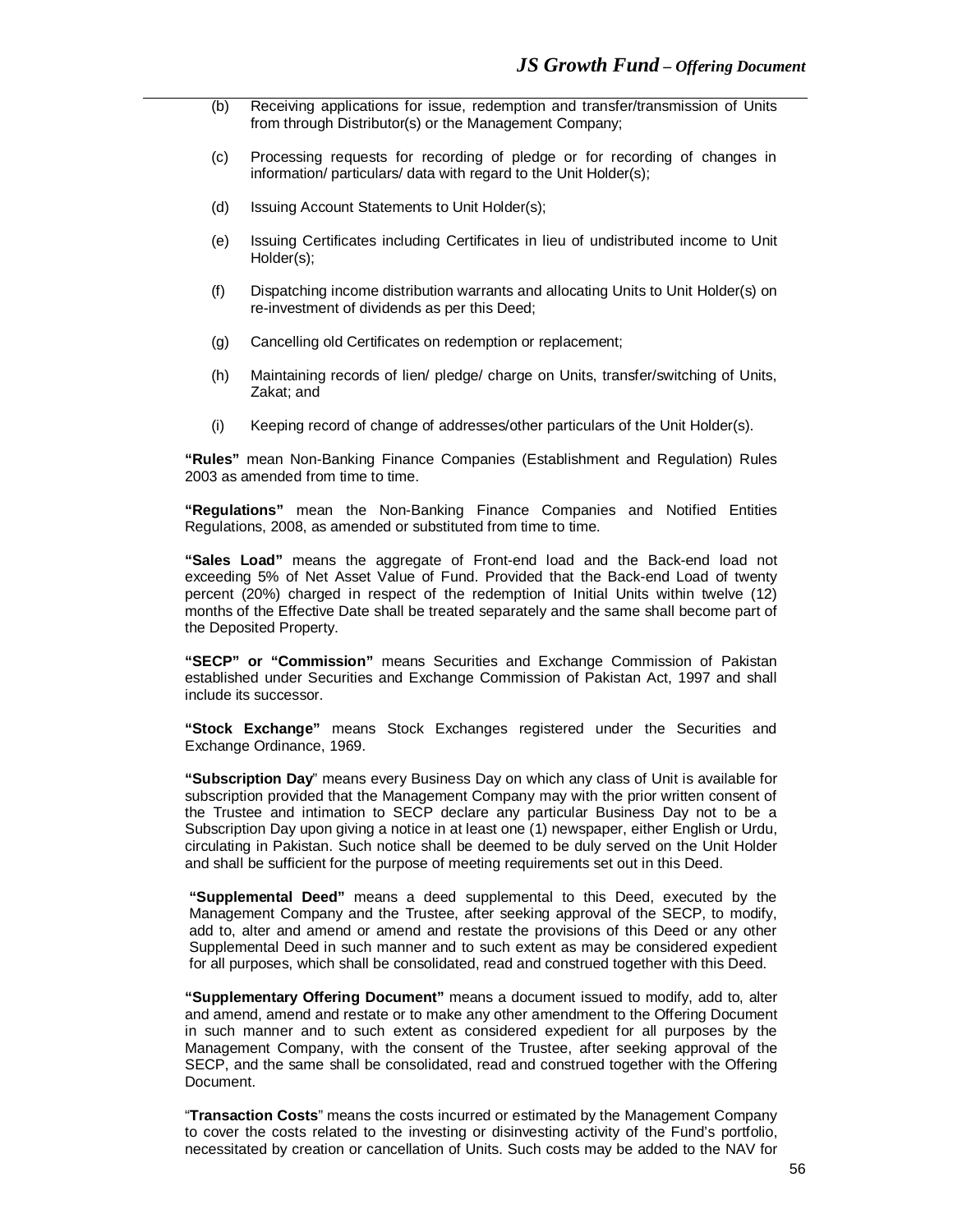(b) Receiving applications for issue, redemption and transfer/transmission of Units from through Distributor(s) or the Management Company;

(c) Processing requests for recording of pledge or for recording of changes in information/ particulars/ data with regard to the Unit Holder(s);

(d) Issuing Account Statements to Unit Holder(s);

(e) Issuing Certificates including Certificates in lieu of undistributed income to Unit Holder(s);

(f) Dispatching income distribution warrants and allocating Units to Unit Holder(s) on re-investment of dividends as per this Deed;

(g) Cancelling old Certificates on redemption or replacement;

(h) Maintaining records of lien/ pledge/ charge on Units, transfer/switching of Units, Zakat; and

(i) Keeping record of change of addresses/other particulars of the Unit Holder(s).

**"Rules"** mean Non-Banking Finance Companies (Establishment and Regulation) Rules 2003 as amended from time to time.

**"Regulations"** mean the Non-Banking Finance Companies and Notified Entities Regulations, 2008, as amended or substituted from time to time.

**"Sales Load"** means the aggregate of Front-end load and the Back-end load not exceeding 5% of Net Asset Value of Fund. Provided that the Back-end Load of twenty percent (20%) charged in respect of the redemption of Initial Units within twelve (12) months of the Effective Date shall be treated separately and the same shall become part of the Deposited Property.

**"SECP" or "Commission"** means Securities and Exchange Commission of Pakistan established under Securities and Exchange Commission of Pakistan Act, 1997 and shall include its successor.

**"Stock Exchange"** means Stock Exchanges registered under the Securities and Exchange Ordinance, 1969.

**"Subscription Day"** means every Business Day on which any class of Unit is available for subscription provided that the Management Company may with the prior written consent of the Trustee and intimation to SECP declare any particular Business Day not to be a Subscription Day upon giving a notice in at least one (1) newspaper, either English or Urdu, circulating in Pakistan. Such notice shall be deemed to be duly served on the Unit Holder and shall be sufficient for the purpose of meeting requirements set out in this Deed.

**"Supplemental Deed"** means a deed supplemental to this Deed, executed by the Management Company and the Trustee, after seeking approval of the SECP, to modify, add to, alter and amend or amend and restate the provisions of this Deed or any other Supplemental Deed in such manner and to such extent as may be considered expedient for all purposes, which shall be consolidated, read and construed together with this Deed.

**"Supplementary Offering Document"** means a document issued to modify, add to, alter and amend, amend and restate or to make any other amendment to the Offering Document in such manner and to such extent as considered expedient for all purposes by the Management Company, with the consent of the Trustee, after seeking approval of the SECP, and the same shall be consolidated, read and construed together with the Offering Document.

"**Transaction Costs**" means the costs incurred or estimated by the Management Company to cover the costs related to the investing or disinvesting activity of the Fund's portfolio, necessitated by creation or cancellation of Units. Such costs may be added to the NAV for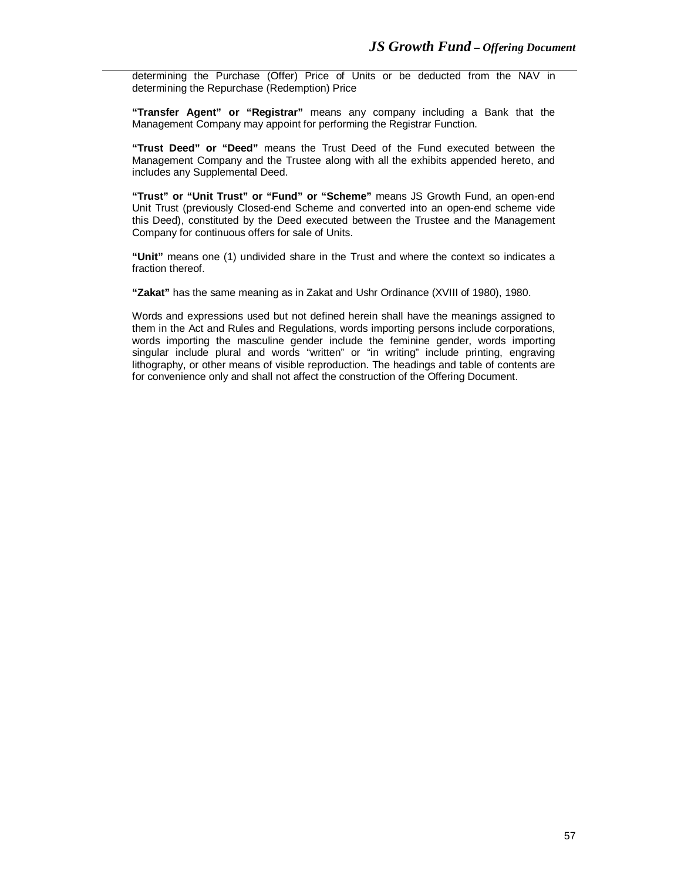determining the Purchase (Offer) Price of Units or be deducted from the NAV in determining the Repurchase (Redemption) Price

**"Transfer Agent" or "Registrar"** means any company including a Bank that the Management Company may appoint for performing the Registrar Function.

**"Trust Deed" or "Deed"** means the Trust Deed of the Fund executed between the Management Company and the Trustee along with all the exhibits appended hereto, and includes any Supplemental Deed.

**"Trust" or "Unit Trust" or "Fund" or "Scheme"** means JS Growth Fund, an open-end Unit Trust (previously Closed-end Scheme and converted into an open-end scheme vide this Deed), constituted by the Deed executed between the Trustee and the Management Company for continuous offers for sale of Units.

**"Unit"** means one (1) undivided share in the Trust and where the context so indicates a fraction thereof.

**"Zakat"** has the same meaning as in Zakat and Ushr Ordinance (XVIII of 1980), 1980.

Words and expressions used but not defined herein shall have the meanings assigned to them in the Act and Rules and Regulations, words importing persons include corporations, words importing the masculine gender include the feminine gender, words importing singular include plural and words "written" or "in writing" include printing, engraving lithography, or other means of visible reproduction. The headings and table of contents are for convenience only and shall not affect the construction of the Offering Document.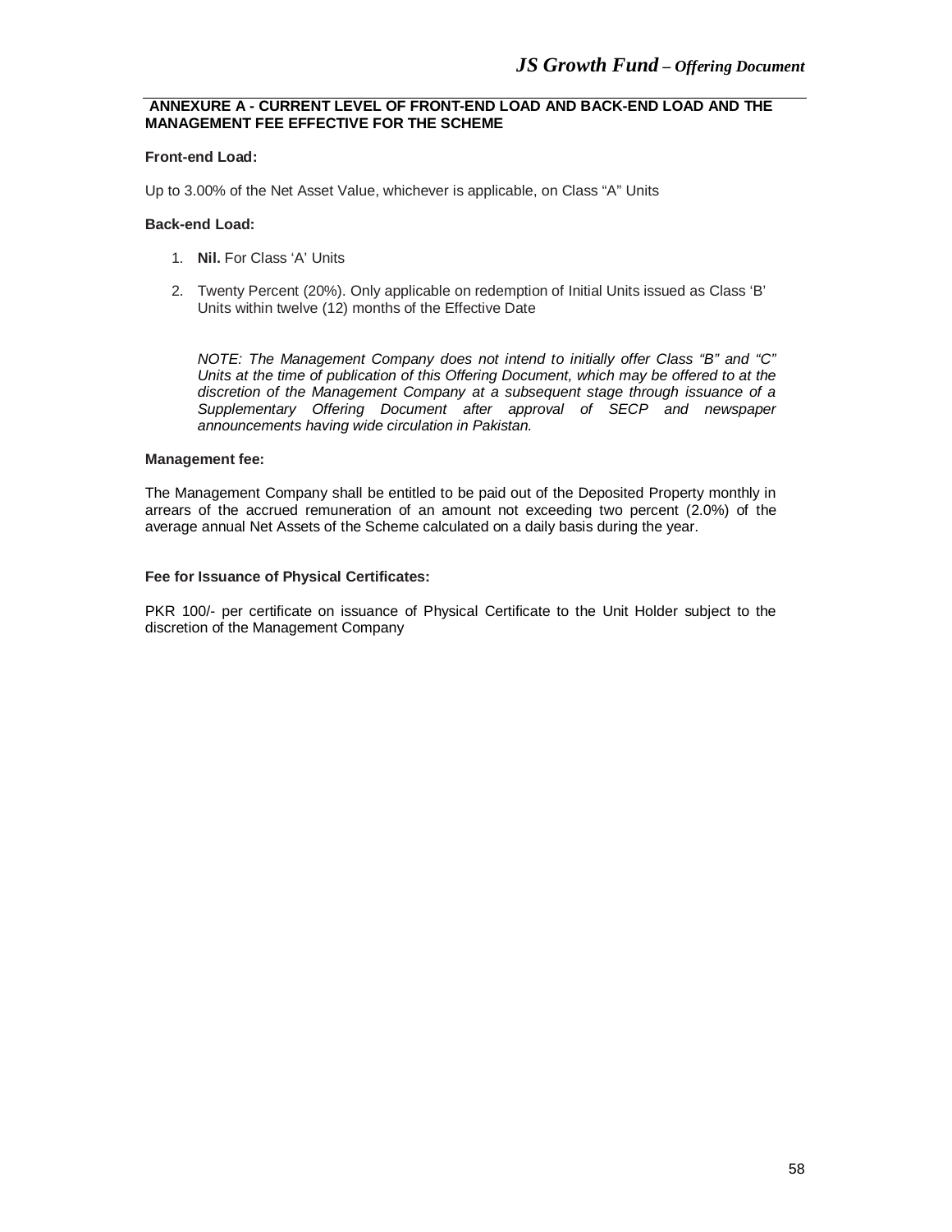## ANNEXURE A - CURRENT LEVEL OF FRONT-END LOAD AND BACK-END LOAD AND THE MANAGEMENT FEE EFFECTIVE FOR THE SCHEME

**Front-end Load:**

Up to 3.00% of the Net Asset Value, whichever is applicable, on Class "A" Units

**Back-end Load:**

1. **Nil.** For Class 'A' Units

2. Twenty Percent (20%). Only applicable on redemption of Initial Units issued as Class 'B' Units within twelve (12) months of the Effective Date

*NOTE: The Management Company does not intend to initially offer Class "B" and "C" Units at the time of publication of this Offering Document, which may be offered to at the discretion of the Management Company at a subsequent stage through issuance of a Supplementary Offering Document after approval of SECP and newspaper announcements having wide circulation in Pakistan.*

**Management fee:**

The Management Company shall be entitled to be paid out of the Deposited Property monthly in arrears of the accrued remuneration of an amount not exceeding two percent (2.0%) of the average annual Net Assets of the Scheme calculated on a daily basis during the year.

**Fee for Issuance of Physical Certificates:**

PKR 100/- per certificate on issuance of Physical Certificate to the Unit Holder subject to the discretion of the Management Company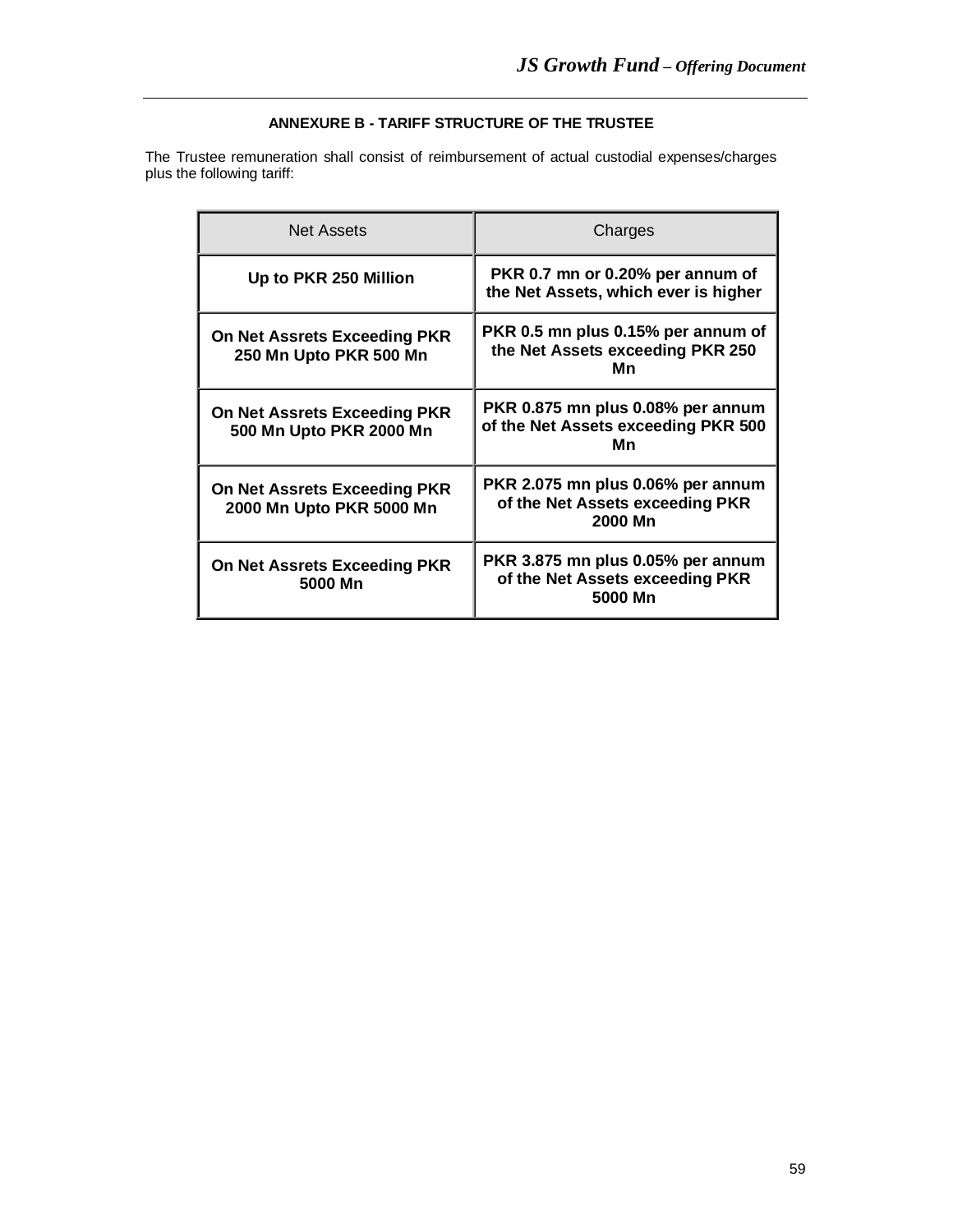## ANNEXURE B - TARIFF STRUCTURE OF THE TRUSTEE

The Trustee remuneration shall consist of reimbursement of actual custodial expenses/charges plus the following tariff:

| Net Assets | Charges |
|---|---|
| **Up to PKR 250 Million** | **PKR 0.7 mn or 0.20% per annum of the Net Assets, which ever is higher** |
| **On Net Assrets Exceeding PKR 250 Mn Upto PKR 500 Mn** | **PKR 0.5 mn plus 0.15% per annum of the Net Assets exceeding PKR 250 Mn** |
| **On Net Assrets Exceeding PKR 500 Mn Upto PKR 2000 Mn** | **PKR 0.875 mn plus 0.08% per annum of the Net Assets exceeding PKR 500 Mn** |
| **On Net Assrets Exceeding PKR 2000 Mn Upto PKR 5000 Mn** | **PKR 2.075 mn plus 0.06% per annum of the Net Assets exceeding PKR 2000 Mn** |
| **On Net Assrets Exceeding PKR 5000 Mn** | **PKR 3.875 mn plus 0.05% per annum of the Net Assets exceeding PKR 5000 Mn** |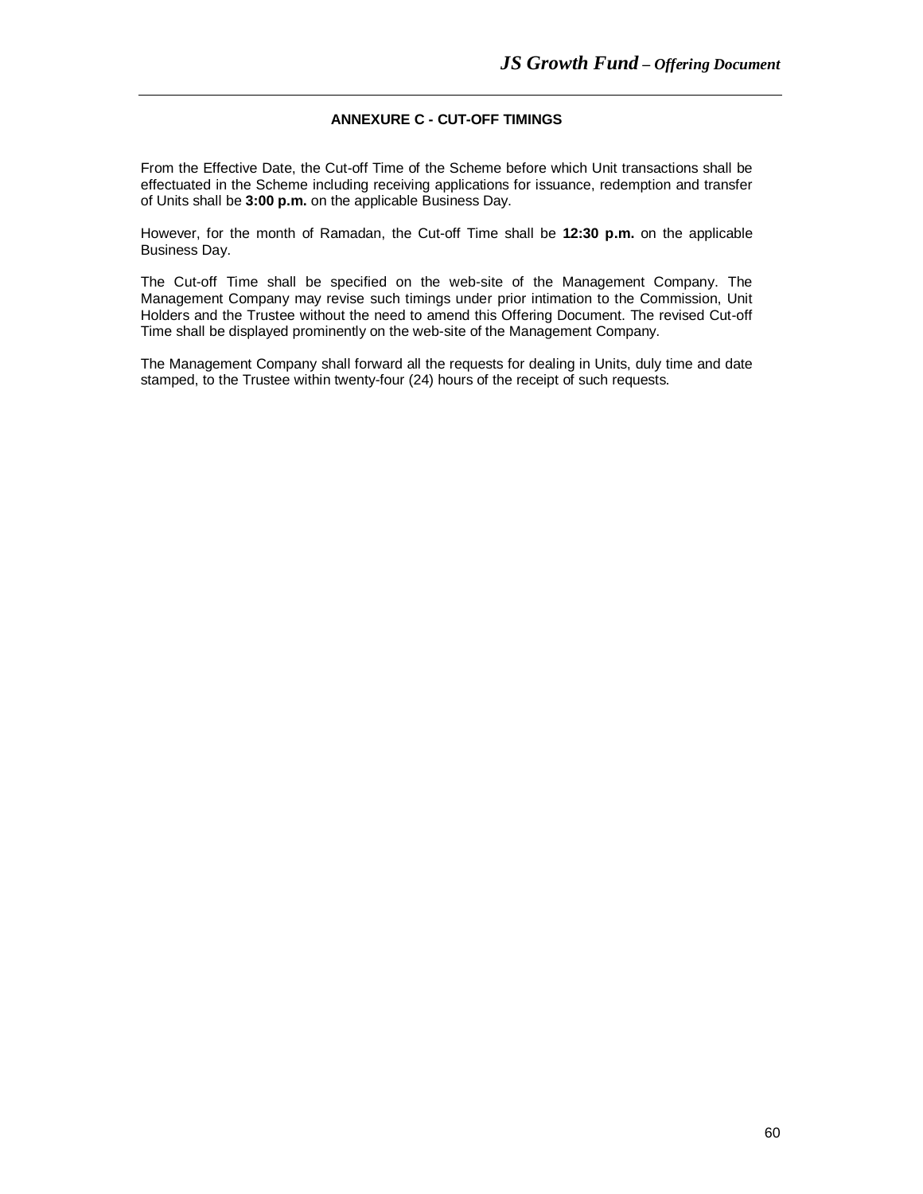## ANNEXURE C - CUT-OFF TIMINGS

From the Effective Date, the Cut-off Time of the Scheme before which Unit transactions shall be effectuated in the Scheme including receiving applications for issuance, redemption and transfer of Units shall be **3:00 p.m.** on the applicable Business Day.

However, for the month of Ramadan, the Cut-off Time shall be **12:30 p.m.** on the applicable Business Day.

The Cut-off Time shall be specified on the web-site of the Management Company. The Management Company may revise such timings under prior intimation to the Commission, Unit Holders and the Trustee without the need to amend this Offering Document. The revised Cut-off Time shall be displayed prominently on the web-site of the Management Company.

The Management Company shall forward all the requests for dealing in Units, duly time and date stamped, to the Trustee within twenty-four (24) hours of the receipt of such requests.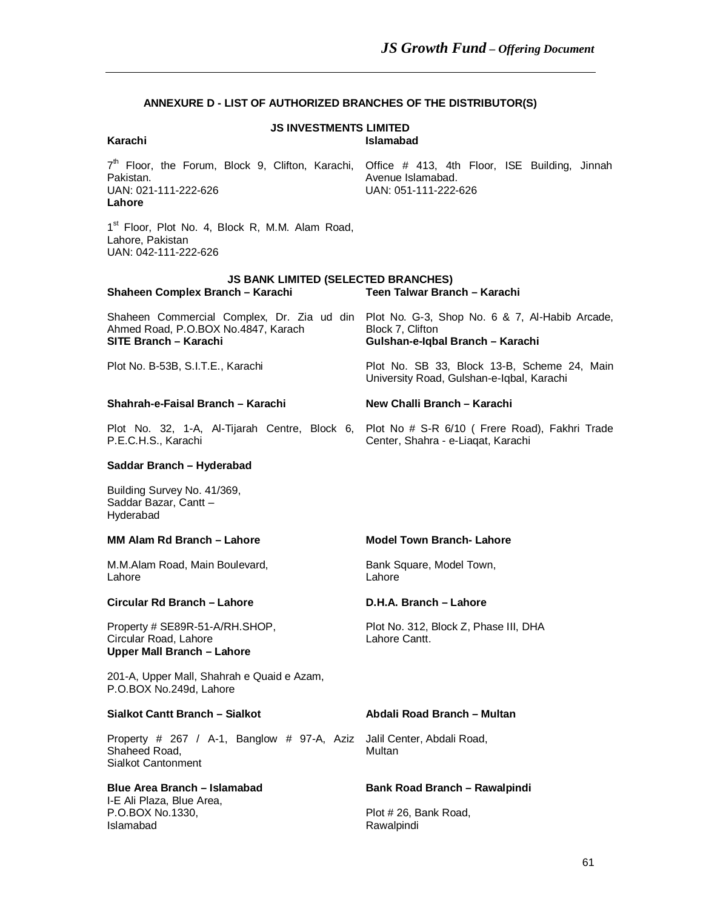## ANNEXURE D - LIST OF AUTHORIZED BRANCHES OF THE DISTRIBUTOR(S)

### JS INVESTMENTS LIMITED

**Karachi**

7th Floor, the Forum, Block 9, Clifton, Karachi, Pakistan.
UAN: 021-111-222-626

**Islamabad**

Office # 413, 4th Floor, ISE Building, Jinnah Avenue Islamabad.
UAN: 051-111-222-626

**Lahore**

1st Floor, Plot No. 4, Block R, M.M. Alam Road, Lahore, Pakistan
UAN: 042-111-222-626

### JS BANK LIMITED (SELECTED BRANCHES)

**Shaheen Complex Branch – Karachi**

Shaheen Commercial Complex, Dr. Zia ud din Ahmed Road, P.O.BOX No.4847, Karach

**Teen Talwar Branch – Karachi**

Plot No. G-3, Shop No. 6 & 7, Al-Habib Arcade, Block 7, Clifton

**SITE Branch – Karachi**

Plot No. B-53B, S.I.T.E., Karachi

**Gulshan-e-Iqbal Branch – Karachi**

Plot No. SB 33, Block 13-B, Scheme 24, Main University Road, Gulshan-e-Iqbal, Karachi

**Shahrah-e-Faisal Branch – Karachi**

Plot No. 32, 1-A, Al-Tijarah Centre, Block 6, P.E.C.H.S., Karachi

**New Challi Branch – Karachi**

Plot No # S-R 6/10 ( Frere Road), Fakhri Trade Center, Shahra - e-Liaqat, Karachi

**Saddar Branch – Hyderabad**

Building Survey No. 41/369,
Saddar Bazar, Cantt –
Hyderabad

**MM Alam Rd Branch – Lahore**

M.M.Alam Road, Main Boulevard,
Lahore

**Model Town Branch- Lahore**

Bank Square, Model Town,
Lahore

**Circular Rd Branch – Lahore**

Property # SE89R-51-A/RH.SHOP,
Circular Road, Lahore

**D.H.A. Branch – Lahore**

Plot No. 312, Block Z, Phase III, DHA
Lahore Cantt.

**Upper Mall Branch – Lahore**

201-A, Upper Mall, Shahrah e Quaid e Azam,
P.O.BOX No.249d, Lahore

**Sialkot Cantt Branch – Sialkot**

Property # 267 / A-1, Banglow # 97-A, Aziz Shaheed Road,
Sialkot Cantonment

**Abdali Road Branch – Multan**

Jalil Center, Abdali Road,
Multan

**Blue Area Branch – Islamabad**

I-E Ali Plaza, Blue Area,
P.O.BOX No.1330,
Islamabad

**Bank Road Branch – Rawalpindi**

Plot # 26, Bank Road,
Rawalpindi